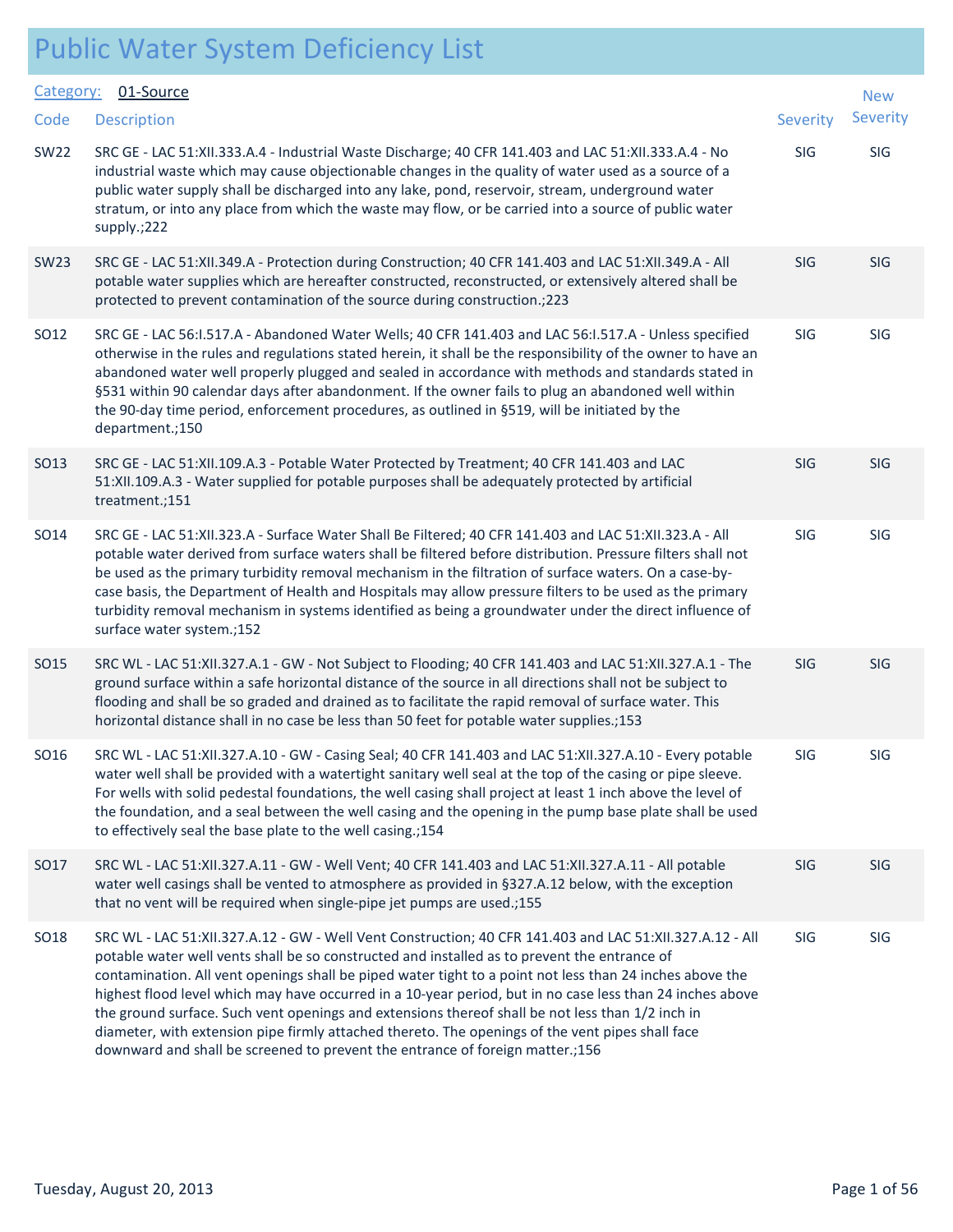# Public Water System Deficiency List

**Category:** 01-Source

| Code | Description | Severity | New Severity |
|---|---|---|---|
| SW22 | SRC GE - LAC 51:XII.333.A.4 - Industrial Waste Discharge; 40 CFR 141.403 and LAC 51:XII.333.A.4 - No industrial waste which may cause objectionable changes in the quality of water used as a source of a public water supply shall be discharged into any lake, pond, reservoir, stream, underground water stratum, or into any place from which the waste may flow, or be carried into a source of public water supply.;222 | SIG | SIG |
| SW23 | SRC GE - LAC 51:XII.349.A - Protection during Construction; 40 CFR 141.403 and LAC 51:XII.349.A - All potable water supplies which are hereafter constructed, reconstructed, or extensively altered shall be protected to prevent contamination of the source during construction.;223 | SIG | SIG |
| SO12 | SRC GE - LAC 56:I.517.A - Abandoned Water Wells; 40 CFR 141.403 and LAC 56:I.517.A - Unless specified otherwise in the rules and regulations stated herein, it shall be the responsibility of the owner to have an abandoned water well properly plugged and sealed in accordance with methods and standards stated in §531 within 90 calendar days after abandonment. If the owner fails to plug an abandoned well within the 90-day time period, enforcement procedures, as outlined in §519, will be initiated by the department.;150 | SIG | SIG |
| SO13 | SRC GE - LAC 51:XII.109.A.3 - Potable Water Protected by Treatment; 40 CFR 141.403 and LAC 51:XII.109.A.3 - Water supplied for potable purposes shall be adequately protected by artificial treatment.;151 | SIG | SIG |
| SO14 | SRC GE - LAC 51:XII.323.A - Surface Water Shall Be Filtered; 40 CFR 141.403 and LAC 51:XII.323.A - All potable water derived from surface waters shall be filtered before distribution. Pressure filters shall not be used as the primary turbidity removal mechanism in the filtration of surface waters. On a case-by-case basis, the Department of Health and Hospitals may allow pressure filters to be used as the primary turbidity removal mechanism in systems identified as being a groundwater under the direct influence of surface water system.;152 | SIG | SIG |
| SO15 | SRC WL - LAC 51:XII.327.A.1 - GW - Not Subject to Flooding; 40 CFR 141.403 and LAC 51:XII.327.A.1 - The ground surface within a safe horizontal distance of the source in all directions shall not be subject to flooding and shall be so graded and drained as to facilitate the rapid removal of surface water. This horizontal distance shall in no case be less than 50 feet for potable water supplies.;153 | SIG | SIG |
| SO16 | SRC WL - LAC 51:XII.327.A.10 - GW - Casing Seal; 40 CFR 141.403 and LAC 51:XII.327.A.10 - Every potable water well shall be provided with a watertight sanitary well seal at the top of the casing or pipe sleeve. For wells with solid pedestal foundations, the well casing shall project at least 1 inch above the level of the foundation, and a seal between the well casing and the opening in the pump base plate shall be used to effectively seal the base plate to the well casing.;154 | SIG | SIG |
| SO17 | SRC WL - LAC 51:XII.327.A.11 - GW - Well Vent; 40 CFR 141.403 and LAC 51:XII.327.A.11 - All potable water well casings shall be vented to atmosphere as provided in §327.A.12 below, with the exception that no vent will be required when single-pipe jet pumps are used.;155 | SIG | SIG |
| SO18 | SRC WL - LAC 51:XII.327.A.12 - GW - Well Vent Construction; 40 CFR 141.403 and LAC 51:XII.327.A.12 - All potable water well vents shall be so constructed and installed as to prevent the entrance of contamination. All vent openings shall be piped water tight to a point not less than 24 inches above the highest flood level which may have occurred in a 10-year period, but in no case less than 24 inches above the ground surface. Such vent openings and extensions thereof shall be not less than 1/2 inch in diameter, with extension pipe firmly attached thereto. The openings of the vent pipes shall face downward and shall be screened to prevent the entrance of foreign matter.;156 | SIG | SIG |

Tuesday, August 20, 2013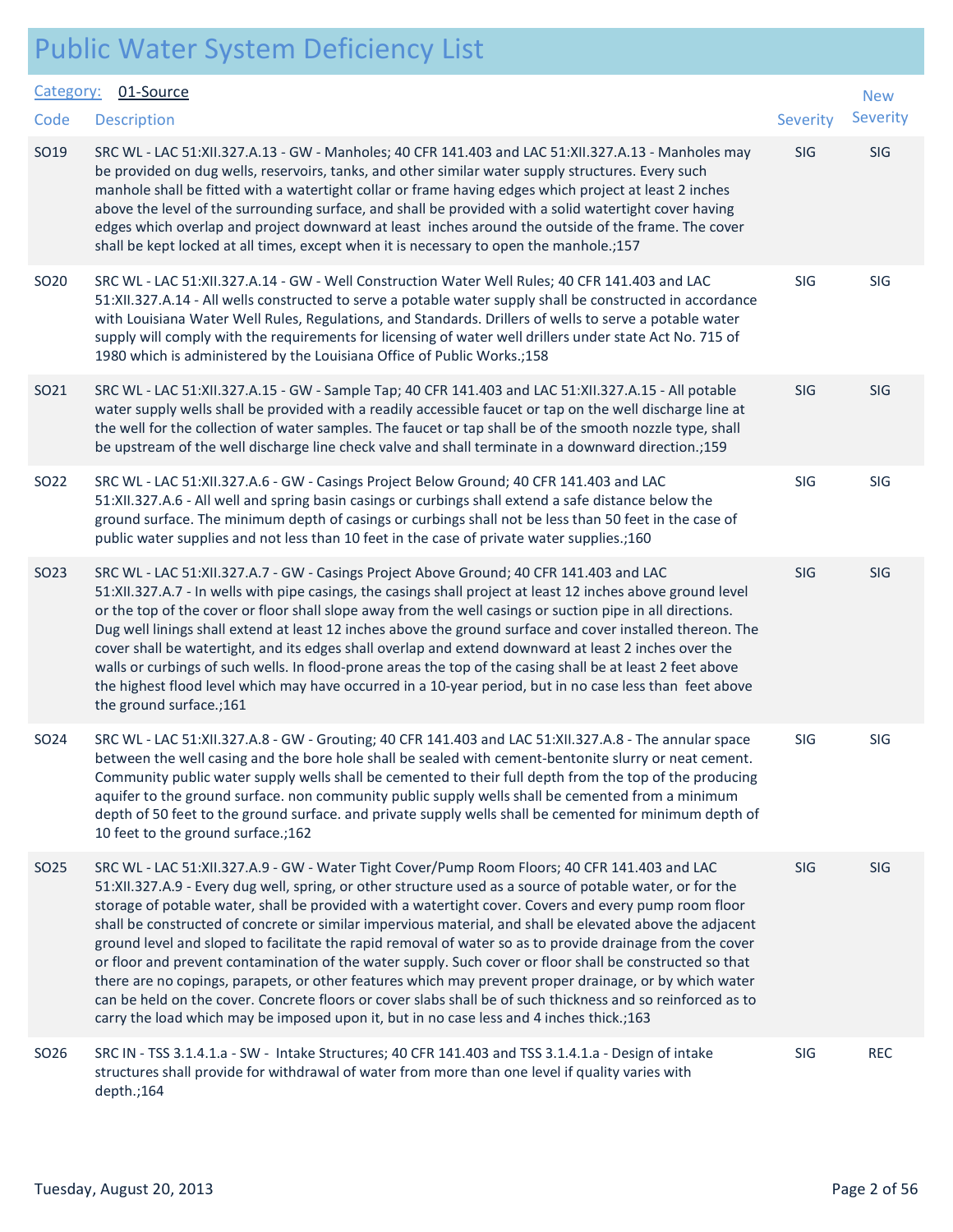# Public Water System Deficiency List

Category: 01-Source

| Code | Description | Severity | New Severity |
|---|---|---|---|
| SO19 | SRC WL - LAC 51:XII.327.A.13 - GW - Manholes; 40 CFR 141.403 and LAC 51:XII.327.A.13 - Manholes may be provided on dug wells, reservoirs, tanks, and other similar water supply structures. Every such manhole shall be fitted with a watertight collar or frame having edges which project at least 2 inches above the level of the surrounding surface, and shall be provided with a solid watertight cover having edges which overlap and project downward at least  inches around the outside of the frame. The cover shall be kept locked at all times, except when it is necessary to open the manhole.;157 | SIG | SIG |
| SO20 | SRC WL - LAC 51:XII.327.A.14 - GW - Well Construction Water Well Rules; 40 CFR 141.403 and LAC 51:XII.327.A.14 - All wells constructed to serve a potable water supply shall be constructed in accordance with Louisiana Water Well Rules, Regulations, and Standards. Drillers of wells to serve a potable water supply will comply with the requirements for licensing of water well drillers under state Act No. 715 of 1980 which is administered by the Louisiana Office of Public Works.;158 | SIG | SIG |
| SO21 | SRC WL - LAC 51:XII.327.A.15 - GW - Sample Tap; 40 CFR 141.403 and LAC 51:XII.327.A.15 - All potable water supply wells shall be provided with a readily accessible faucet or tap on the well discharge line at the well for the collection of water samples. The faucet or tap shall be of the smooth nozzle type, shall be upstream of the well discharge line check valve and shall terminate in a downward direction.;159 | SIG | SIG |
| SO22 | SRC WL - LAC 51:XII.327.A.6 - GW - Casings Project Below Ground; 40 CFR 141.403 and LAC 51:XII.327.A.6 - All well and spring basin casings or curbings shall extend a safe distance below the ground surface. The minimum depth of casings or curbings shall not be less than 50 feet in the case of public water supplies and not less than 10 feet in the case of private water supplies.;160 | SIG | SIG |
| SO23 | SRC WL - LAC 51:XII.327.A.7 - GW - Casings Project Above Ground; 40 CFR 141.403 and LAC 51:XII.327.A.7 - In wells with pipe casings, the casings shall project at least 12 inches above ground level or the top of the cover or floor shall slope away from the well casings or suction pipe in all directions. Dug well linings shall extend at least 12 inches above the ground surface and cover installed thereon. The cover shall be watertight, and its edges shall overlap and extend downward at least 2 inches over the walls or curbings of such wells. In flood-prone areas the top of the casing shall be at least 2 feet above the highest flood level which may have occurred in a 10-year period, but in no case less than  feet above the ground surface.;161 | SIG | SIG |
| SO24 | SRC WL - LAC 51:XII.327.A.8 - GW - Grouting; 40 CFR 141.403 and LAC 51:XII.327.A.8 - The annular space between the well casing and the bore hole shall be sealed with cement-bentonite slurry or neat cement. Community public water supply wells shall be cemented to their full depth from the top of the producing aquifer to the ground surface. non community public supply wells shall be cemented from a minimum depth of 50 feet to the ground surface. and private supply wells shall be cemented for minimum depth of 10 feet to the ground surface.;162 | SIG | SIG |
| SO25 | SRC WL - LAC 51:XII.327.A.9 - GW - Water Tight Cover/Pump Room Floors; 40 CFR 141.403 and LAC 51:XII.327.A.9 - Every dug well, spring, or other structure used as a source of potable water, or for the storage of potable water, shall be provided with a watertight cover. Covers and every pump room floor shall be constructed of concrete or similar impervious material, and shall be elevated above the adjacent ground level and sloped to facilitate the rapid removal of water so as to provide drainage from the cover or floor and prevent contamination of the water supply. Such cover or floor shall be constructed so that there are no copings, parapets, or other features which may prevent proper drainage, or by which water can be held on the cover. Concrete floors or cover slabs shall be of such thickness and so reinforced as to carry the load which may be imposed upon it, but in no case less and 4 inches thick.;163 | SIG | SIG |
| SO26 | SRC IN - TSS 3.1.4.1.a - SW - Intake Structures; 40 CFR 141.403 and TSS 3.1.4.1.a - Design of intake structures shall provide for withdrawal of water from more than one level if quality varies with depth.;164 | SIG | REC |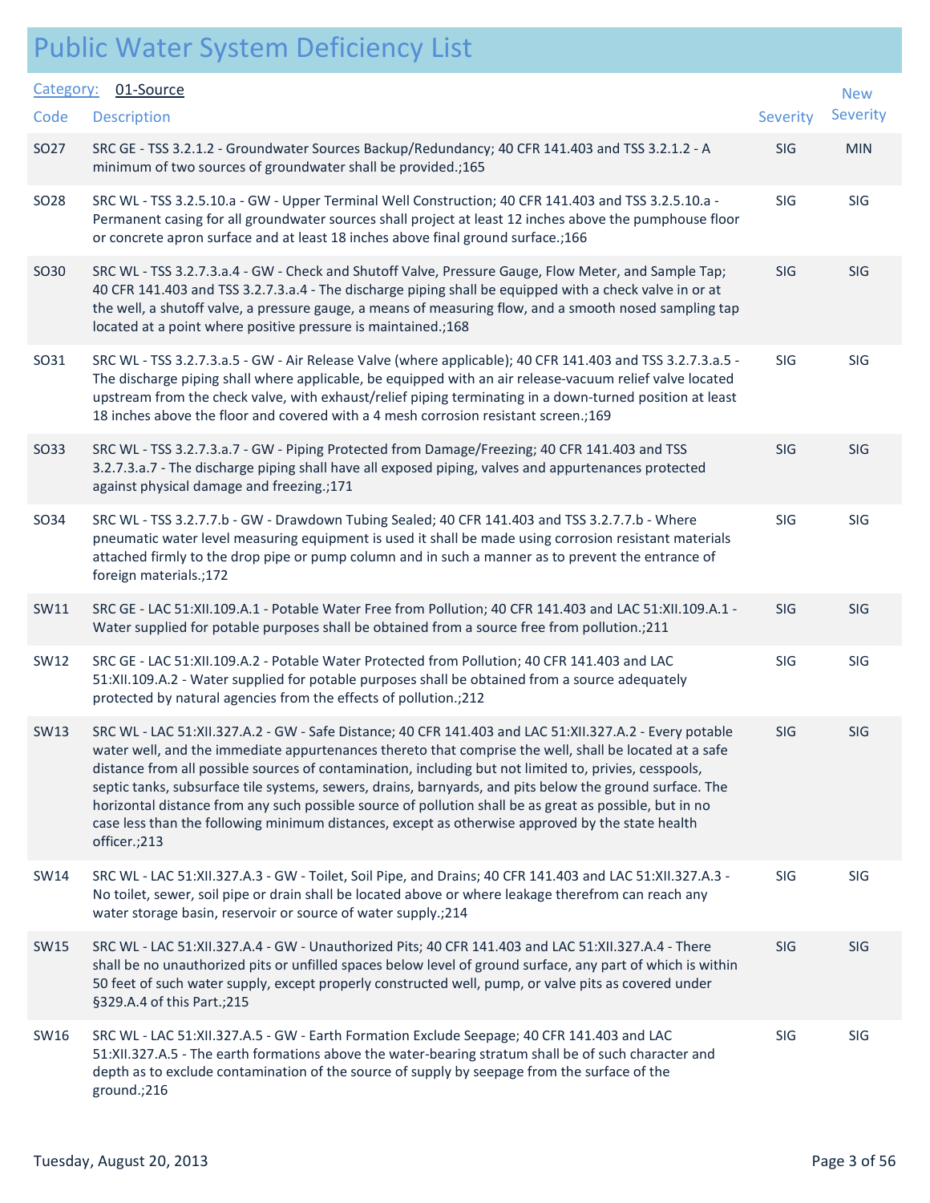# Public Water System Deficiency List

Category: 01-Source

| Code | Description | Severity | New Severity |
|---|---|---|---|
| SO27 | SRC GE - TSS 3.2.1.2 - Groundwater Sources Backup/Redundancy; 40 CFR 141.403 and TSS 3.2.1.2 - A minimum of two sources of groundwater shall be provided.;165 | SIG | MIN |
| SO28 | SRC WL - TSS 3.2.5.10.a - GW - Upper Terminal Well Construction; 40 CFR 141.403 and TSS 3.2.5.10.a - Permanent casing for all groundwater sources shall project at least 12 inches above the pumphouse floor or concrete apron surface and at least 18 inches above final ground surface.;166 | SIG | SIG |
| SO30 | SRC WL - TSS 3.2.7.3.a.4 - GW - Check and Shutoff Valve, Pressure Gauge, Flow Meter, and Sample Tap; 40 CFR 141.403 and TSS 3.2.7.3.a.4 - The discharge piping shall be equipped with a check valve in or at the well, a shutoff valve, a pressure gauge, a means of measuring flow, and a smooth nosed sampling tap located at a point where positive pressure is maintained.;168 | SIG | SIG |
| SO31 | SRC WL - TSS 3.2.7.3.a.5 - GW - Air Release Valve (where applicable); 40 CFR 141.403 and TSS 3.2.7.3.a.5 - The discharge piping shall where applicable, be equipped with an air release-vacuum relief valve located upstream from the check valve, with exhaust/relief piping terminating in a down-turned position at least 18 inches above the floor and covered with a 4 mesh corrosion resistant screen.;169 | SIG | SIG |
| SO33 | SRC WL - TSS 3.2.7.3.a.7 - GW - Piping Protected from Damage/Freezing; 40 CFR 141.403 and TSS 3.2.7.3.a.7 - The discharge piping shall have all exposed piping, valves and appurtenances protected against physical damage and freezing.;171 | SIG | SIG |
| SO34 | SRC WL - TSS 3.2.7.7.b - GW - Drawdown Tubing Sealed; 40 CFR 141.403 and TSS 3.2.7.7.b - Where pneumatic water level measuring equipment is used it shall be made using corrosion resistant materials attached firmly to the drop pipe or pump column and in such a manner as to prevent the entrance of foreign materials.;172 | SIG | SIG |
| SW11 | SRC GE - LAC 51:XII.109.A.1 - Potable Water Free from Pollution; 40 CFR 141.403 and LAC 51:XII.109.A.1 - Water supplied for potable purposes shall be obtained from a source free from pollution.;211 | SIG | SIG |
| SW12 | SRC GE - LAC 51:XII.109.A.2 - Potable Water Protected from Pollution; 40 CFR 141.403 and LAC 51:XII.109.A.2 - Water supplied for potable purposes shall be obtained from a source adequately protected by natural agencies from the effects of pollution.;212 | SIG | SIG |
| SW13 | SRC WL - LAC 51:XII.327.A.2 - GW - Safe Distance; 40 CFR 141.403 and LAC 51:XII.327.A.2 - Every potable water well, and the immediate appurtenances thereto that comprise the well, shall be located at a safe distance from all possible sources of contamination, including but not limited to, privies, cesspools, septic tanks, subsurface tile systems, sewers, drains, barnyards, and pits below the ground surface. The horizontal distance from any such possible source of pollution shall be as great as possible, but in no case less than the following minimum distances, except as otherwise approved by the state health officer.;213 | SIG | SIG |
| SW14 | SRC WL - LAC 51:XII.327.A.3 - GW - Toilet, Soil Pipe, and Drains; 40 CFR 141.403 and LAC 51:XII.327.A.3 - No toilet, sewer, soil pipe or drain shall be located above or where leakage therefrom can reach any water storage basin, reservoir or source of water supply.;214 | SIG | SIG |
| SW15 | SRC WL - LAC 51:XII.327.A.4 - GW - Unauthorized Pits; 40 CFR 141.403 and LAC 51:XII.327.A.4 - There shall be no unauthorized pits or unfilled spaces below level of ground surface, any part of which is within 50 feet of such water supply, except properly constructed well, pump, or valve pits as covered under §329.A.4 of this Part.;215 | SIG | SIG |
| SW16 | SRC WL - LAC 51:XII.327.A.5 - GW - Earth Formation Exclude Seepage; 40 CFR 141.403 and LAC 51:XII.327.A.5 - The earth formations above the water-bearing stratum shall be of such character and depth as to exclude contamination of the source of supply by seepage from the surface of the ground.;216 | SIG | SIG |

Tuesday, August 20, 2013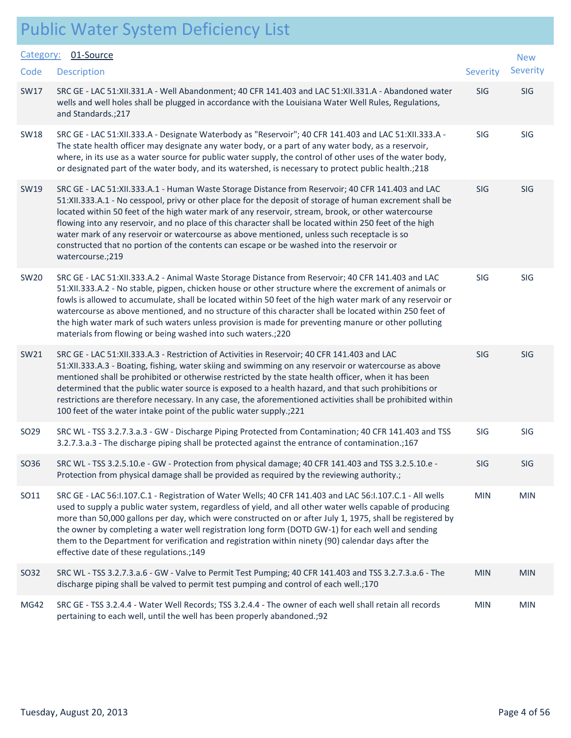# Public Water System Deficiency List

Category: 01-Source

| Code | Description | Severity | New Severity |
|---|---|---|---|
| SW17 | SRC GE - LAC 51:XII.331.A - Well Abandonment; 40 CFR 141.403 and LAC 51:XII.331.A - Abandoned water wells and well holes shall be plugged in accordance with the Louisiana Water Well Rules, Regulations, and Standards.;217 | SIG | SIG |
| SW18 | SRC GE - LAC 51:XII.333.A - Designate Waterbody as "Reservoir"; 40 CFR 141.403 and LAC 51:XII.333.A - The state health officer may designate any water body, or a part of any water body, as a reservoir, where, in its use as a water source for public water supply, the control of other uses of the water body, or designated part of the water body, and its watershed, is necessary to protect public health.;218 | SIG | SIG |
| SW19 | SRC GE - LAC 51:XII.333.A.1 - Human Waste Storage Distance from Reservoir; 40 CFR 141.403 and LAC 51:XII.333.A.1 - No cesspool, privy or other place for the deposit of storage of human excrement shall be located within 50 feet of the high water mark of any reservoir, stream, brook, or other watercourse flowing into any reservoir, and no place of this character shall be located within 250 feet of the high water mark of any reservoir or watercourse as above mentioned, unless such receptacle is so constructed that no portion of the contents can escape or be washed into the reservoir or watercourse.;219 | SIG | SIG |
| SW20 | SRC GE - LAC 51:XII.333.A.2 - Animal Waste Storage Distance from Reservoir; 40 CFR 141.403 and LAC 51:XII.333.A.2 - No stable, pigpen, chicken house or other structure where the excrement of animals or fowls is allowed to accumulate, shall be located within 50 feet of the high water mark of any reservoir or watercourse as above mentioned, and no structure of this character shall be located within 250 feet of the high water mark of such waters unless provision is made for preventing manure or other polluting materials from flowing or being washed into such waters.;220 | SIG | SIG |
| SW21 | SRC GE - LAC 51:XII.333.A.3 - Restriction of Activities in Reservoir; 40 CFR 141.403 and LAC 51:XII.333.A.3 - Boating, fishing, water skiing and swimming on any reservoir or watercourse as above mentioned shall be prohibited or otherwise restricted by the state health officer, when it has been determined that the public water source is exposed to a health hazard, and that such prohibitions or restrictions are therefore necessary. In any case, the aforementioned activities shall be prohibited within 100 feet of the water intake point of the public water supply.;221 | SIG | SIG |
| SO29 | SRC WL - TSS 3.2.7.3.a.3 - GW - Discharge Piping Protected from Contamination; 40 CFR 141.403 and TSS 3.2.7.3.a.3 - The discharge piping shall be protected against the entrance of contamination.;167 | SIG | SIG |
| SO36 | SRC WL - TSS 3.2.5.10.e - GW - Protection from physical damage; 40 CFR 141.403 and TSS 3.2.5.10.e - Protection from physical damage shall be provided as required by the reviewing authority.; | SIG | SIG |
| SO11 | SRC GE - LAC 56:I.107.C.1 - Registration of Water Wells; 40 CFR 141.403 and LAC 56:I.107.C.1 - All wells used to supply a public water system, regardless of yield, and all other water wells capable of producing more than 50,000 gallons per day, which were constructed on or after July 1, 1975, shall be registered by the owner by completing a water well registration long form (DOTD GW-1) for each well and sending them to the Department for verification and registration within ninety (90) calendar days after the effective date of these regulations.;149 | MIN | MIN |
| SO32 | SRC WL - TSS 3.2.7.3.a.6 - GW - Valve to Permit Test Pumping; 40 CFR 141.403 and TSS 3.2.7.3.a.6 - The discharge piping shall be valved to permit test pumping and control of each well.;170 | MIN | MIN |
| MG42 | SRC GE - TSS 3.2.4.4 - Water Well Records; TSS 3.2.4.4 - The owner of each well shall retain all records pertaining to each well, until the well has been properly abandoned.;92 | MIN | MIN |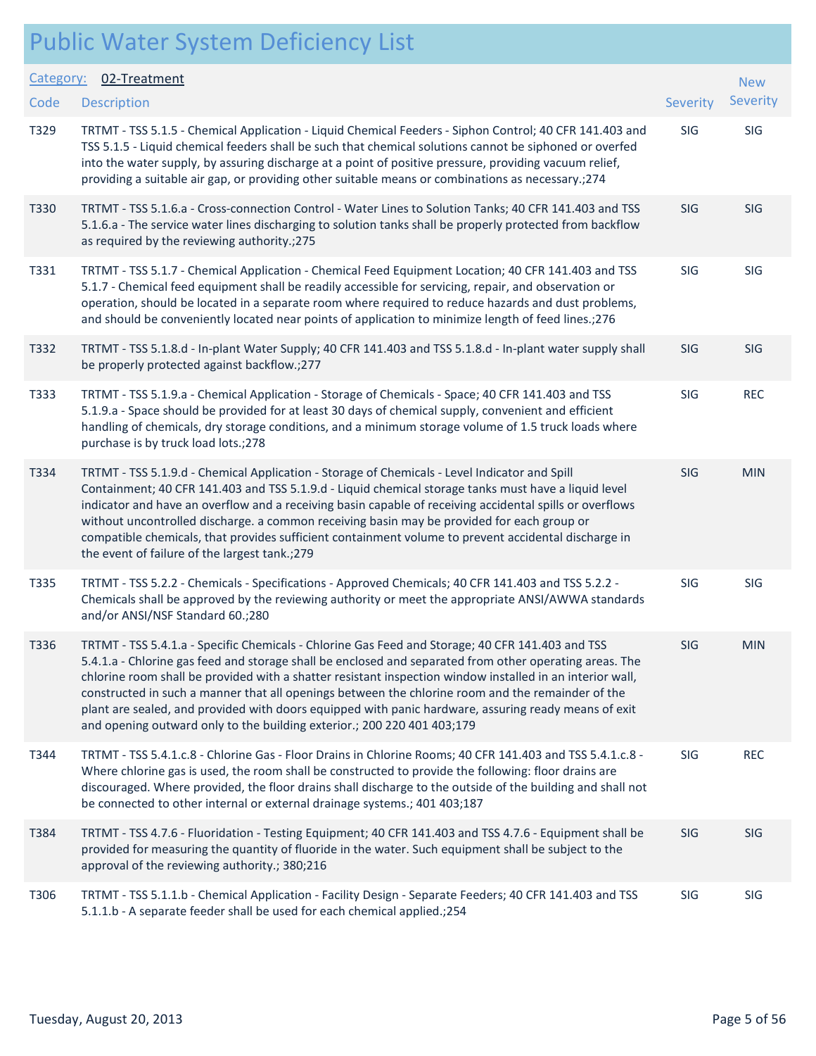# Public Water System Deficiency List

**Category:** 02-Treatment

| Code | Description | Severity | New Severity |
|---|---|---|---|
| T329 | TRTMT - TSS 5.1.5 - Chemical Application - Liquid Chemical Feeders - Siphon Control; 40 CFR 141.403 and TSS 5.1.5 - Liquid chemical feeders shall be such that chemical solutions cannot be siphoned or overfed into the water supply, by assuring discharge at a point of positive pressure, providing vacuum relief, providing a suitable air gap, or providing other suitable means or combinations as necessary.;274 | SIG | SIG |
| T330 | TRTMT - TSS 5.1.6.a - Cross-connection Control - Water Lines to Solution Tanks; 40 CFR 141.403 and TSS 5.1.6.a - The service water lines discharging to solution tanks shall be properly protected from backflow as required by the reviewing authority.;275 | SIG | SIG |
| T331 | TRTMT - TSS 5.1.7 - Chemical Application - Chemical Feed Equipment Location; 40 CFR 141.403 and TSS 5.1.7 - Chemical feed equipment shall be readily accessible for servicing, repair, and observation or operation, should be located in a separate room where required to reduce hazards and dust problems, and should be conveniently located near points of application to minimize length of feed lines.;276 | SIG | SIG |
| T332 | TRTMT - TSS 5.1.8.d - In-plant Water Supply; 40 CFR 141.403 and TSS 5.1.8.d - In-plant water supply shall be properly protected against backflow.;277 | SIG | SIG |
| T333 | TRTMT - TSS 5.1.9.a - Chemical Application - Storage of Chemicals - Space; 40 CFR 141.403 and TSS 5.1.9.a - Space should be provided for at least 30 days of chemical supply, convenient and efficient handling of chemicals, dry storage conditions, and a minimum storage volume of 1.5 truck loads where purchase is by truck load lots.;278 | SIG | REC |
| T334 | TRTMT - TSS 5.1.9.d - Chemical Application - Storage of Chemicals - Level Indicator and Spill Containment; 40 CFR 141.403 and TSS 5.1.9.d - Liquid chemical storage tanks must have a liquid level indicator and have an overflow and a receiving basin capable of receiving accidental spills or overflows without uncontrolled discharge. a common receiving basin may be provided for each group or compatible chemicals, that provides sufficient containment volume to prevent accidental discharge in the event of failure of the largest tank.;279 | SIG | MIN |
| T335 | TRTMT - TSS 5.2.2 - Chemicals - Specifications - Approved Chemicals; 40 CFR 141.403 and TSS 5.2.2 - Chemicals shall be approved by the reviewing authority or meet the appropriate ANSI/AWWA standards and/or ANSI/NSF Standard 60.;280 | SIG | SIG |
| T336 | TRTMT - TSS 5.4.1.a - Specific Chemicals - Chlorine Gas Feed and Storage; 40 CFR 141.403 and TSS 5.4.1.a - Chlorine gas feed and storage shall be enclosed and separated from other operating areas. The chlorine room shall be provided with a shatter resistant inspection window installed in an interior wall, constructed in such a manner that all openings between the chlorine room and the remainder of the plant are sealed, and provided with doors equipped with panic hardware, assuring ready means of exit and opening outward only to the building exterior.; 200 220 401 403;179 | SIG | MIN |
| T344 | TRTMT - TSS 5.4.1.c.8 - Chlorine Gas - Floor Drains in Chlorine Rooms; 40 CFR 141.403 and TSS 5.4.1.c.8 - Where chlorine gas is used, the room shall be constructed to provide the following: floor drains are discouraged. Where provided, the floor drains shall discharge to the outside of the building and shall not be connected to other internal or external drainage systems.; 401 403;187 | SIG | REC |
| T384 | TRTMT - TSS 4.7.6 - Fluoridation - Testing Equipment; 40 CFR 141.403 and TSS 4.7.6 - Equipment shall be provided for measuring the quantity of fluoride in the water. Such equipment shall be subject to the approval of the reviewing authority.; 380;216 | SIG | SIG |
| T306 | TRTMT - TSS 5.1.1.b - Chemical Application - Facility Design - Separate Feeders; 40 CFR 141.403 and TSS 5.1.1.b - A separate feeder shall be used for each chemical applied.;254 | SIG | SIG |

Tuesday, August 20, 2013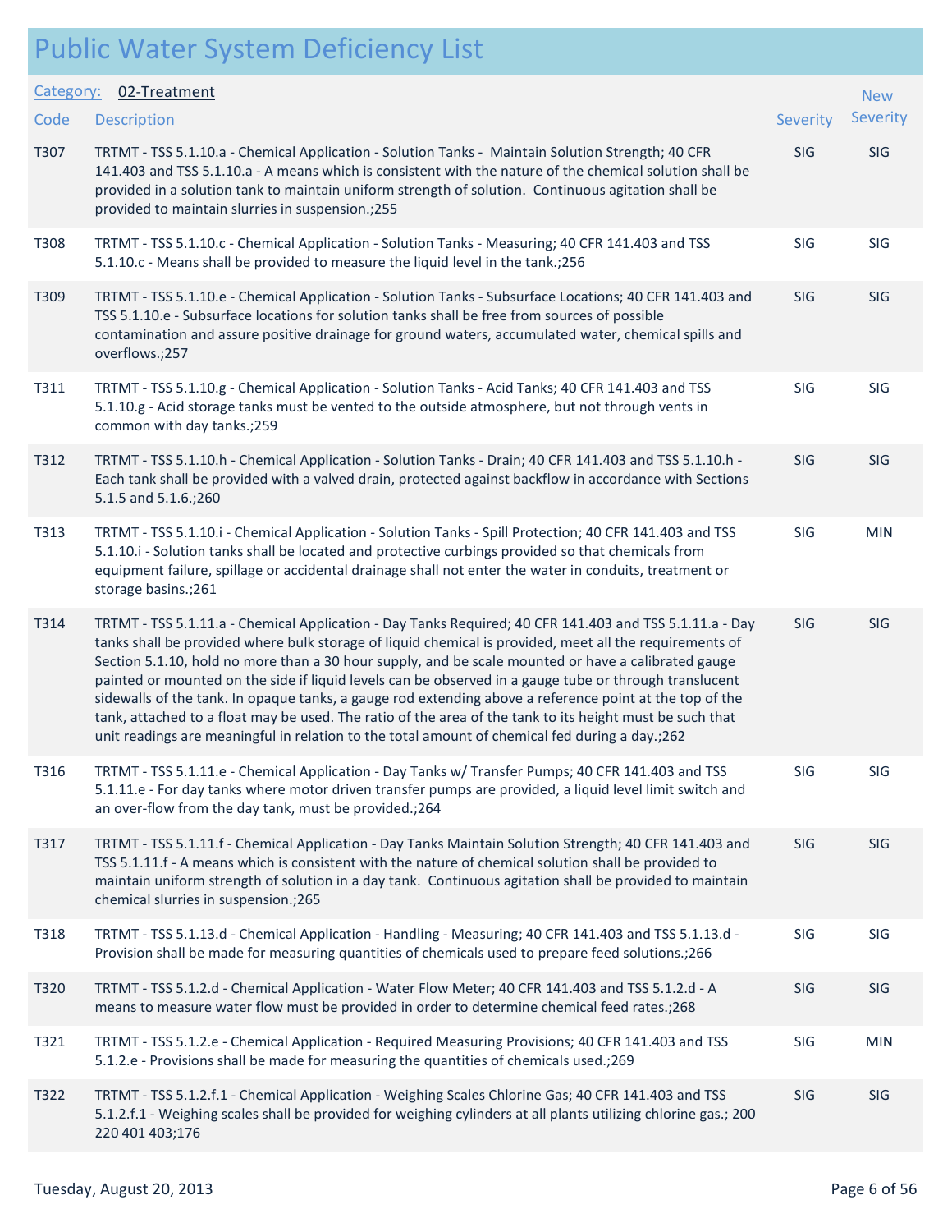# Public Water System Deficiency List

**Category:** 02-Treatment

| Code | Description | Severity | New Severity |
|---|---|---|---|
| T307 | TRTMT - TSS 5.1.10.a - Chemical Application - Solution Tanks - Maintain Solution Strength; 40 CFR 141.403 and TSS 5.1.10.a - A means which is consistent with the nature of the chemical solution shall be provided in a solution tank to maintain uniform strength of solution. Continuous agitation shall be provided to maintain slurries in suspension.;255 | SIG | SIG |
| T308 | TRTMT - TSS 5.1.10.c - Chemical Application - Solution Tanks - Measuring; 40 CFR 141.403 and TSS 5.1.10.c - Means shall be provided to measure the liquid level in the tank.;256 | SIG | SIG |
| T309 | TRTMT - TSS 5.1.10.e - Chemical Application - Solution Tanks - Subsurface Locations; 40 CFR 141.403 and TSS 5.1.10.e - Subsurface locations for solution tanks shall be free from sources of possible contamination and assure positive drainage for ground waters, accumulated water, chemical spills and overflows.;257 | SIG | SIG |
| T311 | TRTMT - TSS 5.1.10.g - Chemical Application - Solution Tanks - Acid Tanks; 40 CFR 141.403 and TSS 5.1.10.g - Acid storage tanks must be vented to the outside atmosphere, but not through vents in common with day tanks.;259 | SIG | SIG |
| T312 | TRTMT - TSS 5.1.10.h - Chemical Application - Solution Tanks - Drain; 40 CFR 141.403 and TSS 5.1.10.h - Each tank shall be provided with a valved drain, protected against backflow in accordance with Sections 5.1.5 and 5.1.6.;260 | SIG | SIG |
| T313 | TRTMT - TSS 5.1.10.i - Chemical Application - Solution Tanks - Spill Protection; 40 CFR 141.403 and TSS 5.1.10.i - Solution tanks shall be located and protective curbings provided so that chemicals from equipment failure, spillage or accidental drainage shall not enter the water in conduits, treatment or storage basins.;261 | SIG | MIN |
| T314 | TRTMT - TSS 5.1.11.a - Chemical Application - Day Tanks Required; 40 CFR 141.403 and TSS 5.1.11.a - Day tanks shall be provided where bulk storage of liquid chemical is provided, meet all the requirements of Section 5.1.10, hold no more than a 30 hour supply, and be scale mounted or have a calibrated gauge painted or mounted on the side if liquid levels can be observed in a gauge tube or through translucent sidewalls of the tank. In opaque tanks, a gauge rod extending above a reference point at the top of the tank, attached to a float may be used. The ratio of the area of the tank to its height must be such that unit readings are meaningful in relation to the total amount of chemical fed during a day.;262 | SIG | SIG |
| T316 | TRTMT - TSS 5.1.11.e - Chemical Application - Day Tanks w/ Transfer Pumps; 40 CFR 141.403 and TSS 5.1.11.e - For day tanks where motor driven transfer pumps are provided, a liquid level limit switch and an over-flow from the day tank, must be provided.;264 | SIG | SIG |
| T317 | TRTMT - TSS 5.1.11.f - Chemical Application - Day Tanks Maintain Solution Strength; 40 CFR 141.403 and TSS 5.1.11.f - A means which is consistent with the nature of chemical solution shall be provided to maintain uniform strength of solution in a day tank. Continuous agitation shall be provided to maintain chemical slurries in suspension.;265 | SIG | SIG |
| T318 | TRTMT - TSS 5.1.13.d - Chemical Application - Handling - Measuring; 40 CFR 141.403 and TSS 5.1.13.d - Provision shall be made for measuring quantities of chemicals used to prepare feed solutions.;266 | SIG | SIG |
| T320 | TRTMT - TSS 5.1.2.d - Chemical Application - Water Flow Meter; 40 CFR 141.403 and TSS 5.1.2.d - A means to measure water flow must be provided in order to determine chemical feed rates.;268 | SIG | SIG |
| T321 | TRTMT - TSS 5.1.2.e - Chemical Application - Required Measuring Provisions; 40 CFR 141.403 and TSS 5.1.2.e - Provisions shall be made for measuring the quantities of chemicals used.;269 | SIG | MIN |
| T322 | TRTMT - TSS 5.1.2.f.1 - Chemical Application - Weighing Scales Chlorine Gas; 40 CFR 141.403 and TSS 5.1.2.f.1 - Weighing scales shall be provided for weighing cylinders at all plants utilizing chlorine gas.; 200 220 401 403;176 | SIG | SIG |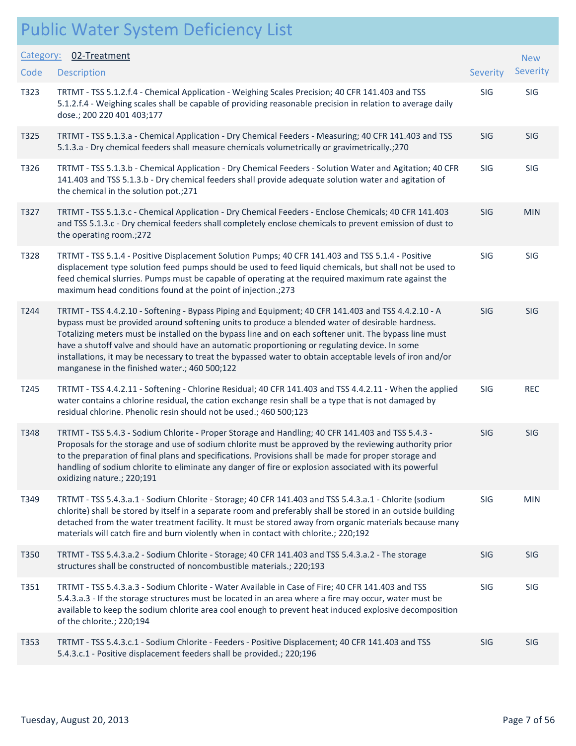# Public Water System Deficiency List

Category: 02-Treatment

| Code | Description | Severity | New Severity |
|---|---|---|---|
| T323 | TRTMT - TSS 5.1.2.f.4 - Chemical Application - Weighing Scales Precision; 40 CFR 141.403 and TSS 5.1.2.f.4 - Weighing scales shall be capable of providing reasonable precision in relation to average daily dose.; 200 220 401 403;177 | SIG | SIG |
| T325 | TRTMT - TSS 5.1.3.a - Chemical Application - Dry Chemical Feeders - Measuring; 40 CFR 141.403 and TSS 5.1.3.a - Dry chemical feeders shall measure chemicals volumetrically or gravimetrically.;270 | SIG | SIG |
| T326 | TRTMT - TSS 5.1.3.b - Chemical Application - Dry Chemical Feeders - Solution Water and Agitation; 40 CFR 141.403 and TSS 5.1.3.b - Dry chemical feeders shall provide adequate solution water and agitation of the chemical in the solution pot.;271 | SIG | SIG |
| T327 | TRTMT - TSS 5.1.3.c - Chemical Application - Dry Chemical Feeders - Enclose Chemicals; 40 CFR 141.403 and TSS 5.1.3.c - Dry chemical feeders shall completely enclose chemicals to prevent emission of dust to the operating room.;272 | SIG | MIN |
| T328 | TRTMT - TSS 5.1.4 - Positive Displacement Solution Pumps; 40 CFR 141.403 and TSS 5.1.4 - Positive displacement type solution feed pumps should be used to feed liquid chemicals, but shall not be used to feed chemical slurries. Pumps must be capable of operating at the required maximum rate against the maximum head conditions found at the point of injection.;273 | SIG | SIG |
| T244 | TRTMT - TSS 4.4.2.10 - Softening - Bypass Piping and Equipment; 40 CFR 141.403 and TSS 4.4.2.10 - A bypass must be provided around softening units to produce a blended water of desirable hardness. Totalizing meters must be installed on the bypass line and on each softener unit. The bypass line must have a shutoff valve and should have an automatic proportioning or regulating device. In some installations, it may be necessary to treat the bypassed water to obtain acceptable levels of iron and/or manganese in the finished water.; 460 500;122 | SIG | SIG |
| T245 | TRTMT - TSS 4.4.2.11 - Softening - Chlorine Residual; 40 CFR 141.403 and TSS 4.4.2.11 - When the applied water contains a chlorine residual, the cation exchange resin shall be a type that is not damaged by residual chlorine. Phenolic resin should not be used.; 460 500;123 | SIG | REC |
| T348 | TRTMT - TSS 5.4.3 - Sodium Chlorite - Proper Storage and Handling; 40 CFR 141.403 and TSS 5.4.3 - Proposals for the storage and use of sodium chlorite must be approved by the reviewing authority prior to the preparation of final plans and specifications. Provisions shall be made for proper storage and handling of sodium chlorite to eliminate any danger of fire or explosion associated with its powerful oxidizing nature.; 220;191 | SIG | SIG |
| T349 | TRTMT - TSS 5.4.3.a.1 - Sodium Chlorite - Storage; 40 CFR 141.403 and TSS 5.4.3.a.1 - Chlorite (sodium chlorite) shall be stored by itself in a separate room and preferably shall be stored in an outside building detached from the water treatment facility. It must be stored away from organic materials because many materials will catch fire and burn violently when in contact with chlorite.; 220;192 | SIG | MIN |
| T350 | TRTMT - TSS 5.4.3.a.2 - Sodium Chlorite - Storage; 40 CFR 141.403 and TSS 5.4.3.a.2 - The storage structures shall be constructed of noncombustible materials.; 220;193 | SIG | SIG |
| T351 | TRTMT - TSS 5.4.3.a.3 - Sodium Chlorite - Water Available in Case of Fire; 40 CFR 141.403 and TSS 5.4.3.a.3 - If the storage structures must be located in an area where a fire may occur, water must be available to keep the sodium chlorite area cool enough to prevent heat induced explosive decomposition of the chlorite.; 220;194 | SIG | SIG |
| T353 | TRTMT - TSS 5.4.3.c.1 - Sodium Chlorite - Feeders - Positive Displacement; 40 CFR 141.403 and TSS 5.4.3.c.1 - Positive displacement feeders shall be provided.; 220;196 | SIG | SIG |

Tuesday, August 20, 2013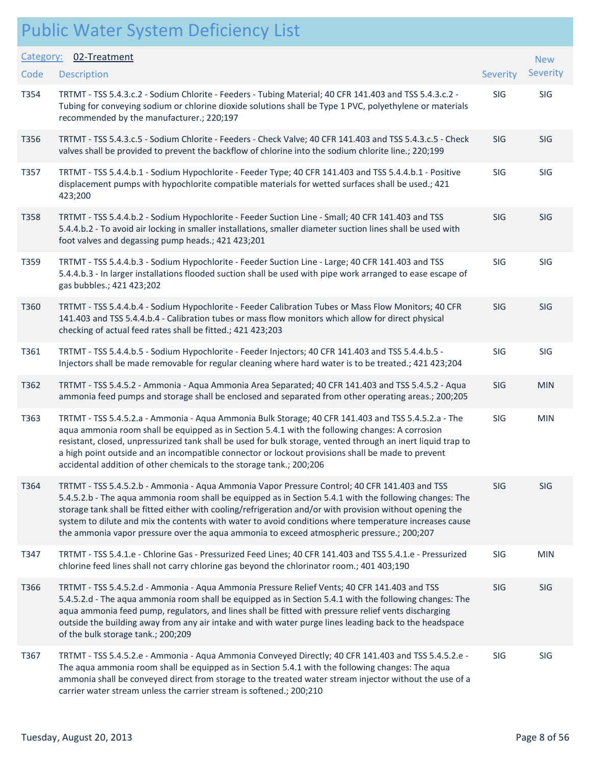# Public Water System Deficiency List

**Category:** 02-Treatment

| Code | Description | Severity | New Severity |
|---|---|---|---|
| T354 | TRTMT - TSS 5.4.3.c.2 - Sodium Chlorite - Feeders - Tubing Material; 40 CFR 141.403 and TSS 5.4.3.c.2 - Tubing for conveying sodium or chlorine dioxide solutions shall be Type 1 PVC, polyethylene or materials recommended by the manufacturer.; 220;197 | SIG | SIG |
| T356 | TRTMT - TSS 5.4.3.c.5 - Sodium Chlorite - Feeders - Check Valve; 40 CFR 141.403 and TSS 5.4.3.c.5 - Check valves shall be provided to prevent the backflow of chlorine into the sodium chlorite line.; 220;199 | SIG | SIG |
| T357 | TRTMT - TSS 5.4.4.b.1 - Sodium Hypochlorite - Feeder Type; 40 CFR 141.403 and TSS 5.4.4.b.1 - Positive displacement pumps with hypochlorite compatible materials for wetted surfaces shall be used.; 421 423;200 | SIG | SIG |
| T358 | TRTMT - TSS 5.4.4.b.2 - Sodium Hypochlorite - Feeder Suction Line - Small; 40 CFR 141.403 and TSS 5.4.4.b.2 - To avoid air locking in smaller installations, smaller diameter suction lines shall be used with foot valves and degassing pump heads.; 421 423;201 | SIG | SIG |
| T359 | TRTMT - TSS 5.4.4.b.3 - Sodium Hypochlorite - Feeder Suction Line - Large; 40 CFR 141.403 and TSS 5.4.4.b.3 - In larger installations flooded suction shall be used with pipe work arranged to ease escape of gas bubbles.; 421 423;202 | SIG | SIG |
| T360 | TRTMT - TSS 5.4.4.b.4 - Sodium Hypochlorite - Feeder Calibration Tubes or Mass Flow Monitors; 40 CFR 141.403 and TSS 5.4.4.b.4 - Calibration tubes or mass flow monitors which allow for direct physical checking of actual feed rates shall be fitted.; 421 423;203 | SIG | SIG |
| T361 | TRTMT - TSS 5.4.4.b.5 - Sodium Hypochlorite - Feeder Injectors; 40 CFR 141.403 and TSS 5.4.4.b.5 - Injectors shall be made removable for regular cleaning where hard water is to be treated.; 421 423;204 | SIG | SIG |
| T362 | TRTMT - TSS 5.4.5.2 - Ammonia - Aqua Ammonia Area Separated; 40 CFR 141.403 and TSS 5.4.5.2 - Aqua ammonia feed pumps and storage shall be enclosed and separated from other operating areas.; 200;205 | SIG | MIN |
| T363 | TRTMT - TSS 5.4.5.2.a - Ammonia - Aqua Ammonia Bulk Storage; 40 CFR 141.403 and TSS 5.4.5.2.a - The aqua ammonia room shall be equipped as in Section 5.4.1 with the following changes: A corrosion resistant, closed, unpressurized tank shall be used for bulk storage, vented through an inert liquid trap to a high point outside and an incompatible connector or lockout provisions shall be made to prevent accidental addition of other chemicals to the storage tank.; 200;206 | SIG | MIN |
| T364 | TRTMT - TSS 5.4.5.2.b - Ammonia - Aqua Ammonia Vapor Pressure Control; 40 CFR 141.403 and TSS 5.4.5.2.b - The aqua ammonia room shall be equipped as in Section 5.4.1 with the following changes: The storage tank shall be fitted either with cooling/refrigeration and/or with provision without opening the system to dilute and mix the contents with water to avoid conditions where temperature increases cause the ammonia vapor pressure over the aqua ammonia to exceed atmospheric pressure.; 200;207 | SIG | SIG |
| T347 | TRTMT - TSS 5.4.1.e - Chlorine Gas - Pressurized Feed Lines; 40 CFR 141.403 and TSS 5.4.1.e - Pressurized chlorine feed lines shall not carry chlorine gas beyond the chlorinator room.; 401 403;190 | SIG | MIN |
| T366 | TRTMT - TSS 5.4.5.2.d - Ammonia - Aqua Ammonia Pressure Relief Vents; 40 CFR 141.403 and TSS 5.4.5.2.d - The aqua ammonia room shall be equipped as in Section 5.4.1 with the following changes: The aqua ammonia feed pump, regulators, and lines shall be fitted with pressure relief vents discharging outside the building away from any air intake and with water purge lines leading back to the headspace of the bulk storage tank.; 200;209 | SIG | SIG |
| T367 | TRTMT - TSS 5.4.5.2.e - Ammonia - Aqua Ammonia Conveyed Directly; 40 CFR 141.403 and TSS 5.4.5.2.e - The aqua ammonia room shall be equipped as in Section 5.4.1 with the following changes: The aqua ammonia shall be conveyed direct from storage to the treated water stream injector without the use of a carrier water stream unless the carrier stream is softened.; 200;210 | SIG | SIG |

Tuesday, August 20, 2013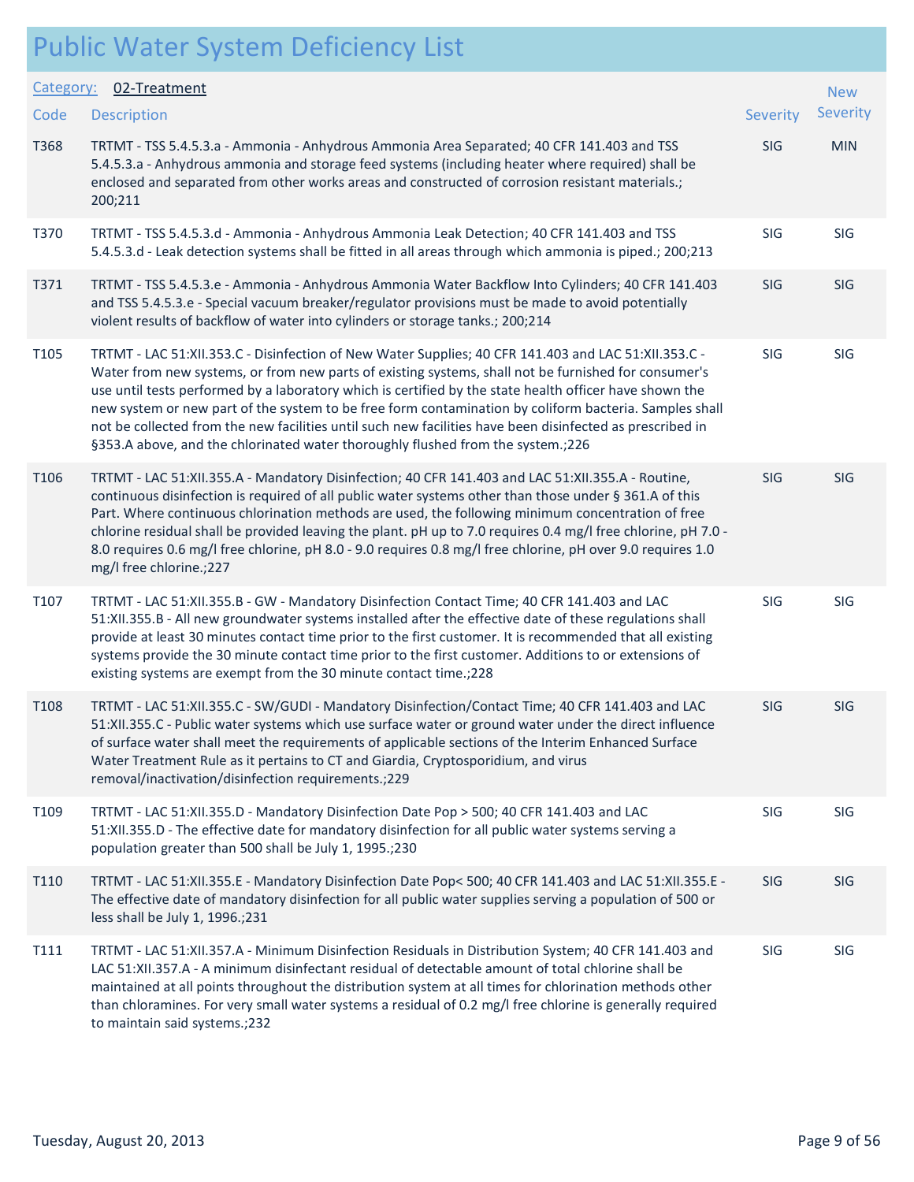# Public Water System Deficiency List

Category: 02-Treatment

| Code | Description | Severity | New Severity |
|---|---|---|---|
| T368 | TRTMT - TSS 5.4.5.3.a - Ammonia - Anhydrous Ammonia Area Separated; 40 CFR 141.403 and TSS 5.4.5.3.a - Anhydrous ammonia and storage feed systems (including heater where required) shall be enclosed and separated from other works areas and constructed of corrosion resistant materials.; 200;211 | SIG | MIN |
| T370 | TRTMT - TSS 5.4.5.3.d - Ammonia - Anhydrous Ammonia Leak Detection; 40 CFR 141.403 and TSS 5.4.5.3.d - Leak detection systems shall be fitted in all areas through which ammonia is piped.; 200;213 | SIG | SIG |
| T371 | TRTMT - TSS 5.4.5.3.e - Ammonia - Anhydrous Ammonia Water Backflow Into Cylinders; 40 CFR 141.403 and TSS 5.4.5.3.e - Special vacuum breaker/regulator provisions must be made to avoid potentially violent results of backflow of water into cylinders or storage tanks.; 200;214 | SIG | SIG |
| T105 | TRTMT - LAC 51:XII.353.C - Disinfection of New Water Supplies; 40 CFR 141.403 and LAC 51:XII.353.C - Water from new systems, or from new parts of existing systems, shall not be furnished for consumer's use until tests performed by a laboratory which is certified by the state health officer have shown the new system or new part of the system to be free form contamination by coliform bacteria. Samples shall not be collected from the new facilities until such new facilities have been disinfected as prescribed in §353.A above, and the chlorinated water thoroughly flushed from the system.;226 | SIG | SIG |
| T106 | TRTMT - LAC 51:XII.355.A - Mandatory Disinfection; 40 CFR 141.403 and LAC 51:XII.355.A - Routine, continuous disinfection is required of all public water systems other than those under § 361.A of this Part. Where continuous chlorination methods are used, the following minimum concentration of free chlorine residual shall be provided leaving the plant. pH up to 7.0 requires 0.4 mg/l free chlorine, pH 7.0 - 8.0 requires 0.6 mg/l free chlorine, pH 8.0 - 9.0 requires 0.8 mg/l free chlorine, pH over 9.0 requires 1.0 mg/l free chlorine.;227 | SIG | SIG |
| T107 | TRTMT - LAC 51:XII.355.B - GW - Mandatory Disinfection Contact Time; 40 CFR 141.403 and LAC 51:XII.355.B - All new groundwater systems installed after the effective date of these regulations shall provide at least 30 minutes contact time prior to the first customer. It is recommended that all existing systems provide the 30 minute contact time prior to the first customer. Additions to or extensions of existing systems are exempt from the 30 minute contact time.;228 | SIG | SIG |
| T108 | TRTMT - LAC 51:XII.355.C - SW/GUDI - Mandatory Disinfection/Contact Time; 40 CFR 141.403 and LAC 51:XII.355.C - Public water systems which use surface water or ground water under the direct influence of surface water shall meet the requirements of applicable sections of the Interim Enhanced Surface Water Treatment Rule as it pertains to CT and Giardia, Cryptosporidium, and virus removal/inactivation/disinfection requirements.;229 | SIG | SIG |
| T109 | TRTMT - LAC 51:XII.355.D - Mandatory Disinfection Date Pop > 500; 40 CFR 141.403 and LAC 51:XII.355.D - The effective date for mandatory disinfection for all public water systems serving a population greater than 500 shall be July 1, 1995.;230 | SIG | SIG |
| T110 | TRTMT - LAC 51:XII.355.E - Mandatory Disinfection Date Pop< 500; 40 CFR 141.403 and LAC 51:XII.355.E - The effective date of mandatory disinfection for all public water supplies serving a population of 500 or less shall be July 1, 1996.;231 | SIG | SIG |
| T111 | TRTMT - LAC 51:XII.357.A - Minimum Disinfection Residuals in Distribution System; 40 CFR 141.403 and LAC 51:XII.357.A - A minimum disinfectant residual of detectable amount of total chlorine shall be maintained at all points throughout the distribution system at all times for chlorination methods other than chloramines. For very small water systems a residual of 0.2 mg/l free chlorine is generally required to maintain said systems.;232 | SIG | SIG |

Tuesday, August 20, 2013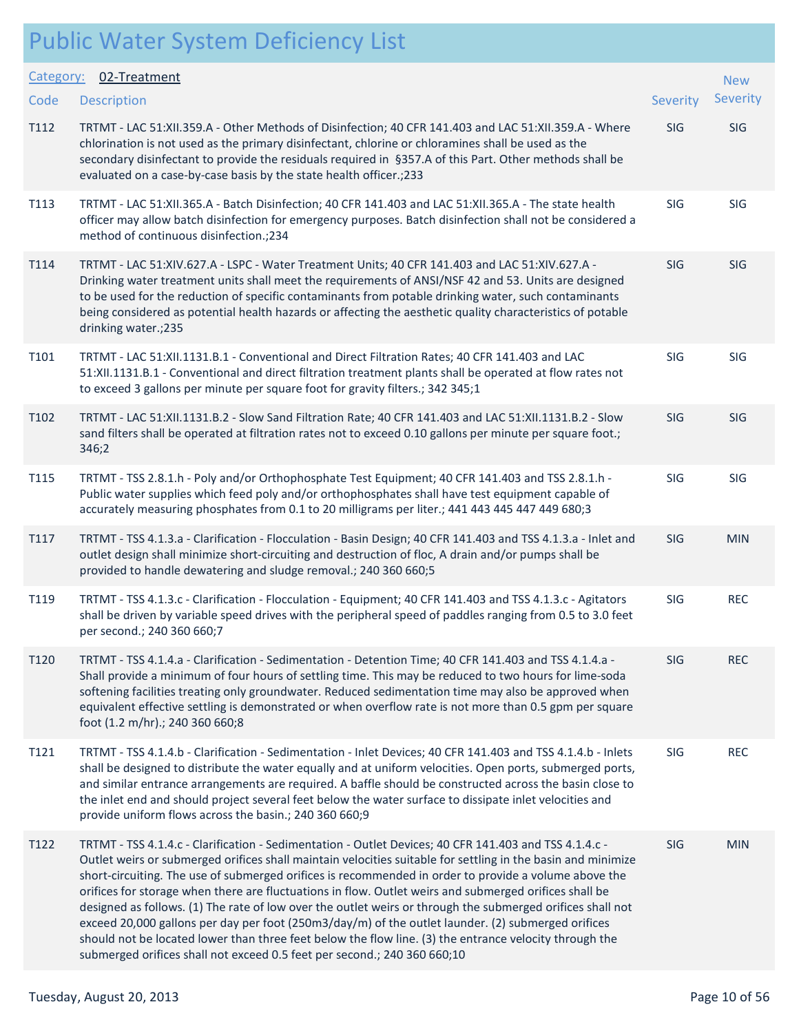# Public Water System Deficiency List

**Category:** 02-Treatment

| Code | Description | Severity | New Severity |
|---|---|---|---|
| T112 | TRTMT - LAC 51:XII.359.A - Other Methods of Disinfection; 40 CFR 141.403 and LAC 51:XII.359.A - Where chlorination is not used as the primary disinfectant, chlorine or chloramines shall be used as the secondary disinfectant to provide the residuals required in §357.A of this Part. Other methods shall be evaluated on a case-by-case basis by the state health officer.;233 | SIG | SIG |
| T113 | TRTMT - LAC 51:XII.365.A - Batch Disinfection; 40 CFR 141.403 and LAC 51:XII.365.A - The state health officer may allow batch disinfection for emergency purposes. Batch disinfection shall not be considered a method of continuous disinfection.;234 | SIG | SIG |
| T114 | TRTMT - LAC 51:XIV.627.A - LSPC - Water Treatment Units; 40 CFR 141.403 and LAC 51:XIV.627.A - Drinking water treatment units shall meet the requirements of ANSI/NSF 42 and 53. Units are designed to be used for the reduction of specific contaminants from potable drinking water, such contaminants being considered as potential health hazards or affecting the aesthetic quality characteristics of potable drinking water.;235 | SIG | SIG |
| T101 | TRTMT - LAC 51:XII.1131.B.1 - Conventional and Direct Filtration Rates; 40 CFR 141.403 and LAC 51:XII.1131.B.1 - Conventional and direct filtration treatment plants shall be operated at flow rates not to exceed 3 gallons per minute per square foot for gravity filters.; 342 345;1 | SIG | SIG |
| T102 | TRTMT - LAC 51:XII.1131.B.2 - Slow Sand Filtration Rate; 40 CFR 141.403 and LAC 51:XII.1131.B.2 - Slow sand filters shall be operated at filtration rates not to exceed 0.10 gallons per minute per square foot.; 346;2 | SIG | SIG |
| T115 | TRTMT - TSS 2.8.1.h - Poly and/or Orthophosphate Test Equipment; 40 CFR 141.403 and TSS 2.8.1.h - Public water supplies which feed poly and/or orthophosphates shall have test equipment capable of accurately measuring phosphates from 0.1 to 20 milligrams per liter.; 441 443 445 447 449 680;3 | SIG | SIG |
| T117 | TRTMT - TSS 4.1.3.a - Clarification - Flocculation - Basin Design; 40 CFR 141.403 and TSS 4.1.3.a - Inlet and outlet design shall minimize short-circuiting and destruction of floc, A drain and/or pumps shall be provided to handle dewatering and sludge removal.; 240 360 660;5 | SIG | MIN |
| T119 | TRTMT - TSS 4.1.3.c - Clarification - Flocculation - Equipment; 40 CFR 141.403 and TSS 4.1.3.c - Agitators shall be driven by variable speed drives with the peripheral speed of paddles ranging from 0.5 to 3.0 feet per second.; 240 360 660;7 | SIG | REC |
| T120 | TRTMT - TSS 4.1.4.a - Clarification - Sedimentation - Detention Time; 40 CFR 141.403 and TSS 4.1.4.a - Shall provide a minimum of four hours of settling time. This may be reduced to two hours for lime-soda softening facilities treating only groundwater. Reduced sedimentation time may also be approved when equivalent effective settling is demonstrated or when overflow rate is not more than 0.5 gpm per square foot (1.2 m/hr).; 240 360 660;8 | SIG | REC |
| T121 | TRTMT - TSS 4.1.4.b - Clarification - Sedimentation - Inlet Devices; 40 CFR 141.403 and TSS 4.1.4.b - Inlets shall be designed to distribute the water equally and at uniform velocities. Open ports, submerged ports, and similar entrance arrangements are required. A baffle should be constructed across the basin close to the inlet end and should project several feet below the water surface to dissipate inlet velocities and provide uniform flows across the basin.; 240 360 660;9 | SIG | REC |
| T122 | TRTMT - TSS 4.1.4.c - Clarification - Sedimentation - Outlet Devices; 40 CFR 141.403 and TSS 4.1.4.c - Outlet weirs or submerged orifices shall maintain velocities suitable for settling in the basin and minimize short-circuiting. The use of submerged orifices is recommended in order to provide a volume above the orifices for storage when there are fluctuations in flow. Outlet weirs and submerged orifices shall be designed as follows. (1) The rate of low over the outlet weirs or through the submerged orifices shall not exceed 20,000 gallons per day per foot (250m3/day/m) of the outlet launder. (2) submerged orifices should not be located lower than three feet below the flow line. (3) the entrance velocity through the submerged orifices shall not exceed 0.5 feet per second.; 240 360 660;10 | SIG | MIN |

Tuesday, August 20, 2013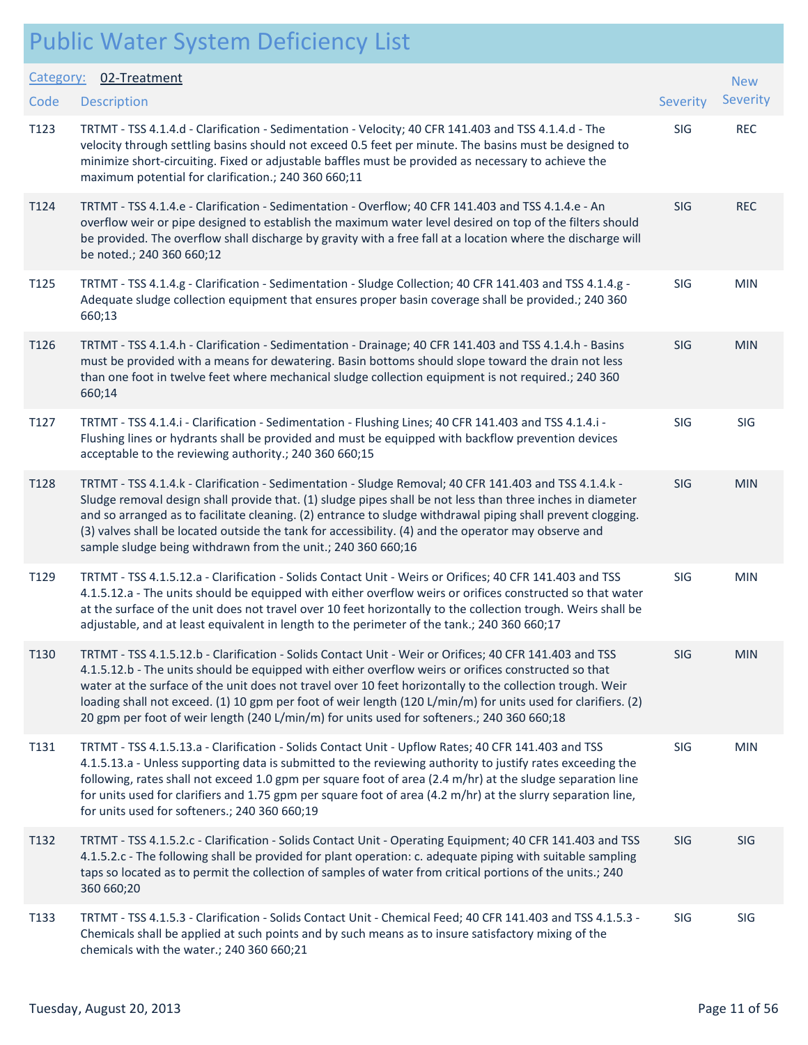# Public Water System Deficiency List

**Category:** 02-Treatment

| Code | Description | Severity | New Severity |
|---|---|---|---|
| T123 | TRTMT - TSS 4.1.4.d - Clarification - Sedimentation - Velocity; 40 CFR 141.403 and TSS 4.1.4.d - The velocity through settling basins should not exceed 0.5 feet per minute. The basins must be designed to minimize short-circuiting. Fixed or adjustable baffles must be provided as necessary to achieve the maximum potential for clarification.; 240 360 660;11 | SIG | REC |
| T124 | TRTMT - TSS 4.1.4.e - Clarification - Sedimentation - Overflow; 40 CFR 141.403 and TSS 4.1.4.e - An overflow weir or pipe designed to establish the maximum water level desired on top of the filters should be provided. The overflow shall discharge by gravity with a free fall at a location where the discharge will be noted.; 240 360 660;12 | SIG | REC |
| T125 | TRTMT - TSS 4.1.4.g - Clarification - Sedimentation - Sludge Collection; 40 CFR 141.403 and TSS 4.1.4.g - Adequate sludge collection equipment that ensures proper basin coverage shall be provided.; 240 360 660;13 | SIG | MIN |
| T126 | TRTMT - TSS 4.1.4.h - Clarification - Sedimentation - Drainage; 40 CFR 141.403 and TSS 4.1.4.h - Basins must be provided with a means for dewatering. Basin bottoms should slope toward the drain not less than one foot in twelve feet where mechanical sludge collection equipment is not required.; 240 360 660;14 | SIG | MIN |
| T127 | TRTMT - TSS 4.1.4.i - Clarification - Sedimentation - Flushing Lines; 40 CFR 141.403 and TSS 4.1.4.i - Flushing lines or hydrants shall be provided and must be equipped with backflow prevention devices acceptable to the reviewing authority.; 240 360 660;15 | SIG | SIG |
| T128 | TRTMT - TSS 4.1.4.k - Clarification - Sedimentation - Sludge Removal; 40 CFR 141.403 and TSS 4.1.4.k - Sludge removal design shall provide that. (1) sludge pipes shall be not less than three inches in diameter and so arranged as to facilitate cleaning. (2) entrance to sludge withdrawal piping shall prevent clogging. (3) valves shall be located outside the tank for accessibility. (4) and the operator may observe and sample sludge being withdrawn from the unit.; 240 360 660;16 | SIG | MIN |
| T129 | TRTMT - TSS 4.1.5.12.a - Clarification - Solids Contact Unit - Weirs or Orifices; 40 CFR 141.403 and TSS 4.1.5.12.a - The units should be equipped with either overflow weirs or orifices constructed so that water at the surface of the unit does not travel over 10 feet horizontally to the collection trough. Weirs shall be adjustable, and at least equivalent in length to the perimeter of the tank.; 240 360 660;17 | SIG | MIN |
| T130 | TRTMT - TSS 4.1.5.12.b - Clarification - Solids Contact Unit - Weir or Orifices; 40 CFR 141.403 and TSS 4.1.5.12.b - The units should be equipped with either overflow weirs or orifices constructed so that water at the surface of the unit does not travel over 10 feet horizontally to the collection trough. Weir loading shall not exceed. (1) 10 gpm per foot of weir length (120 L/min/m) for units used for clarifiers. (2) 20 gpm per foot of weir length (240 L/min/m) for units used for softeners.; 240 360 660;18 | SIG | MIN |
| T131 | TRTMT - TSS 4.1.5.13.a - Clarification - Solids Contact Unit - Upflow Rates; 40 CFR 141.403 and TSS 4.1.5.13.a - Unless supporting data is submitted to the reviewing authority to justify rates exceeding the following, rates shall not exceed 1.0 gpm per square foot of area (2.4 m/hr) at the sludge separation line for units used for clarifiers and 1.75 gpm per square foot of area (4.2 m/hr) at the slurry separation line, for units used for softeners.; 240 360 660;19 | SIG | MIN |
| T132 | TRTMT - TSS 4.1.5.2.c - Clarification - Solids Contact Unit - Operating Equipment; 40 CFR 141.403 and TSS 4.1.5.2.c - The following shall be provided for plant operation: c. adequate piping with suitable sampling taps so located as to permit the collection of samples of water from critical portions of the units.; 240 360 660;20 | SIG | SIG |
| T133 | TRTMT - TSS 4.1.5.3 - Clarification - Solids Contact Unit - Chemical Feed; 40 CFR 141.403 and TSS 4.1.5.3 - Chemicals shall be applied at such points and by such means as to insure satisfactory mixing of the chemicals with the water.; 240 360 660;21 | SIG | SIG |

Tuesday, August 20, 2013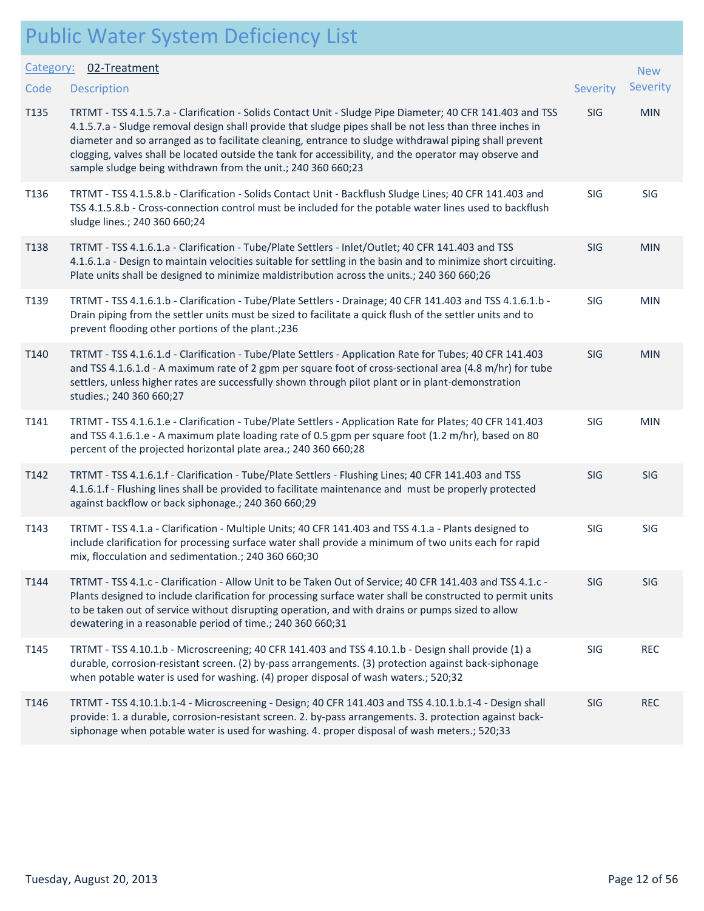# Public Water System Deficiency List

**Category:** 02-Treatment

| Code | Description | Severity | New Severity |
|---|---|---|---|
| T135 | TRTMT - TSS 4.1.5.7.a - Clarification - Solids Contact Unit - Sludge Pipe Diameter; 40 CFR 141.403 and TSS 4.1.5.7.a - Sludge removal design shall provide that sludge pipes shall be not less than three inches in diameter and so arranged as to facilitate cleaning, entrance to sludge withdrawal piping shall prevent clogging, valves shall be located outside the tank for accessibility, and the operator may observe and sample sludge being withdrawn from the unit.; 240 360 660;23 | SIG | MIN |
| T136 | TRTMT - TSS 4.1.5.8.b - Clarification - Solids Contact Unit - Backflush Sludge Lines; 40 CFR 141.403 and TSS 4.1.5.8.b - Cross-connection control must be included for the potable water lines used to backflush sludge lines.; 240 360 660;24 | SIG | SIG |
| T138 | TRTMT - TSS 4.1.6.1.a - Clarification - Tube/Plate Settlers - Inlet/Outlet; 40 CFR 141.403 and TSS 4.1.6.1.a - Design to maintain velocities suitable for settling in the basin and to minimize short circuiting. Plate units shall be designed to minimize maldistribution across the units.; 240 360 660;26 | SIG | MIN |
| T139 | TRTMT - TSS 4.1.6.1.b - Clarification - Tube/Plate Settlers - Drainage; 40 CFR 141.403 and TSS 4.1.6.1.b - Drain piping from the settler units must be sized to facilitate a quick flush of the settler units and to prevent flooding other portions of the plant.;236 | SIG | MIN |
| T140 | TRTMT - TSS 4.1.6.1.d - Clarification - Tube/Plate Settlers - Application Rate for Tubes; 40 CFR 141.403 and TSS 4.1.6.1.d - A maximum rate of 2 gpm per square foot of cross-sectional area (4.8 m/hr) for tube settlers, unless higher rates are successfully shown through pilot plant or in plant-demonstration studies.; 240 360 660;27 | SIG | MIN |
| T141 | TRTMT - TSS 4.1.6.1.e - Clarification - Tube/Plate Settlers - Application Rate for Plates; 40 CFR 141.403 and TSS 4.1.6.1.e - A maximum plate loading rate of 0.5 gpm per square foot (1.2 m/hr), based on 80 percent of the projected horizontal plate area.; 240 360 660;28 | SIG | MIN |
| T142 | TRTMT - TSS 4.1.6.1.f - Clarification - Tube/Plate Settlers - Flushing Lines; 40 CFR 141.403 and TSS 4.1.6.1.f - Flushing lines shall be provided to facilitate maintenance and must be properly protected against backflow or back siphonage.; 240 360 660;29 | SIG | SIG |
| T143 | TRTMT - TSS 4.1.a - Clarification - Multiple Units; 40 CFR 141.403 and TSS 4.1.a - Plants designed to include clarification for processing surface water shall provide a minimum of two units each for rapid mix, flocculation and sedimentation.; 240 360 660;30 | SIG | SIG |
| T144 | TRTMT - TSS 4.1.c - Clarification - Allow Unit to be Taken Out of Service; 40 CFR 141.403 and TSS 4.1.c - Plants designed to include clarification for processing surface water shall be constructed to permit units to be taken out of service without disrupting operation, and with drains or pumps sized to allow dewatering in a reasonable period of time.; 240 360 660;31 | SIG | SIG |
| T145 | TRTMT - TSS 4.10.1.b - Microscreening; 40 CFR 141.403 and TSS 4.10.1.b - Design shall provide (1) a durable, corrosion-resistant screen. (2) by-pass arrangements. (3) protection against back-siphonage when potable water is used for washing. (4) proper disposal of wash waters.; 520;32 | SIG | REC |
| T146 | TRTMT - TSS 4.10.1.b.1-4 - Microscreening - Design; 40 CFR 141.403 and TSS 4.10.1.b.1-4 - Design shall provide: 1. a durable, corrosion-resistant screen. 2. by-pass arrangements. 3. protection against back-siphonage when potable water is used for washing. 4. proper disposal of wash meters.; 520;33 | SIG | REC |

Tuesday, August 20, 2013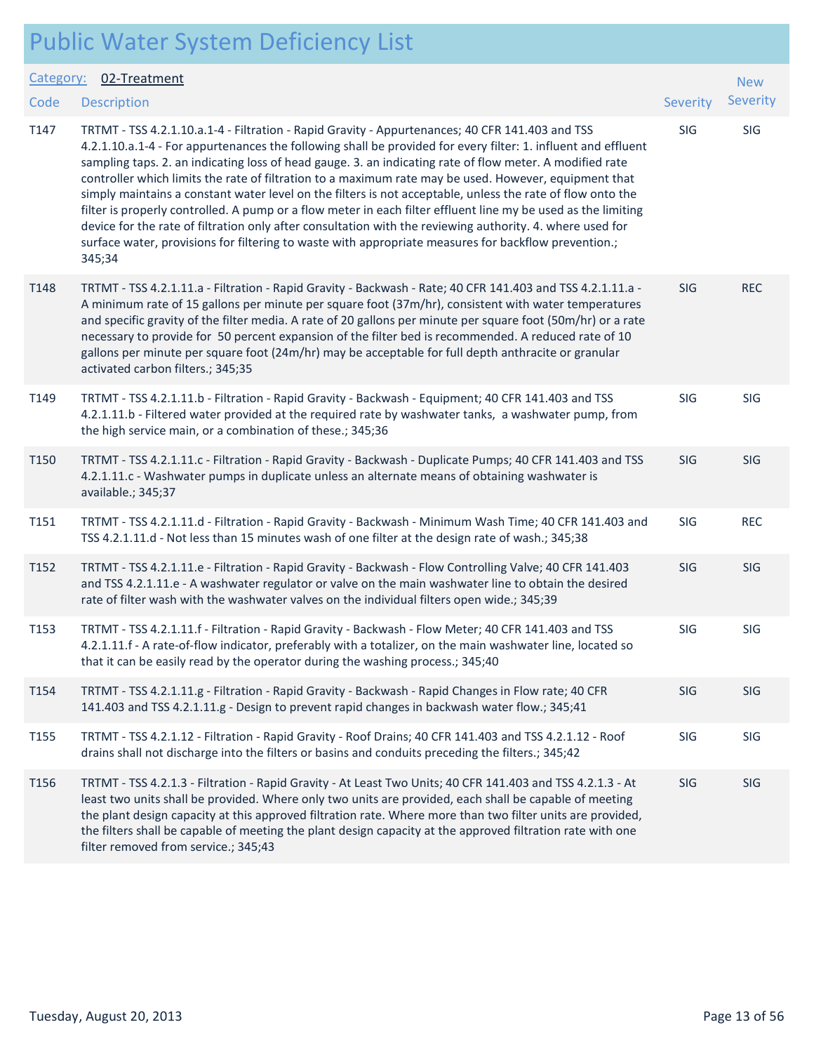# Public Water System Deficiency List

**Category:** 02-Treatment

| Code | Description | Severity | New Severity |
|---|---|---|---|
| T147 | TRTMT - TSS 4.2.1.10.a.1-4 - Filtration - Rapid Gravity - Appurtenances; 40 CFR 141.403 and TSS 4.2.1.10.a.1-4 - For appurtenances the following shall be provided for every filter: 1. influent and effluent sampling taps. 2. an indicating loss of head gauge. 3. an indicating rate of flow meter. A modified rate controller which limits the rate of filtration to a maximum rate may be used. However, equipment that simply maintains a constant water level on the filters is not acceptable, unless the rate of flow onto the filter is properly controlled. A pump or a flow meter in each filter effluent line my be used as the limiting device for the rate of filtration only after consultation with the reviewing authority. 4. where used for surface water, provisions for filtering to waste with appropriate measures for backflow prevention.; 345;34 | SIG | SIG |
| T148 | TRTMT - TSS 4.2.1.11.a - Filtration - Rapid Gravity - Backwash - Rate; 40 CFR 141.403 and TSS 4.2.1.11.a - A minimum rate of 15 gallons per minute per square foot (37m/hr), consistent with water temperatures and specific gravity of the filter media. A rate of 20 gallons per minute per square foot (50m/hr) or a rate necessary to provide for 50 percent expansion of the filter bed is recommended. A reduced rate of 10 gallons per minute per square foot (24m/hr) may be acceptable for full depth anthracite or granular activated carbon filters.; 345;35 | SIG | REC |
| T149 | TRTMT - TSS 4.2.1.11.b - Filtration - Rapid Gravity - Backwash - Equipment; 40 CFR 141.403 and TSS 4.2.1.11.b - Filtered water provided at the required rate by washwater tanks, a washwater pump, from the high service main, or a combination of these.; 345;36 | SIG | SIG |
| T150 | TRTMT - TSS 4.2.1.11.c - Filtration - Rapid Gravity - Backwash - Duplicate Pumps; 40 CFR 141.403 and TSS 4.2.1.11.c - Washwater pumps in duplicate unless an alternate means of obtaining washwater is available.; 345;37 | SIG | SIG |
| T151 | TRTMT - TSS 4.2.1.11.d - Filtration - Rapid Gravity - Backwash - Minimum Wash Time; 40 CFR 141.403 and TSS 4.2.1.11.d - Not less than 15 minutes wash of one filter at the design rate of wash.; 345;38 | SIG | REC |
| T152 | TRTMT - TSS 4.2.1.11.e - Filtration - Rapid Gravity - Backwash - Flow Controlling Valve; 40 CFR 141.403 and TSS 4.2.1.11.e - A washwater regulator or valve on the main washwater line to obtain the desired rate of filter wash with the washwater valves on the individual filters open wide.; 345;39 | SIG | SIG |
| T153 | TRTMT - TSS 4.2.1.11.f - Filtration - Rapid Gravity - Backwash - Flow Meter; 40 CFR 141.403 and TSS 4.2.1.11.f - A rate-of-flow indicator, preferably with a totalizer, on the main washwater line, located so that it can be easily read by the operator during the washing process.; 345;40 | SIG | SIG |
| T154 | TRTMT - TSS 4.2.1.11.g - Filtration - Rapid Gravity - Backwash - Rapid Changes in Flow rate; 40 CFR 141.403 and TSS 4.2.1.11.g - Design to prevent rapid changes in backwash water flow.; 345;41 | SIG | SIG |
| T155 | TRTMT - TSS 4.2.1.12 - Filtration - Rapid Gravity - Roof Drains; 40 CFR 141.403 and TSS 4.2.1.12 - Roof drains shall not discharge into the filters or basins and conduits preceding the filters.; 345;42 | SIG | SIG |
| T156 | TRTMT - TSS 4.2.1.3 - Filtration - Rapid Gravity - At Least Two Units; 40 CFR 141.403 and TSS 4.2.1.3 - At least two units shall be provided. Where only two units are provided, each shall be capable of meeting the plant design capacity at this approved filtration rate. Where more than two filter units are provided, the filters shall be capable of meeting the plant design capacity at the approved filtration rate with one filter removed from service.; 345;43 | SIG | SIG |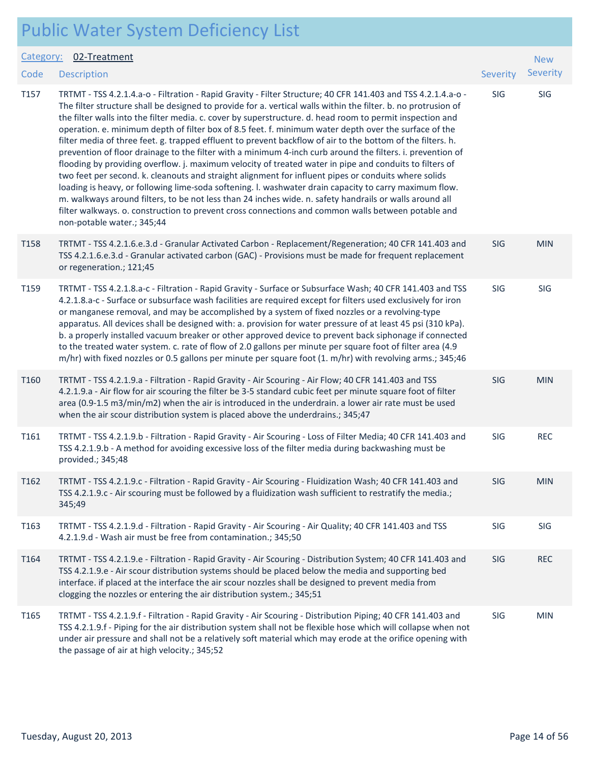# Public Water System Deficiency List

**Category:** 02-Treatment

| Code | Description | Severity | New Severity |
|---|---|---|---|
| T157 | TRTMT - TSS 4.2.1.4.a-o - Filtration - Rapid Gravity - Filter Structure; 40 CFR 141.403 and TSS 4.2.1.4.a-o - The filter structure shall be designed to provide for a. vertical walls within the filter. b. no protrusion of the filter walls into the filter media. c. cover by superstructure. d. head room to permit inspection and operation. e. minimum depth of filter box of 8.5 feet. f. minimum water depth over the surface of the filter media of three feet. g. trapped effluent to prevent backflow of air to the bottom of the filters. h. prevention of floor drainage to the filter with a minimum 4-inch curb around the filters. i. prevention of flooding by providing overflow. j. maximum velocity of treated water in pipe and conduits to filters of two feet per second. k. cleanouts and straight alignment for influent pipes or conduits where solids loading is heavy, or following lime-soda softening. l. washwater drain capacity to carry maximum flow. m. walkways around filters, to be not less than 24 inches wide. n. safety handrails or walls around all filter walkways. o. construction to prevent cross connections and common walls between potable and non-potable water.; 345;44 | SIG | SIG |
| T158 | TRTMT - TSS 4.2.1.6.e.3.d - Granular Activated Carbon - Replacement/Regeneration; 40 CFR 141.403 and TSS 4.2.1.6.e.3.d - Granular activated carbon (GAC) - Provisions must be made for frequent replacement or regeneration.; 121;45 | SIG | MIN |
| T159 | TRTMT - TSS 4.2.1.8.a-c - Filtration - Rapid Gravity - Surface or Subsurface Wash; 40 CFR 141.403 and TSS 4.2.1.8.a-c - Surface or subsurface wash facilities are required except for filters used exclusively for iron or manganese removal, and may be accomplished by a system of fixed nozzles or a revolving-type apparatus. All devices shall be designed with: a. provision for water pressure of at least 45 psi (310 kPa). b. a properly installed vacuum breaker or other approved device to prevent back siphonage if connected to the treated water system. c. rate of flow of 2.0 gallons per minute per square foot of filter area (4.9 m/hr) with fixed nozzles or 0.5 gallons per minute per square foot (1. m/hr) with revolving arms.; 345;46 | SIG | SIG |
| T160 | TRTMT - TSS 4.2.1.9.a - Filtration - Rapid Gravity - Air Scouring - Air Flow; 40 CFR 141.403 and TSS 4.2.1.9.a - Air flow for air scouring the filter be 3-5 standard cubic feet per minute square foot of filter area (0.9-1.5 m3/min/m2) when the air is introduced in the underdrain. a lower air rate must be used when the air scour distribution system is placed above the underdrains.; 345;47 | SIG | MIN |
| T161 | TRTMT - TSS 4.2.1.9.b - Filtration - Rapid Gravity - Air Scouring - Loss of Filter Media; 40 CFR 141.403 and TSS 4.2.1.9.b - A method for avoiding excessive loss of the filter media during backwashing must be provided.; 345;48 | SIG | REC |
| T162 | TRTMT - TSS 4.2.1.9.c - Filtration - Rapid Gravity - Air Scouring - Fluidization Wash; 40 CFR 141.403 and TSS 4.2.1.9.c - Air scouring must be followed by a fluidization wash sufficient to restratify the media.; 345;49 | SIG | MIN |
| T163 | TRTMT - TSS 4.2.1.9.d - Filtration - Rapid Gravity - Air Scouring - Air Quality; 40 CFR 141.403 and TSS 4.2.1.9.d - Wash air must be free from contamination.; 345;50 | SIG | SIG |
| T164 | TRTMT - TSS 4.2.1.9.e - Filtration - Rapid Gravity - Air Scouring - Distribution System; 40 CFR 141.403 and TSS 4.2.1.9.e - Air scour distribution systems should be placed below the media and supporting bed interface. if placed at the interface the air scour nozzles shall be designed to prevent media from clogging the nozzles or entering the air distribution system.; 345;51 | SIG | REC |
| T165 | TRTMT - TSS 4.2.1.9.f - Filtration - Rapid Gravity - Air Scouring - Distribution Piping; 40 CFR 141.403 and TSS 4.2.1.9.f - Piping for the air distribution system shall not be flexible hose which will collapse when not under air pressure and shall not be a relatively soft material which may erode at the orifice opening with the passage of air at high velocity.; 345;52 | SIG | MIN |

Tuesday, August 20, 2013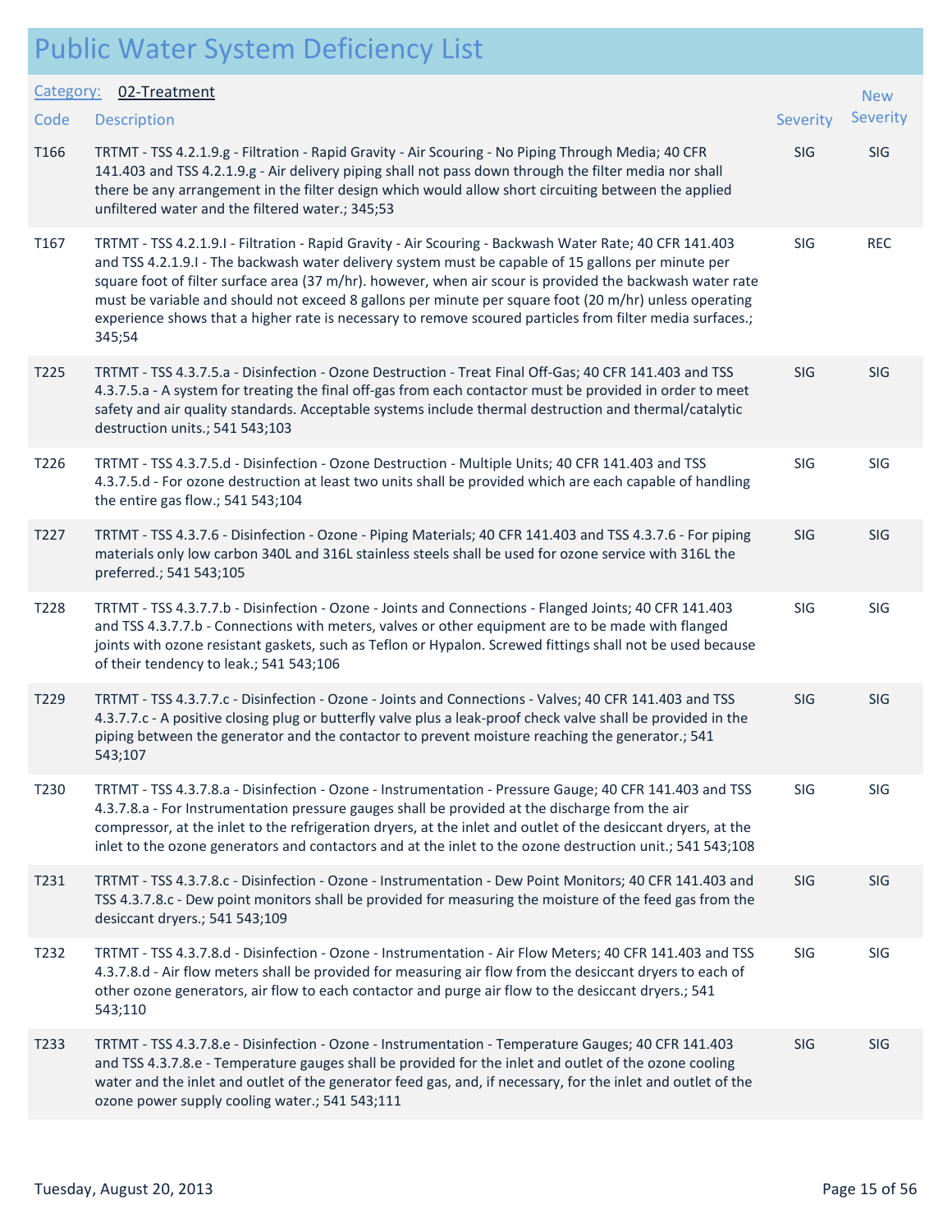# Public Water System Deficiency List

**Category:** 02-Treatment

| Code | Description | Severity | New Severity |
|---|---|---|---|
| T166 | TRTMT - TSS 4.2.1.9.g - Filtration - Rapid Gravity - Air Scouring - No Piping Through Media; 40 CFR 141.403 and TSS 4.2.1.9.g - Air delivery piping shall not pass down through the filter media nor shall there be any arrangement in the filter design which would allow short circuiting between the applied unfiltered water and the filtered water.; 345;53 | SIG | SIG |
| T167 | TRTMT - TSS 4.2.1.9.I - Filtration - Rapid Gravity - Air Scouring - Backwash Water Rate; 40 CFR 141.403 and TSS 4.2.1.9.I - The backwash water delivery system must be capable of 15 gallons per minute per square foot of filter surface area (37 m/hr). however, when air scour is provided the backwash water rate must be variable and should not exceed 8 gallons per minute per square foot (20 m/hr) unless operating experience shows that a higher rate is necessary to remove scoured particles from filter media surfaces.; 345;54 | SIG | REC |
| T225 | TRTMT - TSS 4.3.7.5.a - Disinfection - Ozone Destruction - Treat Final Off-Gas; 40 CFR 141.403 and TSS 4.3.7.5.a - A system for treating the final off-gas from each contactor must be provided in order to meet safety and air quality standards. Acceptable systems include thermal destruction and thermal/catalytic destruction units.; 541 543;103 | SIG | SIG |
| T226 | TRTMT - TSS 4.3.7.5.d - Disinfection - Ozone Destruction - Multiple Units; 40 CFR 141.403 and TSS 4.3.7.5.d - For ozone destruction at least two units shall be provided which are each capable of handling the entire gas flow.; 541 543;104 | SIG | SIG |
| T227 | TRTMT - TSS 4.3.7.6 - Disinfection - Ozone - Piping Materials; 40 CFR 141.403 and TSS 4.3.7.6 - For piping materials only low carbon 340L and 316L stainless steels shall be used for ozone service with 316L the preferred.; 541 543;105 | SIG | SIG |
| T228 | TRTMT - TSS 4.3.7.7.b - Disinfection - Ozone - Joints and Connections - Flanged Joints; 40 CFR 141.403 and TSS 4.3.7.7.b - Connections with meters, valves or other equipment are to be made with flanged joints with ozone resistant gaskets, such as Teflon or Hypalon. Screwed fittings shall not be used because of their tendency to leak.; 541 543;106 | SIG | SIG |
| T229 | TRTMT - TSS 4.3.7.7.c - Disinfection - Ozone - Joints and Connections - Valves; 40 CFR 141.403 and TSS 4.3.7.7.c - A positive closing plug or butterfly valve plus a leak-proof check valve shall be provided in the piping between the generator and the contactor to prevent moisture reaching the generator.; 541 543;107 | SIG | SIG |
| T230 | TRTMT - TSS 4.3.7.8.a - Disinfection - Ozone - Instrumentation - Pressure Gauge; 40 CFR 141.403 and TSS 4.3.7.8.a - For Instrumentation pressure gauges shall be provided at the discharge from the air compressor, at the inlet to the refrigeration dryers, at the inlet and outlet of the desiccant dryers, at the inlet to the ozone generators and contactors and at the inlet to the ozone destruction unit.; 541 543;108 | SIG | SIG |
| T231 | TRTMT - TSS 4.3.7.8.c - Disinfection - Ozone - Instrumentation - Dew Point Monitors; 40 CFR 141.403 and TSS 4.3.7.8.c - Dew point monitors shall be provided for measuring the moisture of the feed gas from the desiccant dryers.; 541 543;109 | SIG | SIG |
| T232 | TRTMT - TSS 4.3.7.8.d - Disinfection - Ozone - Instrumentation - Air Flow Meters; 40 CFR 141.403 and TSS 4.3.7.8.d - Air flow meters shall be provided for measuring air flow from the desiccant dryers to each of other ozone generators, air flow to each contactor and purge air flow to the desiccant dryers.; 541 543;110 | SIG | SIG |
| T233 | TRTMT - TSS 4.3.7.8.e - Disinfection - Ozone - Instrumentation - Temperature Gauges; 40 CFR 141.403 and TSS 4.3.7.8.e - Temperature gauges shall be provided for the inlet and outlet of the ozone cooling water and the inlet and outlet of the generator feed gas, and, if necessary, for the inlet and outlet of the ozone power supply cooling water.; 541 543;111 | SIG | SIG |

Tuesday, August 20, 2013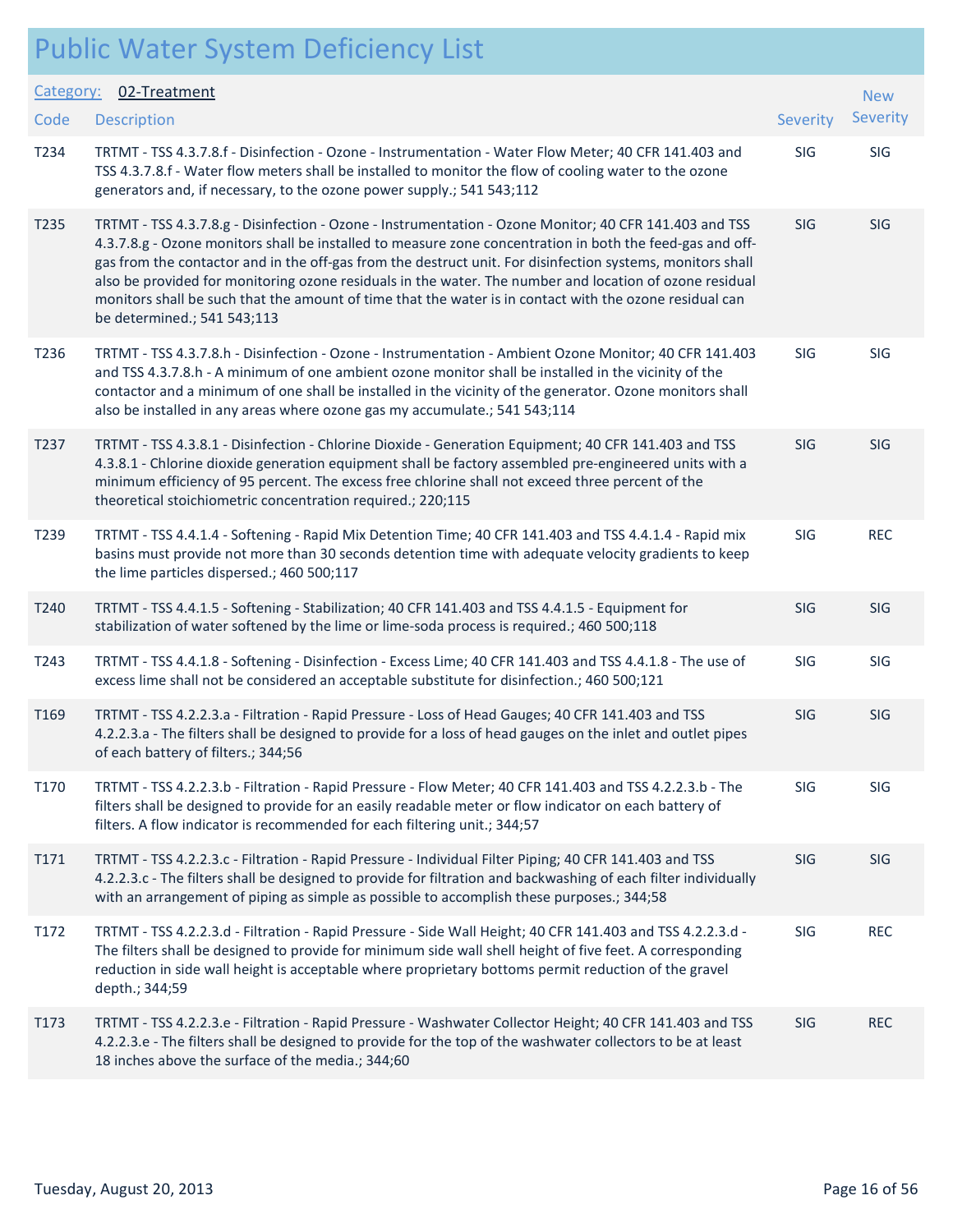# Public Water System Deficiency List

Category: 02-Treatment

| Code | Description | Severity | New Severity |
|---|---|---|---|
| T234 | TRTMT - TSS 4.3.7.8.f - Disinfection - Ozone - Instrumentation - Water Flow Meter; 40 CFR 141.403 and TSS 4.3.7.8.f - Water flow meters shall be installed to monitor the flow of cooling water to the ozone generators and, if necessary, to the ozone power supply.; 541 543;112 | SIG | SIG |
| T235 | TRTMT - TSS 4.3.7.8.g - Disinfection - Ozone - Instrumentation - Ozone Monitor; 40 CFR 141.403 and TSS 4.3.7.8.g - Ozone monitors shall be installed to measure zone concentration in both the feed-gas and off-gas from the contactor and in the off-gas from the destruct unit. For disinfection systems, monitors shall also be provided for monitoring ozone residuals in the water. The number and location of ozone residual monitors shall be such that the amount of time that the water is in contact with the ozone residual can be determined.; 541 543;113 | SIG | SIG |
| T236 | TRTMT - TSS 4.3.7.8.h - Disinfection - Ozone - Instrumentation - Ambient Ozone Monitor; 40 CFR 141.403 and TSS 4.3.7.8.h - A minimum of one ambient ozone monitor shall be installed in the vicinity of the contactor and a minimum of one shall be installed in the vicinity of the generator. Ozone monitors shall also be installed in any areas where ozone gas my accumulate.; 541 543;114 | SIG | SIG |
| T237 | TRTMT - TSS 4.3.8.1 - Disinfection - Chlorine Dioxide - Generation Equipment; 40 CFR 141.403 and TSS 4.3.8.1 - Chlorine dioxide generation equipment shall be factory assembled pre-engineered units with a minimum efficiency of 95 percent. The excess free chlorine shall not exceed three percent of the theoretical stoichiometric concentration required.; 220;115 | SIG | SIG |
| T239 | TRTMT - TSS 4.4.1.4 - Softening - Rapid Mix Detention Time; 40 CFR 141.403 and TSS 4.4.1.4 - Rapid mix basins must provide not more than 30 seconds detention time with adequate velocity gradients to keep the lime particles dispersed.; 460 500;117 | SIG | REC |
| T240 | TRTMT - TSS 4.4.1.5 - Softening - Stabilization; 40 CFR 141.403 and TSS 4.4.1.5 - Equipment for stabilization of water softened by the lime or lime-soda process is required.; 460 500;118 | SIG | SIG |
| T243 | TRTMT - TSS 4.4.1.8 - Softening - Disinfection - Excess Lime; 40 CFR 141.403 and TSS 4.4.1.8 - The use of excess lime shall not be considered an acceptable substitute for disinfection.; 460 500;121 | SIG | SIG |
| T169 | TRTMT - TSS 4.2.2.3.a - Filtration - Rapid Pressure - Loss of Head Gauges; 40 CFR 141.403 and TSS 4.2.2.3.a - The filters shall be designed to provide for a loss of head gauges on the inlet and outlet pipes of each battery of filters.; 344;56 | SIG | SIG |
| T170 | TRTMT - TSS 4.2.2.3.b - Filtration - Rapid Pressure - Flow Meter; 40 CFR 141.403 and TSS 4.2.2.3.b - The filters shall be designed to provide for an easily readable meter or flow indicator on each battery of filters. A flow indicator is recommended for each filtering unit.; 344;57 | SIG | SIG |
| T171 | TRTMT - TSS 4.2.2.3.c - Filtration - Rapid Pressure - Individual Filter Piping; 40 CFR 141.403 and TSS 4.2.2.3.c - The filters shall be designed to provide for filtration and backwashing of each filter individually with an arrangement of piping as simple as possible to accomplish these purposes.; 344;58 | SIG | SIG |
| T172 | TRTMT - TSS 4.2.2.3.d - Filtration - Rapid Pressure - Side Wall Height; 40 CFR 141.403 and TSS 4.2.2.3.d - The filters shall be designed to provide for minimum side wall shell height of five feet. A corresponding reduction in side wall height is acceptable where proprietary bottoms permit reduction of the gravel depth.; 344;59 | SIG | REC |
| T173 | TRTMT - TSS 4.2.2.3.e - Filtration - Rapid Pressure - Washwater Collector Height; 40 CFR 141.403 and TSS 4.2.2.3.e - The filters shall be designed to provide for the top of the washwater collectors to be at least 18 inches above the surface of the media.; 344;60 | SIG | REC |

Tuesday, August 20, 2013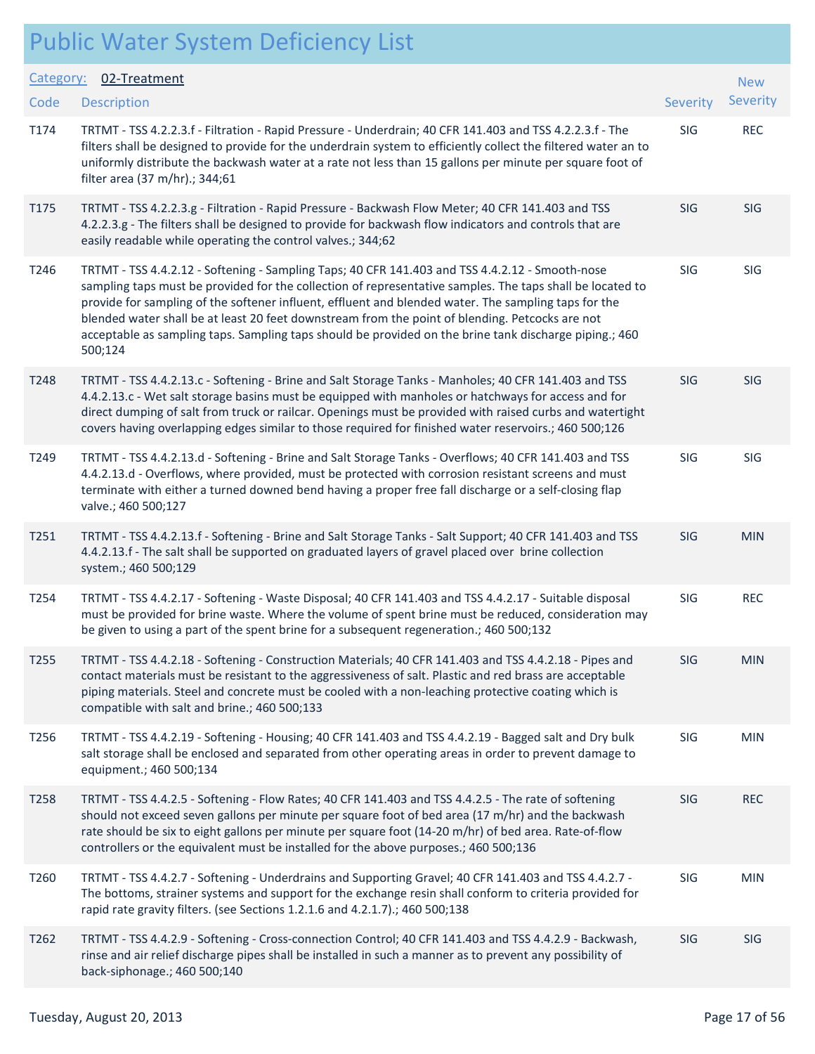# Public Water System Deficiency List

**Category:** 02-Treatment

| Code | Description | Severity | New Severity |
|---|---|---|---|
| T174 | TRTMT - TSS 4.2.2.3.f - Filtration - Rapid Pressure - Underdrain; 40 CFR 141.403 and TSS 4.2.2.3.f - The filters shall be designed to provide for the underdrain system to efficiently collect the filtered water an to uniformly distribute the backwash water at a rate not less than 15 gallons per minute per square foot of filter area (37 m/hr).; 344;61 | SIG | REC |
| T175 | TRTMT - TSS 4.2.2.3.g - Filtration - Rapid Pressure - Backwash Flow Meter; 40 CFR 141.403 and TSS 4.2.2.3.g - The filters shall be designed to provide for backwash flow indicators and controls that are easily readable while operating the control valves.; 344;62 | SIG | SIG |
| T246 | TRTMT - TSS 4.4.2.12 - Softening - Sampling Taps; 40 CFR 141.403 and TSS 4.4.2.12 - Smooth-nose sampling taps must be provided for the collection of representative samples. The taps shall be located to provide for sampling of the softener influent, effluent and blended water. The sampling taps for the blended water shall be at least 20 feet downstream from the point of blending. Petcocks are not acceptable as sampling taps. Sampling taps should be provided on the brine tank discharge piping.; 460 500;124 | SIG | SIG |
| T248 | TRTMT - TSS 4.4.2.13.c - Softening - Brine and Salt Storage Tanks - Manholes; 40 CFR 141.403 and TSS 4.4.2.13.c - Wet salt storage basins must be equipped with manholes or hatchways for access and for direct dumping of salt from truck or railcar. Openings must be provided with raised curbs and watertight covers having overlapping edges similar to those required for finished water reservoirs.; 460 500;126 | SIG | SIG |
| T249 | TRTMT - TSS 4.4.2.13.d - Softening - Brine and Salt Storage Tanks - Overflows; 40 CFR 141.403 and TSS 4.4.2.13.d - Overflows, where provided, must be protected with corrosion resistant screens and must terminate with either a turned downed bend having a proper free fall discharge or a self-closing flap valve.; 460 500;127 | SIG | SIG |
| T251 | TRTMT - TSS 4.4.2.13.f - Softening - Brine and Salt Storage Tanks - Salt Support; 40 CFR 141.403 and TSS 4.4.2.13.f - The salt shall be supported on graduated layers of gravel placed over brine collection system.; 460 500;129 | SIG | MIN |
| T254 | TRTMT - TSS 4.4.2.17 - Softening - Waste Disposal; 40 CFR 141.403 and TSS 4.4.2.17 - Suitable disposal must be provided for brine waste. Where the volume of spent brine must be reduced, consideration may be given to using a part of the spent brine for a subsequent regeneration.; 460 500;132 | SIG | REC |
| T255 | TRTMT - TSS 4.4.2.18 - Softening - Construction Materials; 40 CFR 141.403 and TSS 4.4.2.18 - Pipes and contact materials must be resistant to the aggressiveness of salt. Plastic and red brass are acceptable piping materials. Steel and concrete must be cooled with a non-leaching protective coating which is compatible with salt and brine.; 460 500;133 | SIG | MIN |
| T256 | TRTMT - TSS 4.4.2.19 - Softening - Housing; 40 CFR 141.403 and TSS 4.4.2.19 - Bagged salt and Dry bulk salt storage shall be enclosed and separated from other operating areas in order to prevent damage to equipment.; 460 500;134 | SIG | MIN |
| T258 | TRTMT - TSS 4.4.2.5 - Softening - Flow Rates; 40 CFR 141.403 and TSS 4.4.2.5 - The rate of softening should not exceed seven gallons per minute per square foot of bed area (17 m/hr) and the backwash rate should be six to eight gallons per minute per square foot (14-20 m/hr) of bed area. Rate-of-flow controllers or the equivalent must be installed for the above purposes.; 460 500;136 | SIG | REC |
| T260 | TRTMT - TSS 4.4.2.7 - Softening - Underdrains and Supporting Gravel; 40 CFR 141.403 and TSS 4.4.2.7 - The bottoms, strainer systems and support for the exchange resin shall conform to criteria provided for rapid rate gravity filters. (see Sections 1.2.1.6 and 4.2.1.7).; 460 500;138 | SIG | MIN |
| T262 | TRTMT - TSS 4.4.2.9 - Softening - Cross-connection Control; 40 CFR 141.403 and TSS 4.4.2.9 - Backwash, rinse and air relief discharge pipes shall be installed in such a manner as to prevent any possibility of back-siphonage.; 460 500;140 | SIG | SIG |

Tuesday, August 20, 2013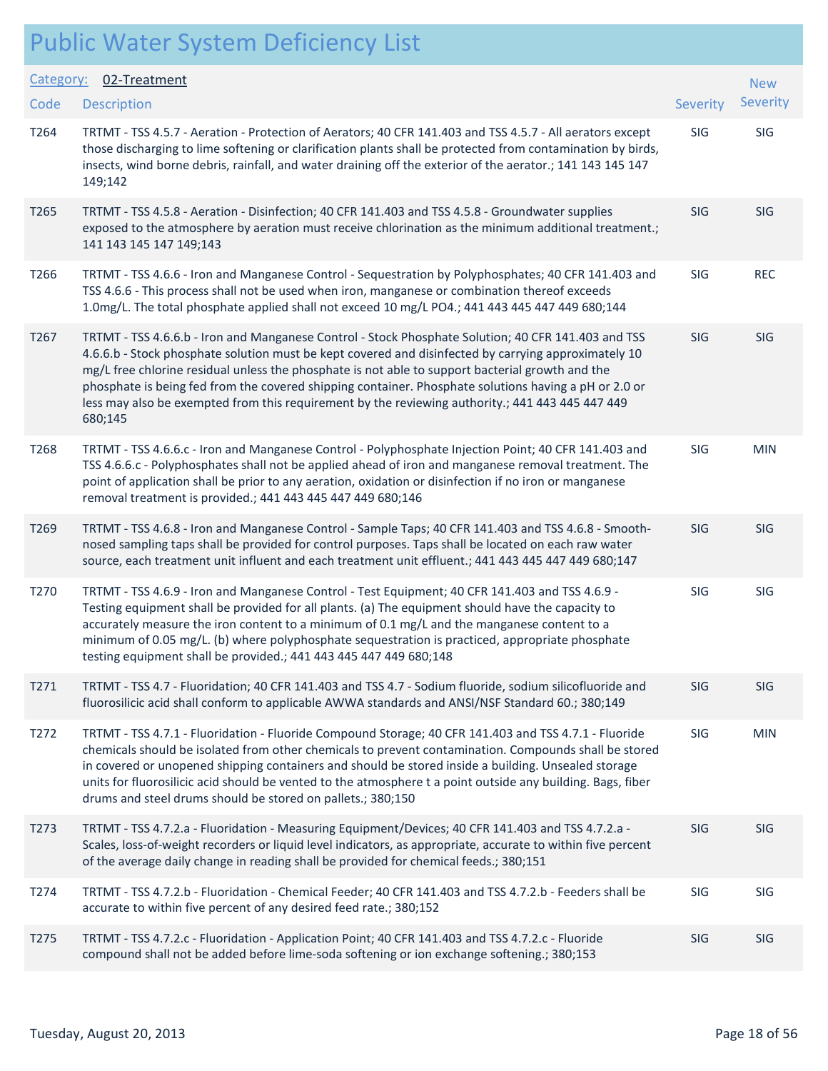# Public Water System Deficiency List

**Category:** 02-Treatment

| Code | Description | Severity | New Severity |
|---|---|---|---|
| T264 | TRTMT - TSS 4.5.7 - Aeration - Protection of Aerators; 40 CFR 141.403 and TSS 4.5.7 - All aerators except those discharging to lime softening or clarification plants shall be protected from contamination by birds, insects, wind borne debris, rainfall, and water draining off the exterior of the aerator.; 141 143 145 147 149;142 | SIG | SIG |
| T265 | TRTMT - TSS 4.5.8 - Aeration - Disinfection; 40 CFR 141.403 and TSS 4.5.8 - Groundwater supplies exposed to the atmosphere by aeration must receive chlorination as the minimum additional treatment.; 141 143 145 147 149;143 | SIG | SIG |
| T266 | TRTMT - TSS 4.6.6 - Iron and Manganese Control - Sequestration by Polyphosphates; 40 CFR 141.403 and TSS 4.6.6 - This process shall not be used when iron, manganese or combination thereof exceeds 1.0mg/L. The total phosphate applied shall not exceed 10 mg/L PO4.; 441 443 445 447 449 680;144 | SIG | REC |
| T267 | TRTMT - TSS 4.6.6.b - Iron and Manganese Control - Stock Phosphate Solution; 40 CFR 141.403 and TSS 4.6.6.b - Stock phosphate solution must be kept covered and disinfected by carrying approximately 10 mg/L free chlorine residual unless the phosphate is not able to support bacterial growth and the phosphate is being fed from the covered shipping container. Phosphate solutions having a pH or 2.0 or less may also be exempted from this requirement by the reviewing authority.; 441 443 445 447 449 680;145 | SIG | SIG |
| T268 | TRTMT - TSS 4.6.6.c - Iron and Manganese Control - Polyphosphate Injection Point; 40 CFR 141.403 and TSS 4.6.6.c - Polyphosphates shall not be applied ahead of iron and manganese removal treatment. The point of application shall be prior to any aeration, oxidation or disinfection if no iron or manganese removal treatment is provided.; 441 443 445 447 449 680;146 | SIG | MIN |
| T269 | TRTMT - TSS 4.6.8 - Iron and Manganese Control - Sample Taps; 40 CFR 141.403 and TSS 4.6.8 - Smooth-nosed sampling taps shall be provided for control purposes. Taps shall be located on each raw water source, each treatment unit influent and each treatment unit effluent.; 441 443 445 447 449 680;147 | SIG | SIG |
| T270 | TRTMT - TSS 4.6.9 - Iron and Manganese Control - Test Equipment; 40 CFR 141.403 and TSS 4.6.9 - Testing equipment shall be provided for all plants. (a) The equipment should have the capacity to accurately measure the iron content to a minimum of 0.1 mg/L and the manganese content to a minimum of 0.05 mg/L. (b) where polyphosphate sequestration is practiced, appropriate phosphate testing equipment shall be provided.; 441 443 445 447 449 680;148 | SIG | SIG |
| T271 | TRTMT - TSS 4.7 - Fluoridation; 40 CFR 141.403 and TSS 4.7 - Sodium fluoride, sodium silicofluoride and fluorosilicic acid shall conform to applicable AWWA standards and ANSI/NSF Standard 60.; 380;149 | SIG | SIG |
| T272 | TRTMT - TSS 4.7.1 - Fluoridation - Fluoride Compound Storage; 40 CFR 141.403 and TSS 4.7.1 - Fluoride chemicals should be isolated from other chemicals to prevent contamination. Compounds shall be stored in covered or unopened shipping containers and should be stored inside a building. Unsealed storage units for fluorosilicic acid should be vented to the atmosphere t a point outside any building. Bags, fiber drums and steel drums should be stored on pallets.; 380;150 | SIG | MIN |
| T273 | TRTMT - TSS 4.7.2.a - Fluoridation - Measuring Equipment/Devices; 40 CFR 141.403 and TSS 4.7.2.a - Scales, loss-of-weight recorders or liquid level indicators, as appropriate, accurate to within five percent of the average daily change in reading shall be provided for chemical feeds.; 380;151 | SIG | SIG |
| T274 | TRTMT - TSS 4.7.2.b - Fluoridation - Chemical Feeder; 40 CFR 141.403 and TSS 4.7.2.b - Feeders shall be accurate to within five percent of any desired feed rate.; 380;152 | SIG | SIG |
| T275 | TRTMT - TSS 4.7.2.c - Fluoridation - Application Point; 40 CFR 141.403 and TSS 4.7.2.c - Fluoride compound shall not be added before lime-soda softening or ion exchange softening.; 380;153 | SIG | SIG |

Tuesday, August 20, 2013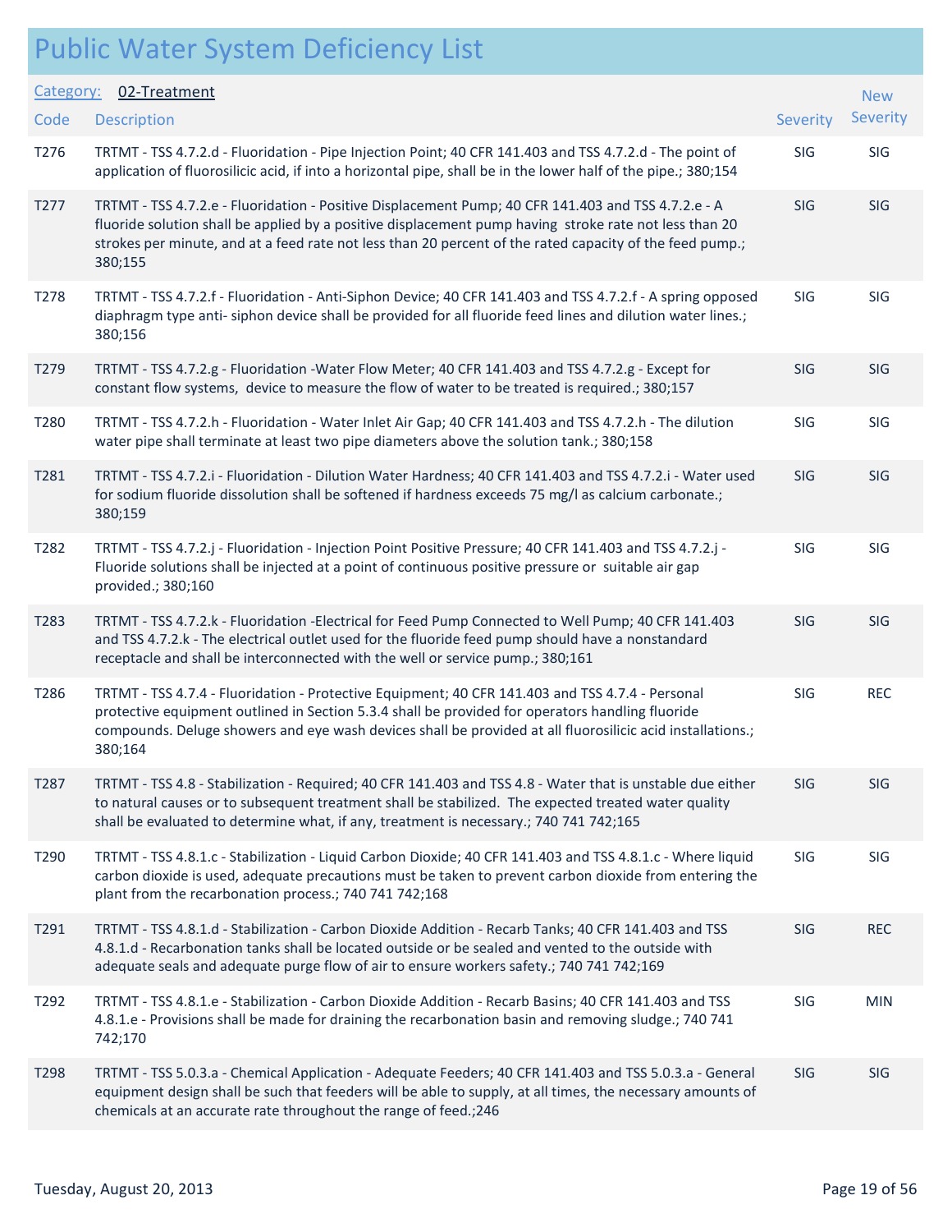# Public Water System Deficiency List

Category: 02-Treatment

| Code | Description | Severity | New Severity |
|---|---|---|---|
| T276 | TRTMT - TSS 4.7.2.d - Fluoridation - Pipe Injection Point; 40 CFR 141.403 and TSS 4.7.2.d - The point of application of fluorosilicic acid, if into a horizontal pipe, shall be in the lower half of the pipe.; 380;154 | SIG | SIG |
| T277 | TRTMT - TSS 4.7.2.e - Fluoridation - Positive Displacement Pump; 40 CFR 141.403 and TSS 4.7.2.e - A fluoride solution shall be applied by a positive displacement pump having stroke rate not less than 20 strokes per minute, and at a feed rate not less than 20 percent of the rated capacity of the feed pump.; 380;155 | SIG | SIG |
| T278 | TRTMT - TSS 4.7.2.f - Fluoridation - Anti-Siphon Device; 40 CFR 141.403 and TSS 4.7.2.f - A spring opposed diaphragm type anti- siphon device shall be provided for all fluoride feed lines and dilution water lines.; 380;156 | SIG | SIG |
| T279 | TRTMT - TSS 4.7.2.g - Fluoridation -Water Flow Meter; 40 CFR 141.403 and TSS 4.7.2.g - Except for constant flow systems, device to measure the flow of water to be treated is required.; 380;157 | SIG | SIG |
| T280 | TRTMT - TSS 4.7.2.h - Fluoridation - Water Inlet Air Gap; 40 CFR 141.403 and TSS 4.7.2.h - The dilution water pipe shall terminate at least two pipe diameters above the solution tank.; 380;158 | SIG | SIG |
| T281 | TRTMT - TSS 4.7.2.i - Fluoridation - Dilution Water Hardness; 40 CFR 141.403 and TSS 4.7.2.i - Water used for sodium fluoride dissolution shall be softened if hardness exceeds 75 mg/l as calcium carbonate.; 380;159 | SIG | SIG |
| T282 | TRTMT - TSS 4.7.2.j - Fluoridation - Injection Point Positive Pressure; 40 CFR 141.403 and TSS 4.7.2.j - Fluoride solutions shall be injected at a point of continuous positive pressure or suitable air gap provided.; 380;160 | SIG | SIG |
| T283 | TRTMT - TSS 4.7.2.k - Fluoridation -Electrical for Feed Pump Connected to Well Pump; 40 CFR 141.403 and TSS 4.7.2.k - The electrical outlet used for the fluoride feed pump should have a nonstandard receptacle and shall be interconnected with the well or service pump.; 380;161 | SIG | SIG |
| T286 | TRTMT - TSS 4.7.4 - Fluoridation - Protective Equipment; 40 CFR 141.403 and TSS 4.7.4 - Personal protective equipment outlined in Section 5.3.4 shall be provided for operators handling fluoride compounds. Deluge showers and eye wash devices shall be provided at all fluorosilicic acid installations.; 380;164 | SIG | REC |
| T287 | TRTMT - TSS 4.8 - Stabilization - Required; 40 CFR 141.403 and TSS 4.8 - Water that is unstable due either to natural causes or to subsequent treatment shall be stabilized. The expected treated water quality shall be evaluated to determine what, if any, treatment is necessary.; 740 741 742;165 | SIG | SIG |
| T290 | TRTMT - TSS 4.8.1.c - Stabilization - Liquid Carbon Dioxide; 40 CFR 141.403 and TSS 4.8.1.c - Where liquid carbon dioxide is used, adequate precautions must be taken to prevent carbon dioxide from entering the plant from the recarbonation process.; 740 741 742;168 | SIG | SIG |
| T291 | TRTMT - TSS 4.8.1.d - Stabilization - Carbon Dioxide Addition - Recarb Tanks; 40 CFR 141.403 and TSS 4.8.1.d - Recarbonation tanks shall be located outside or be sealed and vented to the outside with adequate seals and adequate purge flow of air to ensure workers safety.; 740 741 742;169 | SIG | REC |
| T292 | TRTMT - TSS 4.8.1.e - Stabilization - Carbon Dioxide Addition - Recarb Basins; 40 CFR 141.403 and TSS 4.8.1.e - Provisions shall be made for draining the recarbonation basin and removing sludge.; 740 741 742;170 | SIG | MIN |
| T298 | TRTMT - TSS 5.0.3.a - Chemical Application - Adequate Feeders; 40 CFR 141.403 and TSS 5.0.3.a - General equipment design shall be such that feeders will be able to supply, at all times, the necessary amounts of chemicals at an accurate rate throughout the range of feed.;246 | SIG | SIG |

Tuesday, August 20, 2013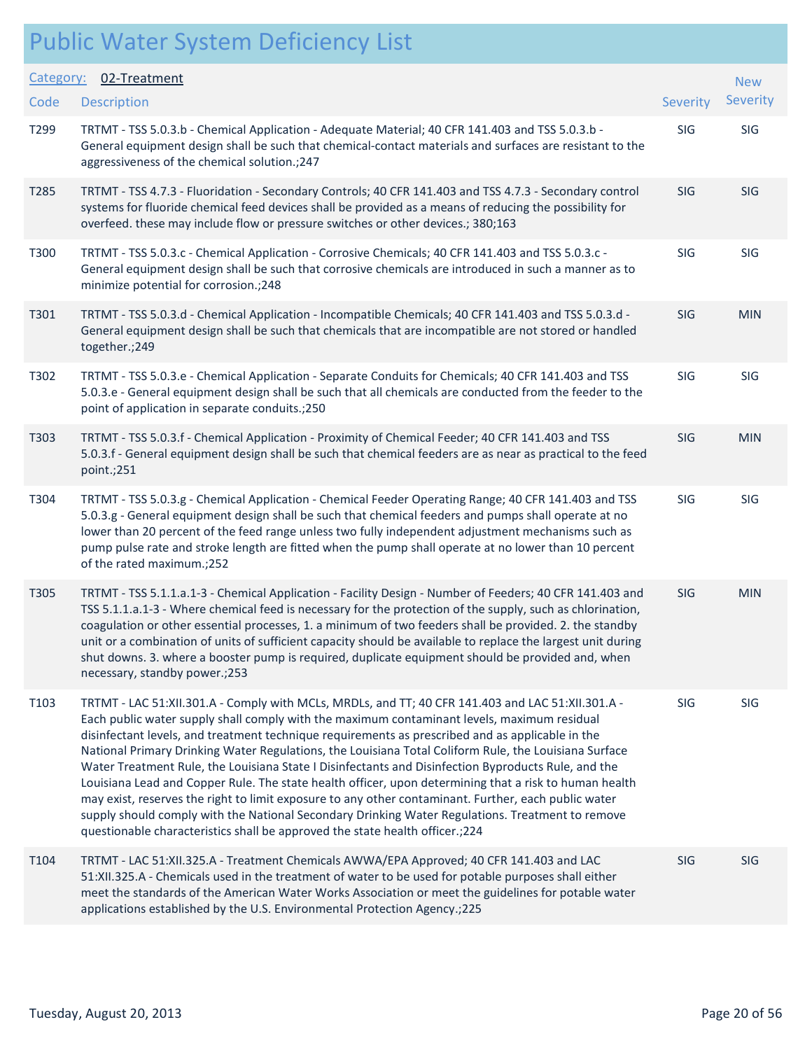# Public Water System Deficiency List

Category: 02-Treatment

| Code | Description | Severity | New Severity |
| --- | --- | --- | --- |
| T299 | TRTMT - TSS 5.0.3.b - Chemical Application - Adequate Material; 40 CFR 141.403 and TSS 5.0.3.b - General equipment design shall be such that chemical-contact materials and surfaces are resistant to the aggressiveness of the chemical solution.;247 | SIG | SIG |
| T285 | TRTMT - TSS 4.7.3 - Fluoridation - Secondary Controls; 40 CFR 141.403 and TSS 4.7.3 - Secondary control systems for fluoride chemical feed devices shall be provided as a means of reducing the possibility for overfeed. these may include flow or pressure switches or other devices.; 380;163 | SIG | SIG |
| T300 | TRTMT - TSS 5.0.3.c - Chemical Application - Corrosive Chemicals; 40 CFR 141.403 and TSS 5.0.3.c - General equipment design shall be such that corrosive chemicals are introduced in such a manner as to minimize potential for corrosion.;248 | SIG | SIG |
| T301 | TRTMT - TSS 5.0.3.d - Chemical Application - Incompatible Chemicals; 40 CFR 141.403 and TSS 5.0.3.d - General equipment design shall be such that chemicals that are incompatible are not stored or handled together.;249 | SIG | MIN |
| T302 | TRTMT - TSS 5.0.3.e - Chemical Application - Separate Conduits for Chemicals; 40 CFR 141.403 and TSS 5.0.3.e - General equipment design shall be such that all chemicals are conducted from the feeder to the point of application in separate conduits.;250 | SIG | SIG |
| T303 | TRTMT - TSS 5.0.3.f - Chemical Application - Proximity of Chemical Feeder; 40 CFR 141.403 and TSS 5.0.3.f - General equipment design shall be such that chemical feeders are as near as practical to the feed point.;251 | SIG | MIN |
| T304 | TRTMT - TSS 5.0.3.g - Chemical Application - Chemical Feeder Operating Range; 40 CFR 141.403 and TSS 5.0.3.g - General equipment design shall be such that chemical feeders and pumps shall operate at no lower than 20 percent of the feed range unless two fully independent adjustment mechanisms such as pump pulse rate and stroke length are fitted when the pump shall operate at no lower than 10 percent of the rated maximum.;252 | SIG | SIG |
| T305 | TRTMT - TSS 5.1.1.a.1-3 - Chemical Application - Facility Design - Number of Feeders; 40 CFR 141.403 and TSS 5.1.1.a.1-3 - Where chemical feed is necessary for the protection of the supply, such as chlorination, coagulation or other essential processes, 1. a minimum of two feeders shall be provided. 2. the standby unit or a combination of units of sufficient capacity should be available to replace the largest unit during shut downs. 3. where a booster pump is required, duplicate equipment should be provided and, when necessary, standby power.;253 | SIG | MIN |
| T103 | TRTMT - LAC 51:XII.301.A - Comply with MCLs, MRDLs, and TT; 40 CFR 141.403 and LAC 51:XII.301.A - Each public water supply shall comply with the maximum contaminant levels, maximum residual disinfectant levels, and treatment technique requirements as prescribed and as applicable in the National Primary Drinking Water Regulations, the Louisiana Total Coliform Rule, the Louisiana Surface Water Treatment Rule, the Louisiana State I Disinfectants and Disinfection Byproducts Rule, and the Louisiana Lead and Copper Rule. The state health officer, upon determining that a risk to human health may exist, reserves the right to limit exposure to any other contaminant. Further, each public water supply should comply with the National Secondary Drinking Water Regulations. Treatment to remove questionable characteristics shall be approved the state health officer.;224 | SIG | SIG |
| T104 | TRTMT - LAC 51:XII.325.A - Treatment Chemicals AWWA/EPA Approved; 40 CFR 141.403 and LAC 51:XII.325.A - Chemicals used in the treatment of water to be used for potable purposes shall either meet the standards of the American Water Works Association or meet the guidelines for potable water applications established by the U.S. Environmental Protection Agency.;225 | SIG | SIG |

Tuesday, August 20, 2013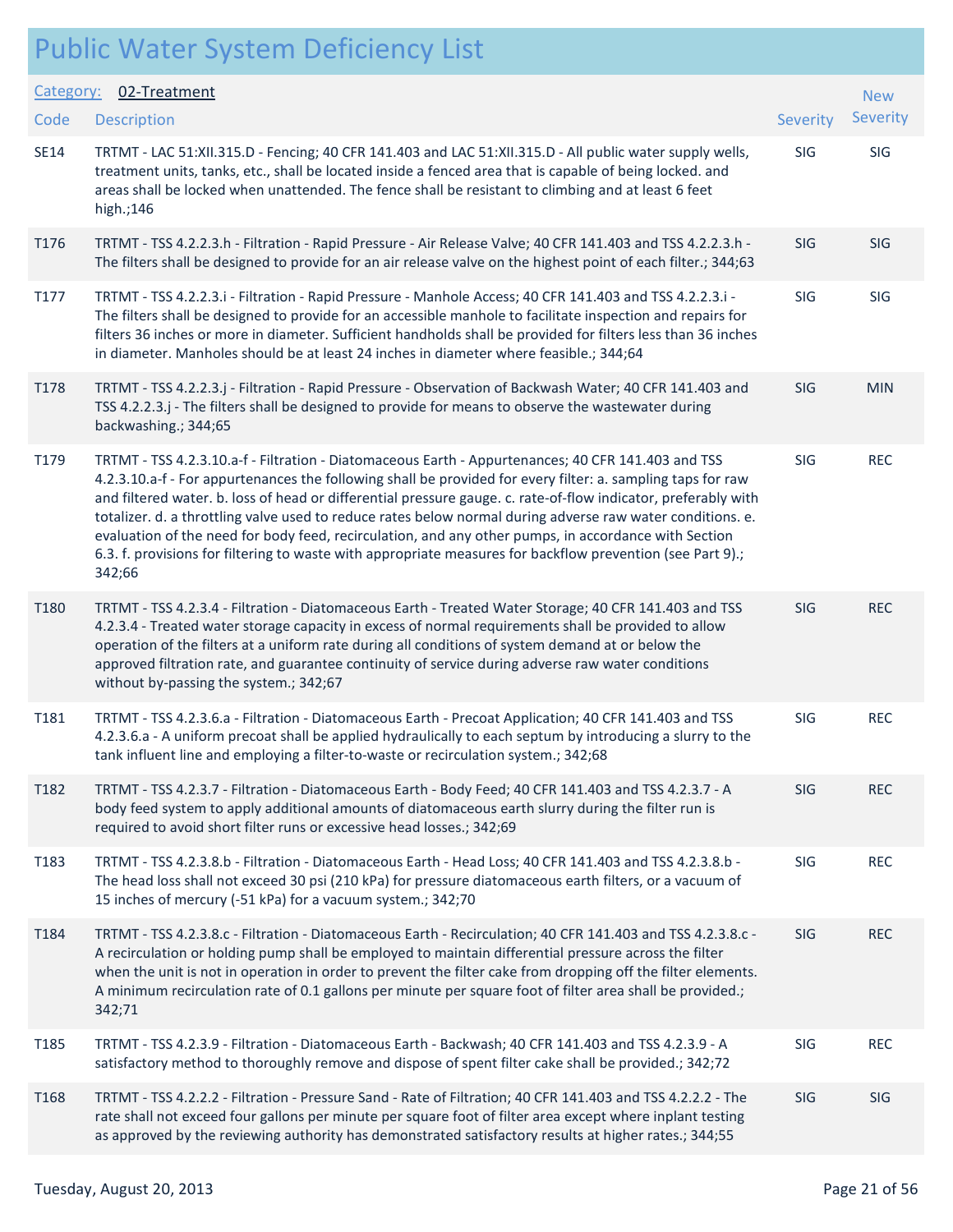# Public Water System Deficiency List

**Category: 02-Treatment**

| Code | Description | Severity | New Severity |
|---|---|---|---|
| SE14 | TRTMT - LAC 51:XII.315.D - Fencing; 40 CFR 141.403 and LAC 51:XII.315.D - All public water supply wells, treatment units, tanks, etc., shall be located inside a fenced area that is capable of being locked. and areas shall be locked when unattended. The fence shall be resistant to climbing and at least 6 feet high.;146 | SIG | SIG |
| T176 | TRTMT - TSS 4.2.2.3.h - Filtration - Rapid Pressure - Air Release Valve; 40 CFR 141.403 and TSS 4.2.2.3.h - The filters shall be designed to provide for an air release valve on the highest point of each filter.; 344;63 | SIG | SIG |
| T177 | TRTMT - TSS 4.2.2.3.i - Filtration - Rapid Pressure - Manhole Access; 40 CFR 141.403 and TSS 4.2.2.3.i - The filters shall be designed to provide for an accessible manhole to facilitate inspection and repairs for filters 36 inches or more in diameter. Sufficient handholds shall be provided for filters less than 36 inches in diameter. Manholes should be at least 24 inches in diameter where feasible.; 344;64 | SIG | SIG |
| T178 | TRTMT - TSS 4.2.2.3.j - Filtration - Rapid Pressure - Observation of Backwash Water; 40 CFR 141.403 and TSS 4.2.2.3.j - The filters shall be designed to provide for means to observe the wastewater during backwashing.; 344;65 | SIG | MIN |
| T179 | TRTMT - TSS 4.2.3.10.a-f - Filtration - Diatomaceous Earth - Appurtenances; 40 CFR 141.403 and TSS 4.2.3.10.a-f - For appurtenances the following shall be provided for every filter: a. sampling taps for raw and filtered water. b. loss of head or differential pressure gauge. c. rate-of-flow indicator, preferably with totalizer. d. a throttling valve used to reduce rates below normal during adverse raw water conditions. e. evaluation of the need for body feed, recirculation, and any other pumps, in accordance with Section 6.3. f. provisions for filtering to waste with appropriate measures for backflow prevention (see Part 9).; 342;66 | SIG | REC |
| T180 | TRTMT - TSS 4.2.3.4 - Filtration - Diatomaceous Earth - Treated Water Storage; 40 CFR 141.403 and TSS 4.2.3.4 - Treated water storage capacity in excess of normal requirements shall be provided to allow operation of the filters at a uniform rate during all conditions of system demand at or below the approved filtration rate, and guarantee continuity of service during adverse raw water conditions without by-passing the system.; 342;67 | SIG | REC |
| T181 | TRTMT - TSS 4.2.3.6.a - Filtration - Diatomaceous Earth - Precoat Application; 40 CFR 141.403 and TSS 4.2.3.6.a - A uniform precoat shall be applied hydraulically to each septum by introducing a slurry to the tank influent line and employing a filter-to-waste or recirculation system.; 342;68 | SIG | REC |
| T182 | TRTMT - TSS 4.2.3.7 - Filtration - Diatomaceous Earth - Body Feed; 40 CFR 141.403 and TSS 4.2.3.7 - A body feed system to apply additional amounts of diatomaceous earth slurry during the filter run is required to avoid short filter runs or excessive head losses.; 342;69 | SIG | REC |
| T183 | TRTMT - TSS 4.2.3.8.b - Filtration - Diatomaceous Earth - Head Loss; 40 CFR 141.403 and TSS 4.2.3.8.b - The head loss shall not exceed 30 psi (210 kPa) for pressure diatomaceous earth filters, or a vacuum of 15 inches of mercury (-51 kPa) for a vacuum system.; 342;70 | SIG | REC |
| T184 | TRTMT - TSS 4.2.3.8.c - Filtration - Diatomaceous Earth - Recirculation; 40 CFR 141.403 and TSS 4.2.3.8.c - A recirculation or holding pump shall be employed to maintain differential pressure across the filter when the unit is not in operation in order to prevent the filter cake from dropping off the filter elements. A minimum recirculation rate of 0.1 gallons per minute per square foot of filter area shall be provided.; 342;71 | SIG | REC |
| T185 | TRTMT - TSS 4.2.3.9 - Filtration - Diatomaceous Earth - Backwash; 40 CFR 141.403 and TSS 4.2.3.9 - A satisfactory method to thoroughly remove and dispose of spent filter cake shall be provided.; 342;72 | SIG | REC |
| T168 | TRTMT - TSS 4.2.2.2 - Filtration - Pressure Sand - Rate of Filtration; 40 CFR 141.403 and TSS 4.2.2.2 - The rate shall not exceed four gallons per minute per square foot of filter area except where inplant testing as approved by the reviewing authority has demonstrated satisfactory results at higher rates.; 344;55 | SIG | SIG |

Tuesday, August 20, 2013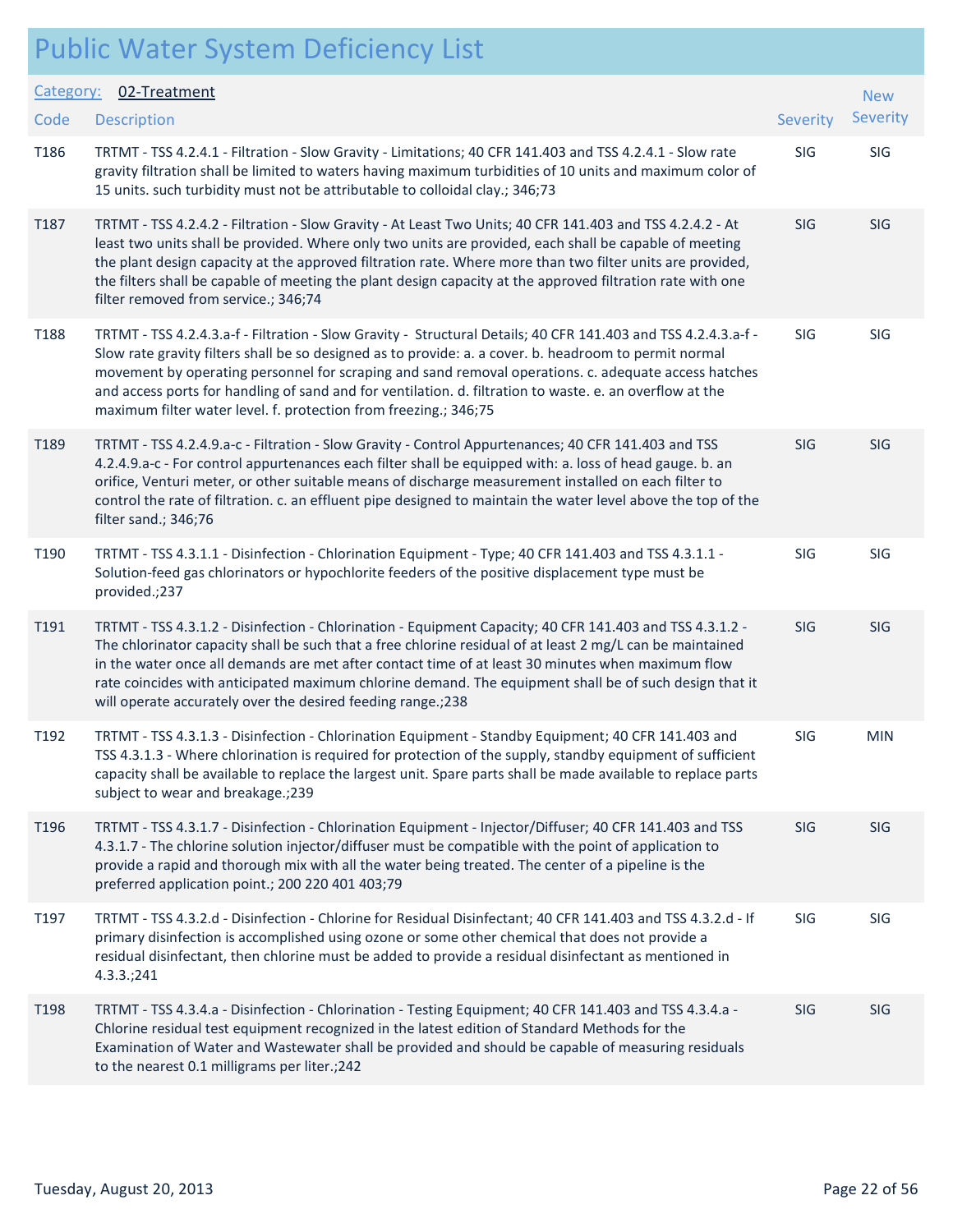# Public Water System Deficiency List

**Category:** 02-Treatment

| Code | Description | Severity | New Severity |
|---|---|---|---|
| T186 | TRTMT - TSS 4.2.4.1 - Filtration - Slow Gravity - Limitations; 40 CFR 141.403 and TSS 4.2.4.1 - Slow rate gravity filtration shall be limited to waters having maximum turbidities of 10 units and maximum color of 15 units. such turbidity must not be attributable to colloidal clay.; 346;73 | SIG | SIG |
| T187 | TRTMT - TSS 4.2.4.2 - Filtration - Slow Gravity - At Least Two Units; 40 CFR 141.403 and TSS 4.2.4.2 - At least two units shall be provided. Where only two units are provided, each shall be capable of meeting the plant design capacity at the approved filtration rate. Where more than two filter units are provided, the filters shall be capable of meeting the plant design capacity at the approved filtration rate with one filter removed from service.; 346;74 | SIG | SIG |
| T188 | TRTMT - TSS 4.2.4.3.a-f - Filtration - Slow Gravity - Structural Details; 40 CFR 141.403 and TSS 4.2.4.3.a-f - Slow rate gravity filters shall be so designed as to provide: a. a cover. b. headroom to permit normal movement by operating personnel for scraping and sand removal operations. c. adequate access hatches and access ports for handling of sand and for ventilation. d. filtration to waste. e. an overflow at the maximum filter water level. f. protection from freezing.; 346;75 | SIG | SIG |
| T189 | TRTMT - TSS 4.2.4.9.a-c - Filtration - Slow Gravity - Control Appurtenances; 40 CFR 141.403 and TSS 4.2.4.9.a-c - For control appurtenances each filter shall be equipped with: a. loss of head gauge. b. an orifice, Venturi meter, or other suitable means of discharge measurement installed on each filter to control the rate of filtration. c. an effluent pipe designed to maintain the water level above the top of the filter sand.; 346;76 | SIG | SIG |
| T190 | TRTMT - TSS 4.3.1.1 - Disinfection - Chlorination Equipment - Type; 40 CFR 141.403 and TSS 4.3.1.1 - Solution-feed gas chlorinators or hypochlorite feeders of the positive displacement type must be provided.;237 | SIG | SIG |
| T191 | TRTMT - TSS 4.3.1.2 - Disinfection - Chlorination - Equipment Capacity; 40 CFR 141.403 and TSS 4.3.1.2 - The chlorinator capacity shall be such that a free chlorine residual of at least 2 mg/L can be maintained in the water once all demands are met after contact time of at least 30 minutes when maximum flow rate coincides with anticipated maximum chlorine demand. The equipment shall be of such design that it will operate accurately over the desired feeding range.;238 | SIG | SIG |
| T192 | TRTMT - TSS 4.3.1.3 - Disinfection - Chlorination Equipment - Standby Equipment; 40 CFR 141.403 and TSS 4.3.1.3 - Where chlorination is required for protection of the supply, standby equipment of sufficient capacity shall be available to replace the largest unit. Spare parts shall be made available to replace parts subject to wear and breakage.;239 | SIG | MIN |
| T196 | TRTMT - TSS 4.3.1.7 - Disinfection - Chlorination Equipment - Injector/Diffuser; 40 CFR 141.403 and TSS 4.3.1.7 - The chlorine solution injector/diffuser must be compatible with the point of application to provide a rapid and thorough mix with all the water being treated. The center of a pipeline is the preferred application point.; 200 220 401 403;79 | SIG | SIG |
| T197 | TRTMT - TSS 4.3.2.d - Disinfection - Chlorine for Residual Disinfectant; 40 CFR 141.403 and TSS 4.3.2.d - If primary disinfection is accomplished using ozone or some other chemical that does not provide a residual disinfectant, then chlorine must be added to provide a residual disinfectant as mentioned in 4.3.3.;241 | SIG | SIG |
| T198 | TRTMT - TSS 4.3.4.a - Disinfection - Chlorination - Testing Equipment; 40 CFR 141.403 and TSS 4.3.4.a - Chlorine residual test equipment recognized in the latest edition of Standard Methods for the Examination of Water and Wastewater shall be provided and should be capable of measuring residuals to the nearest 0.1 milligrams per liter.;242 | SIG | SIG |

Tuesday, August 20, 2013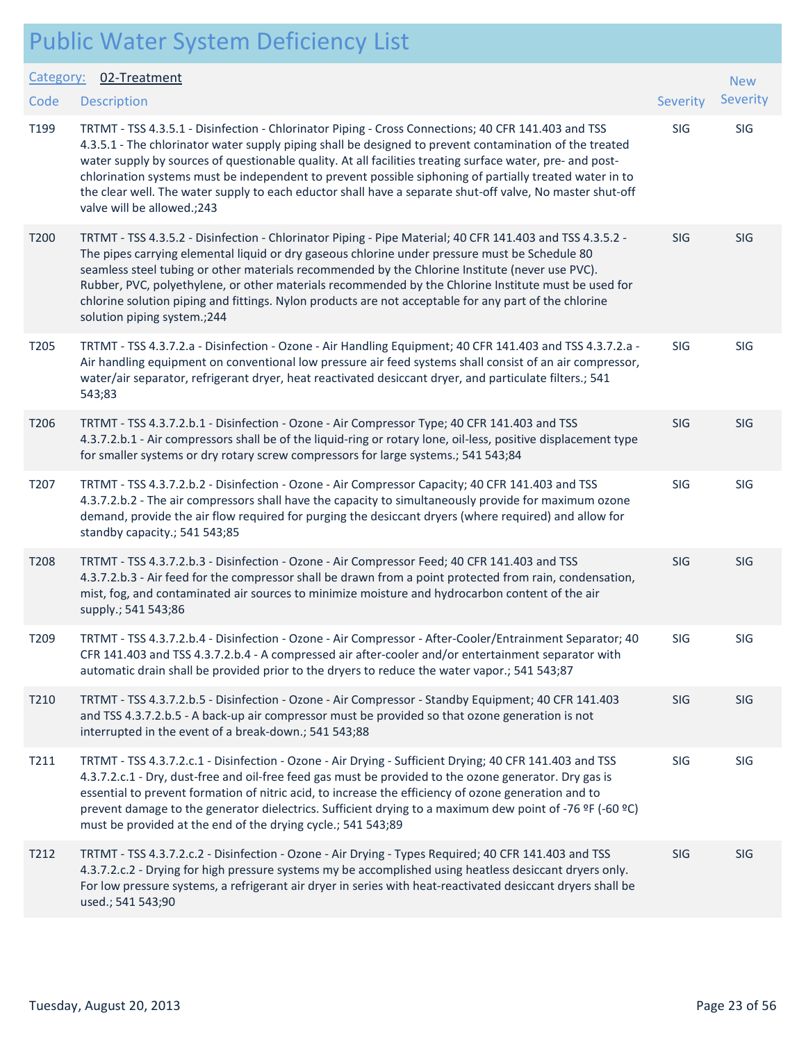# Public Water System Deficiency List

**Category:** 02-Treatment

| Code | Description | Severity | New Severity |
|---|---|---|---|
| T199 | TRTMT - TSS 4.3.5.1 - Disinfection - Chlorinator Piping - Cross Connections; 40 CFR 141.403 and TSS 4.3.5.1 - The chlorinator water supply piping shall be designed to prevent contamination of the treated water supply by sources of questionable quality. At all facilities treating surface water, pre- and post-chlorination systems must be independent to prevent possible siphoning of partially treated water in to the clear well. The water supply to each eductor shall have a separate shut-off valve, No master shut-off valve will be allowed.;243 | SIG | SIG |
| T200 | TRTMT - TSS 4.3.5.2 - Disinfection - Chlorinator Piping - Pipe Material; 40 CFR 141.403 and TSS 4.3.5.2 - The pipes carrying elemental liquid or dry gaseous chlorine under pressure must be Schedule 80 seamless steel tubing or other materials recommended by the Chlorine Institute (never use PVC). Rubber, PVC, polyethylene, or other materials recommended by the Chlorine Institute must be used for chlorine solution piping and fittings. Nylon products are not acceptable for any part of the chlorine solution piping system.;244 | SIG | SIG |
| T205 | TRTMT - TSS 4.3.7.2.a - Disinfection - Ozone - Air Handling Equipment; 40 CFR 141.403 and TSS 4.3.7.2.a - Air handling equipment on conventional low pressure air feed systems shall consist of an air compressor, water/air separator, refrigerant dryer, heat reactivated desiccant dryer, and particulate filters.; 541 543;83 | SIG | SIG |
| T206 | TRTMT - TSS 4.3.7.2.b.1 - Disinfection - Ozone - Air Compressor Type; 40 CFR 141.403 and TSS 4.3.7.2.b.1 - Air compressors shall be of the liquid-ring or rotary lone, oil-less, positive displacement type for smaller systems or dry rotary screw compressors for large systems.; 541 543;84 | SIG | SIG |
| T207 | TRTMT - TSS 4.3.7.2.b.2 - Disinfection - Ozone - Air Compressor Capacity; 40 CFR 141.403 and TSS 4.3.7.2.b.2 - The air compressors shall have the capacity to simultaneously provide for maximum ozone demand, provide the air flow required for purging the desiccant dryers (where required) and allow for standby capacity.; 541 543;85 | SIG | SIG |
| T208 | TRTMT - TSS 4.3.7.2.b.3 - Disinfection - Ozone - Air Compressor Feed; 40 CFR 141.403 and TSS 4.3.7.2.b.3 - Air feed for the compressor shall be drawn from a point protected from rain, condensation, mist, fog, and contaminated air sources to minimize moisture and hydrocarbon content of the air supply.; 541 543;86 | SIG | SIG |
| T209 | TRTMT - TSS 4.3.7.2.b.4 - Disinfection - Ozone - Air Compressor - After-Cooler/Entrainment Separator; 40 CFR 141.403 and TSS 4.3.7.2.b.4 - A compressed air after-cooler and/or entertainment separator with automatic drain shall be provided prior to the dryers to reduce the water vapor.; 541 543;87 | SIG | SIG |
| T210 | TRTMT - TSS 4.3.7.2.b.5 - Disinfection - Ozone - Air Compressor - Standby Equipment; 40 CFR 141.403 and TSS 4.3.7.2.b.5 - A back-up air compressor must be provided so that ozone generation is not interrupted in the event of a break-down.; 541 543;88 | SIG | SIG |
| T211 | TRTMT - TSS 4.3.7.2.c.1 - Disinfection - Ozone - Air Drying - Sufficient Drying; 40 CFR 141.403 and TSS 4.3.7.2.c.1 - Dry, dust-free and oil-free feed gas must be provided to the ozone generator. Dry gas is essential to prevent formation of nitric acid, to increase the efficiency of ozone generation and to prevent damage to the generator dielectrics. Sufficient drying to a maximum dew point of -76 ºF (-60 ºC) must be provided at the end of the drying cycle.; 541 543;89 | SIG | SIG |
| T212 | TRTMT - TSS 4.3.7.2.c.2 - Disinfection - Ozone - Air Drying - Types Required; 40 CFR 141.403 and TSS 4.3.7.2.c.2 - Drying for high pressure systems my be accomplished using heatless desiccant dryers only. For low pressure systems, a refrigerant air dryer in series with heat-reactivated desiccant dryers shall be used.; 541 543;90 | SIG | SIG |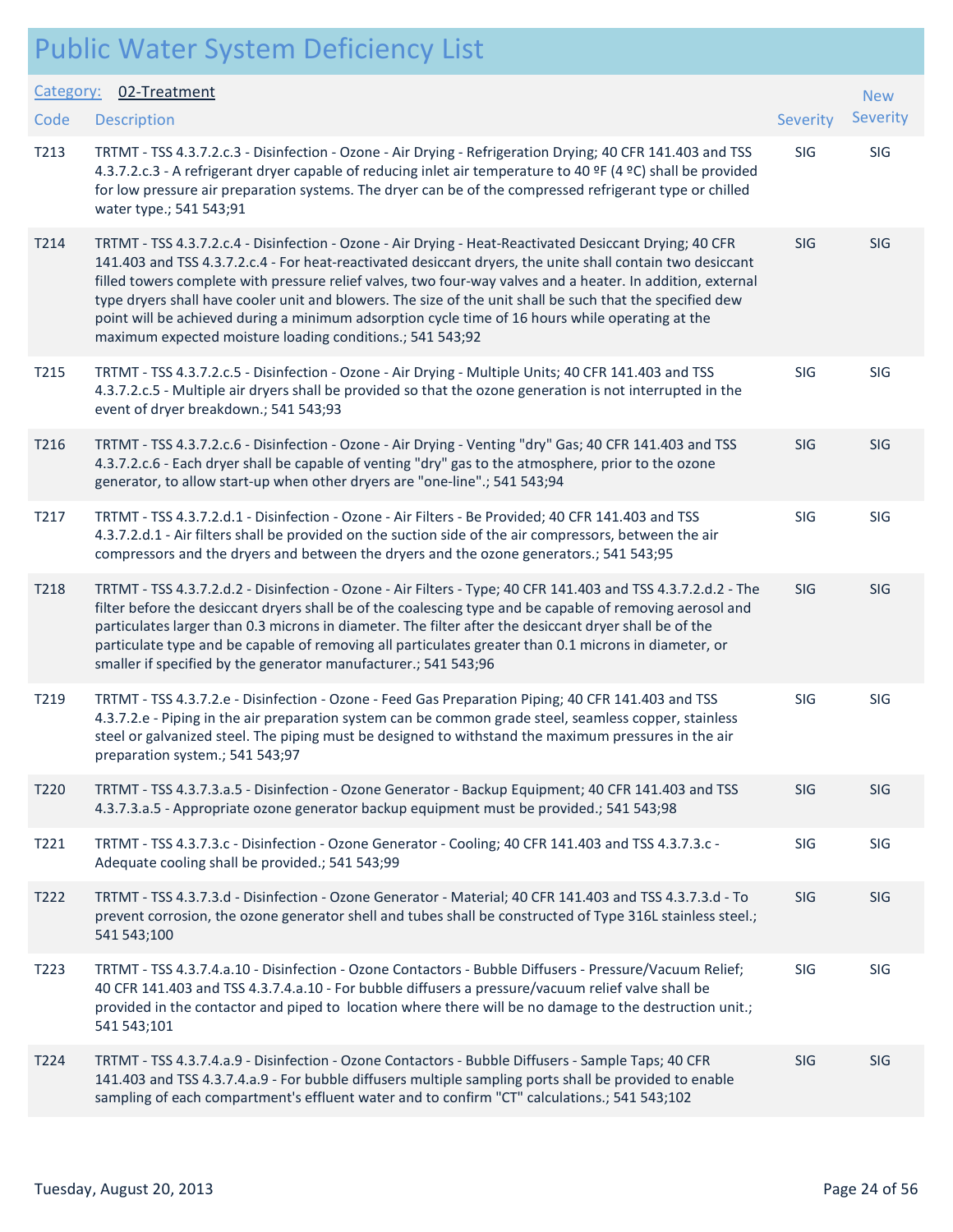# Public Water System Deficiency List

Category: 02-Treatment

| Code | Description | Severity | New Severity |
|---|---|---|---|
| T213 | TRTMT - TSS 4.3.7.2.c.3 - Disinfection - Ozone - Air Drying - Refrigeration Drying; 40 CFR 141.403 and TSS 4.3.7.2.c.3 - A refrigerant dryer capable of reducing inlet air temperature to 40 ºF (4 ºC) shall be provided for low pressure air preparation systems. The dryer can be of the compressed refrigerant type or chilled water type.; 541 543;91 | SIG | SIG |
| T214 | TRTMT - TSS 4.3.7.2.c.4 - Disinfection - Ozone - Air Drying - Heat-Reactivated Desiccant Drying; 40 CFR 141.403 and TSS 4.3.7.2.c.4 - For heat-reactivated desiccant dryers, the unite shall contain two desiccant filled towers complete with pressure relief valves, two four-way valves and a heater. In addition, external type dryers shall have cooler unit and blowers. The size of the unit shall be such that the specified dew point will be achieved during a minimum adsorption cycle time of 16 hours while operating at the maximum expected moisture loading conditions.; 541 543;92 | SIG | SIG |
| T215 | TRTMT - TSS 4.3.7.2.c.5 - Disinfection - Ozone - Air Drying - Multiple Units; 40 CFR 141.403 and TSS 4.3.7.2.c.5 - Multiple air dryers shall be provided so that the ozone generation is not interrupted in the event of dryer breakdown.; 541 543;93 | SIG | SIG |
| T216 | TRTMT - TSS 4.3.7.2.c.6 - Disinfection - Ozone - Air Drying - Venting "dry" Gas; 40 CFR 141.403 and TSS 4.3.7.2.c.6 - Each dryer shall be capable of venting "dry" gas to the atmosphere, prior to the ozone generator, to allow start-up when other dryers are "one-line".; 541 543;94 | SIG | SIG |
| T217 | TRTMT - TSS 4.3.7.2.d.1 - Disinfection - Ozone - Air Filters - Be Provided; 40 CFR 141.403 and TSS 4.3.7.2.d.1 - Air filters shall be provided on the suction side of the air compressors, between the air compressors and the dryers and between the dryers and the ozone generators.; 541 543;95 | SIG | SIG |
| T218 | TRTMT - TSS 4.3.7.2.d.2 - Disinfection - Ozone - Air Filters - Type; 40 CFR 141.403 and TSS 4.3.7.2.d.2 - The filter before the desiccant dryers shall be of the coalescing type and be capable of removing aerosol and particulates larger than 0.3 microns in diameter. The filter after the desiccant dryer shall be of the particulate type and be capable of removing all particulates greater than 0.1 microns in diameter, or smaller if specified by the generator manufacturer.; 541 543;96 | SIG | SIG |
| T219 | TRTMT - TSS 4.3.7.2.e - Disinfection - Ozone - Feed Gas Preparation Piping; 40 CFR 141.403 and TSS 4.3.7.2.e - Piping in the air preparation system can be common grade steel, seamless copper, stainless steel or galvanized steel. The piping must be designed to withstand the maximum pressures in the air preparation system.; 541 543;97 | SIG | SIG |
| T220 | TRTMT - TSS 4.3.7.3.a.5 - Disinfection - Ozone Generator - Backup Equipment; 40 CFR 141.403 and TSS 4.3.7.3.a.5 - Appropriate ozone generator backup equipment must be provided.; 541 543;98 | SIG | SIG |
| T221 | TRTMT - TSS 4.3.7.3.c - Disinfection - Ozone Generator - Cooling; 40 CFR 141.403 and TSS 4.3.7.3.c - Adequate cooling shall be provided.; 541 543;99 | SIG | SIG |
| T222 | TRTMT - TSS 4.3.7.3.d - Disinfection - Ozone Generator - Material; 40 CFR 141.403 and TSS 4.3.7.3.d - To prevent corrosion, the ozone generator shell and tubes shall be constructed of Type 316L stainless steel.; 541 543;100 | SIG | SIG |
| T223 | TRTMT - TSS 4.3.7.4.a.10 - Disinfection - Ozone Contactors - Bubble Diffusers - Pressure/Vacuum Relief; 40 CFR 141.403 and TSS 4.3.7.4.a.10 - For bubble diffusers a pressure/vacuum relief valve shall be provided in the contactor and piped to location where there will be no damage to the destruction unit.; 541 543;101 | SIG | SIG |
| T224 | TRTMT - TSS 4.3.7.4.a.9 - Disinfection - Ozone Contactors - Bubble Diffusers - Sample Taps; 40 CFR 141.403 and TSS 4.3.7.4.a.9 - For bubble diffusers multiple sampling ports shall be provided to enable sampling of each compartment's effluent water and to confirm "CT" calculations.; 541 543;102 | SIG | SIG |

Tuesday, August 20, 2013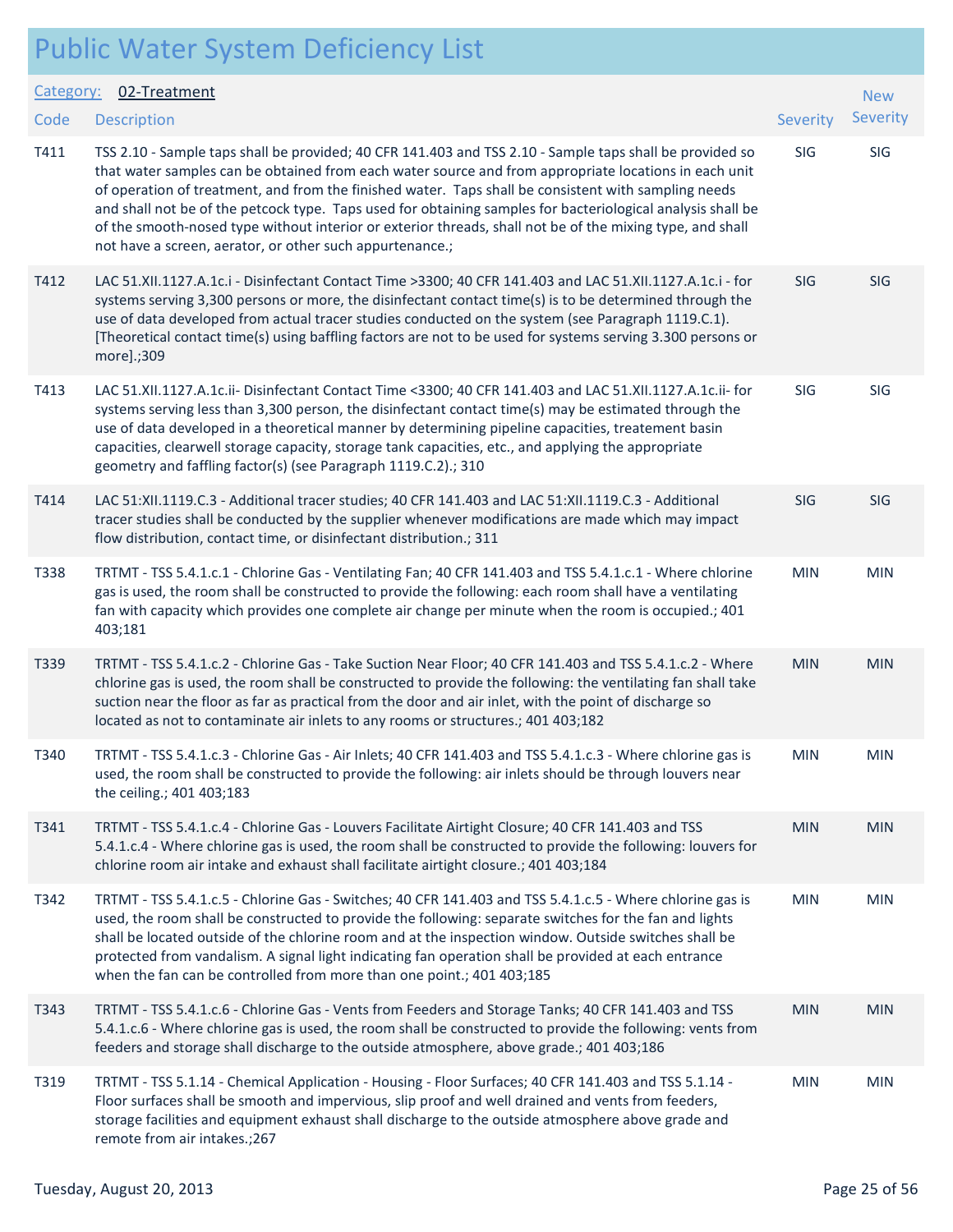# Public Water System Deficiency List

**Category:** 02-Treatment

| Code | Description | Severity | New Severity |
|---|---|---|---|
| T411 | TSS 2.10 - Sample taps shall be provided; 40 CFR 141.403 and TSS 2.10 - Sample taps shall be provided so that water samples can be obtained from each water source and from appropriate locations in each unit of operation of treatment, and from the finished water. Taps shall be consistent with sampling needs and shall not be of the petcock type. Taps used for obtaining samples for bacteriological analysis shall be of the smooth-nosed type without interior or exterior threads, shall not be of the mixing type, and shall not have a screen, aerator, or other such appurtenance.; | SIG | SIG |
| T412 | LAC 51.XII.1127.A.1c.i - Disinfectant Contact Time >3300; 40 CFR 141.403 and LAC 51.XII.1127.A.1c.i - for systems serving 3,300 persons or more, the disinfectant contact time(s) is to be determined through the use of data developed from actual tracer studies conducted on the system (see Paragraph 1119.C.1). [Theoretical contact time(s) using baffling factors are not to be used for systems serving 3.300 persons or more].;309 | SIG | SIG |
| T413 | LAC 51.XII.1127.A.1c.ii- Disinfectant Contact Time <3300; 40 CFR 141.403 and LAC 51.XII.1127.A.1c.ii- for systems serving less than 3,300 person, the disinfectant contact time(s) may be estimated through the use of data developed in a theoretical manner by determining pipeline capacities, treatement basin capacities, clearwell storage capacity, storage tank capacities, etc., and applying the appropriate geometry and faffling factor(s) (see Paragraph 1119.C.2).; 310 | SIG | SIG |
| T414 | LAC 51:XII.1119.C.3 - Additional tracer studies; 40 CFR 141.403 and LAC 51:XII.1119.C.3 - Additional tracer studies shall be conducted by the supplier whenever modifications are made which may impact flow distribution, contact time, or disinfectant distribution.; 311 | SIG | SIG |
| T338 | TRTMT - TSS 5.4.1.c.1 - Chlorine Gas - Ventilating Fan; 40 CFR 141.403 and TSS 5.4.1.c.1 - Where chlorine gas is used, the room shall be constructed to provide the following: each room shall have a ventilating fan with capacity which provides one complete air change per minute when the room is occupied.; 401 403;181 | MIN | MIN |
| T339 | TRTMT - TSS 5.4.1.c.2 - Chlorine Gas - Take Suction Near Floor; 40 CFR 141.403 and TSS 5.4.1.c.2 - Where chlorine gas is used, the room shall be constructed to provide the following: the ventilating fan shall take suction near the floor as far as practical from the door and air inlet, with the point of discharge so located as not to contaminate air inlets to any rooms or structures.; 401 403;182 | MIN | MIN |
| T340 | TRTMT - TSS 5.4.1.c.3 - Chlorine Gas - Air Inlets; 40 CFR 141.403 and TSS 5.4.1.c.3 - Where chlorine gas is used, the room shall be constructed to provide the following: air inlets should be through louvers near the ceiling.; 401 403;183 | MIN | MIN |
| T341 | TRTMT - TSS 5.4.1.c.4 - Chlorine Gas - Louvers Facilitate Airtight Closure; 40 CFR 141.403 and TSS 5.4.1.c.4 - Where chlorine gas is used, the room shall be constructed to provide the following: louvers for chlorine room air intake and exhaust shall facilitate airtight closure.; 401 403;184 | MIN | MIN |
| T342 | TRTMT - TSS 5.4.1.c.5 - Chlorine Gas - Switches; 40 CFR 141.403 and TSS 5.4.1.c.5 - Where chlorine gas is used, the room shall be constructed to provide the following: separate switches for the fan and lights shall be located outside of the chlorine room and at the inspection window. Outside switches shall be protected from vandalism. A signal light indicating fan operation shall be provided at each entrance when the fan can be controlled from more than one point.; 401 403;185 | MIN | MIN |
| T343 | TRTMT - TSS 5.4.1.c.6 - Chlorine Gas - Vents from Feeders and Storage Tanks; 40 CFR 141.403 and TSS 5.4.1.c.6 - Where chlorine gas is used, the room shall be constructed to provide the following: vents from feeders and storage shall discharge to the outside atmosphere, above grade.; 401 403;186 | MIN | MIN |
| T319 | TRTMT - TSS 5.1.14 - Chemical Application - Housing - Floor Surfaces; 40 CFR 141.403 and TSS 5.1.14 - Floor surfaces shall be smooth and impervious, slip proof and well drained and vents from feeders, storage facilities and equipment exhaust shall discharge to the outside atmosphere above grade and remote from air intakes.;267 | MIN | MIN |

Tuesday, August 20, 2013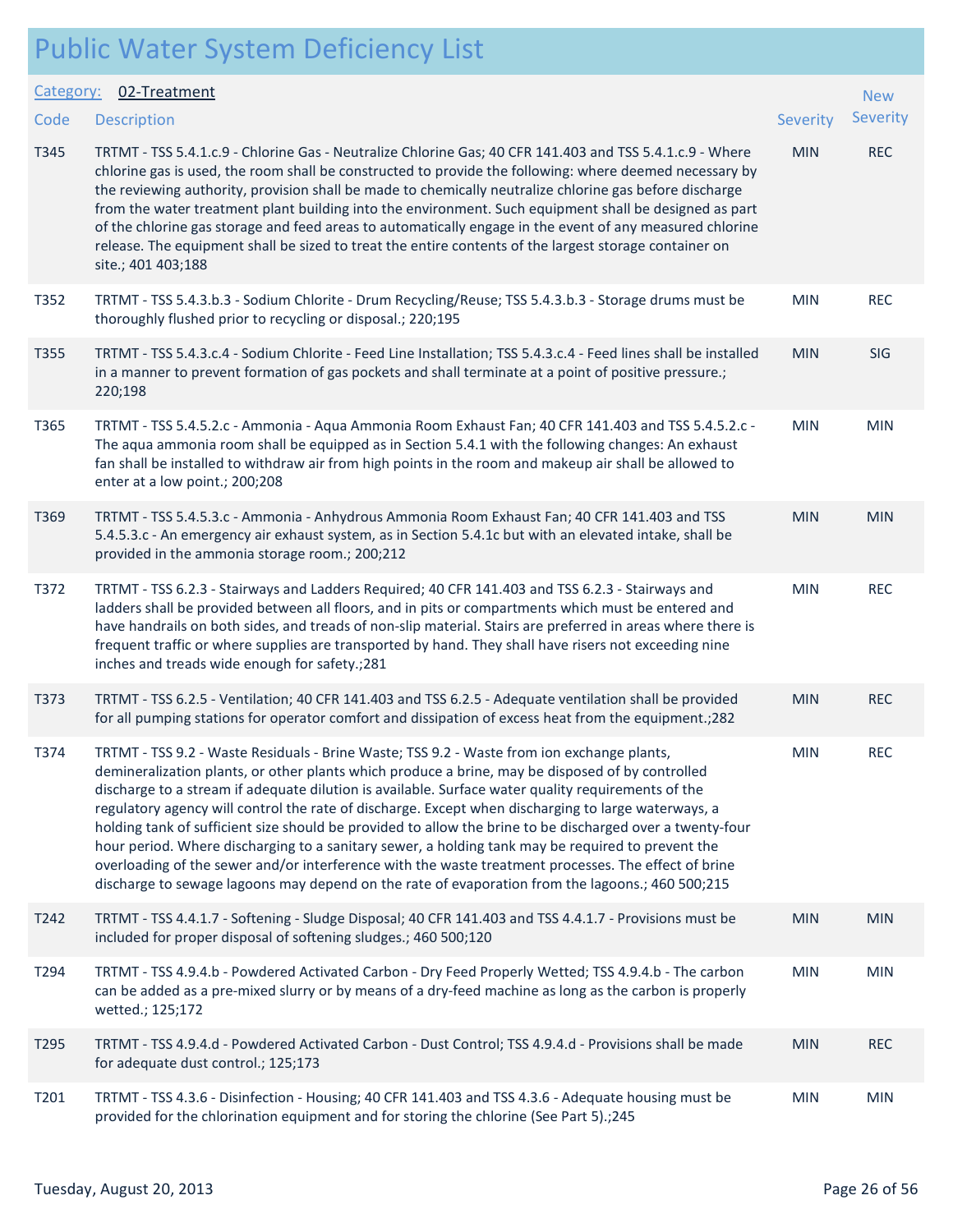# Public Water System Deficiency List

**Category:** 02-Treatment

| Code | Description | Severity | New Severity |
|---|---|---|---|
| T345 | TRTMT - TSS 5.4.1.c.9 - Chlorine Gas - Neutralize Chlorine Gas; 40 CFR 141.403 and TSS 5.4.1.c.9 - Where chlorine gas is used, the room shall be constructed to provide the following: where deemed necessary by the reviewing authority, provision shall be made to chemically neutralize chlorine gas before discharge from the water treatment plant building into the environment. Such equipment shall be designed as part of the chlorine gas storage and feed areas to automatically engage in the event of any measured chlorine release. The equipment shall be sized to treat the entire contents of the largest storage container on site.; 401 403;188 | MIN | REC |
| T352 | TRTMT - TSS 5.4.3.b.3 - Sodium Chlorite - Drum Recycling/Reuse; TSS 5.4.3.b.3 - Storage drums must be thoroughly flushed prior to recycling or disposal.; 220;195 | MIN | REC |
| T355 | TRTMT - TSS 5.4.3.c.4 - Sodium Chlorite - Feed Line Installation; TSS 5.4.3.c.4 - Feed lines shall be installed in a manner to prevent formation of gas pockets and shall terminate at a point of positive pressure.; 220;198 | MIN | SIG |
| T365 | TRTMT - TSS 5.4.5.2.c - Ammonia - Aqua Ammonia Room Exhaust Fan; 40 CFR 141.403 and TSS 5.4.5.2.c - The aqua ammonia room shall be equipped as in Section 5.4.1 with the following changes: An exhaust fan shall be installed to withdraw air from high points in the room and makeup air shall be allowed to enter at a low point.; 200;208 | MIN | MIN |
| T369 | TRTMT - TSS 5.4.5.3.c - Ammonia - Anhydrous Ammonia Room Exhaust Fan; 40 CFR 141.403 and TSS 5.4.5.3.c - An emergency air exhaust system, as in Section 5.4.1c but with an elevated intake, shall be provided in the ammonia storage room.; 200;212 | MIN | MIN |
| T372 | TRTMT - TSS 6.2.3 - Stairways and Ladders Required; 40 CFR 141.403 and TSS 6.2.3 - Stairways and ladders shall be provided between all floors, and in pits or compartments which must be entered and have handrails on both sides, and treads of non-slip material. Stairs are preferred in areas where there is frequent traffic or where supplies are transported by hand. They shall have risers not exceeding nine inches and treads wide enough for safety.;281 | MIN | REC |
| T373 | TRTMT - TSS 6.2.5 - Ventilation; 40 CFR 141.403 and TSS 6.2.5 - Adequate ventilation shall be provided for all pumping stations for operator comfort and dissipation of excess heat from the equipment.;282 | MIN | REC |
| T374 | TRTMT - TSS 9.2 - Waste Residuals - Brine Waste; TSS 9.2 - Waste from ion exchange plants, demineralization plants, or other plants which produce a brine, may be disposed of by controlled discharge to a stream if adequate dilution is available. Surface water quality requirements of the regulatory agency will control the rate of discharge. Except when discharging to large waterways, a holding tank of sufficient size should be provided to allow the brine to be discharged over a twenty-four hour period. Where discharging to a sanitary sewer, a holding tank may be required to prevent the overloading of the sewer and/or interference with the waste treatment processes. The effect of brine discharge to sewage lagoons may depend on the rate of evaporation from the lagoons.; 460 500;215 | MIN | REC |
| T242 | TRTMT - TSS 4.4.1.7 - Softening - Sludge Disposal; 40 CFR 141.403 and TSS 4.4.1.7 - Provisions must be included for proper disposal of softening sludges.; 460 500;120 | MIN | MIN |
| T294 | TRTMT - TSS 4.9.4.b - Powdered Activated Carbon - Dry Feed Properly Wetted; TSS 4.9.4.b - The carbon can be added as a pre-mixed slurry or by means of a dry-feed machine as long as the carbon is properly wetted.; 125;172 | MIN | MIN |
| T295 | TRTMT - TSS 4.9.4.d - Powdered Activated Carbon - Dust Control; TSS 4.9.4.d - Provisions shall be made for adequate dust control.; 125;173 | MIN | REC |
| T201 | TRTMT - TSS 4.3.6 - Disinfection - Housing; 40 CFR 141.403 and TSS 4.3.6 - Adequate housing must be provided for the chlorination equipment and for storing the chlorine (See Part 5).;245 | MIN | MIN |

Tuesday, August 20, 2013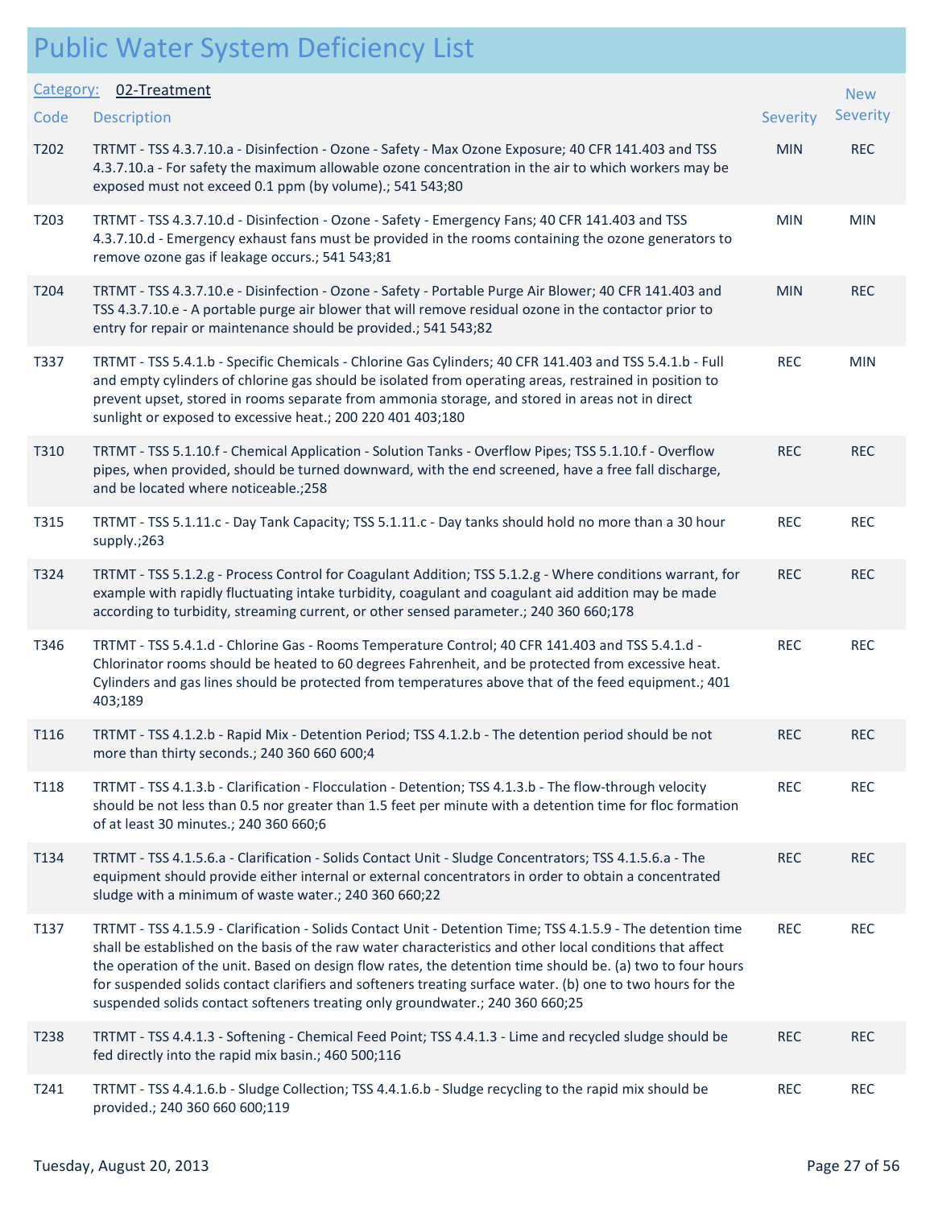# Public Water System Deficiency List

Category: 02-Treatment

| Code | Description | Severity | New Severity |
|---|---|---|---|
| T202 | TRTMT - TSS 4.3.7.10.a - Disinfection - Ozone - Safety - Max Ozone Exposure; 40 CFR 141.403 and TSS 4.3.7.10.a - For safety the maximum allowable ozone concentration in the air to which workers may be exposed must not exceed 0.1 ppm (by volume).; 541 543;80 | MIN | REC |
| T203 | TRTMT - TSS 4.3.7.10.d - Disinfection - Ozone - Safety - Emergency Fans; 40 CFR 141.403 and TSS 4.3.7.10.d - Emergency exhaust fans must be provided in the rooms containing the ozone generators to remove ozone gas if leakage occurs.; 541 543;81 | MIN | MIN |
| T204 | TRTMT - TSS 4.3.7.10.e - Disinfection - Ozone - Safety - Portable Purge Air Blower; 40 CFR 141.403 and TSS 4.3.7.10.e - A portable purge air blower that will remove residual ozone in the contactor prior to entry for repair or maintenance should be provided.; 541 543;82 | MIN | REC |
| T337 | TRTMT - TSS 5.4.1.b - Specific Chemicals - Chlorine Gas Cylinders; 40 CFR 141.403 and TSS 5.4.1.b - Full and empty cylinders of chlorine gas should be isolated from operating areas, restrained in position to prevent upset, stored in rooms separate from ammonia storage, and stored in areas not in direct sunlight or exposed to excessive heat.; 200 220 401 403;180 | REC | MIN |
| T310 | TRTMT - TSS 5.1.10.f - Chemical Application - Solution Tanks - Overflow Pipes; TSS 5.1.10.f - Overflow pipes, when provided, should be turned downward, with the end screened, have a free fall discharge, and be located where noticeable.;258 | REC | REC |
| T315 | TRTMT - TSS 5.1.11.c - Day Tank Capacity; TSS 5.1.11.c - Day tanks should hold no more than a 30 hour supply.;263 | REC | REC |
| T324 | TRTMT - TSS 5.1.2.g - Process Control for Coagulant Addition; TSS 5.1.2.g - Where conditions warrant, for example with rapidly fluctuating intake turbidity, coagulant and coagulant aid addition may be made according to turbidity, streaming current, or other sensed parameter.; 240 360 660;178 | REC | REC |
| T346 | TRTMT - TSS 5.4.1.d - Chlorine Gas - Rooms Temperature Control; 40 CFR 141.403 and TSS 5.4.1.d - Chlorinator rooms should be heated to 60 degrees Fahrenheit, and be protected from excessive heat. Cylinders and gas lines should be protected from temperatures above that of the feed equipment.; 401 403;189 | REC | REC |
| T116 | TRTMT - TSS 4.1.2.b - Rapid Mix - Detention Period; TSS 4.1.2.b - The detention period should be not more than thirty seconds.; 240 360 660 600;4 | REC | REC |
| T118 | TRTMT - TSS 4.1.3.b - Clarification - Flocculation - Detention; TSS 4.1.3.b - The flow-through velocity should be not less than 0.5 nor greater than 1.5 feet per minute with a detention time for floc formation of at least 30 minutes.; 240 360 660;6 | REC | REC |
| T134 | TRTMT - TSS 4.1.5.6.a - Clarification - Solids Contact Unit - Sludge Concentrators; TSS 4.1.5.6.a - The equipment should provide either internal or external concentrators in order to obtain a concentrated sludge with a minimum of waste water.; 240 360 660;22 | REC | REC |
| T137 | TRTMT - TSS 4.1.5.9 - Clarification - Solids Contact Unit - Detention Time; TSS 4.1.5.9 - The detention time shall be established on the basis of the raw water characteristics and other local conditions that affect the operation of the unit. Based on design flow rates, the detention time should be. (a) two to four hours for suspended solids contact clarifiers and softeners treating surface water. (b) one to two hours for the suspended solids contact softeners treating only groundwater.; 240 360 660;25 | REC | REC |
| T238 | TRTMT - TSS 4.4.1.3 - Softening - Chemical Feed Point; TSS 4.4.1.3 - Lime and recycled sludge should be fed directly into the rapid mix basin.; 460 500;116 | REC | REC |
| T241 | TRTMT - TSS 4.4.1.6.b - Sludge Collection; TSS 4.4.1.6.b - Sludge recycling to the rapid mix should be provided.; 240 360 660 600;119 | REC | REC |

Tuesday, August 20, 2013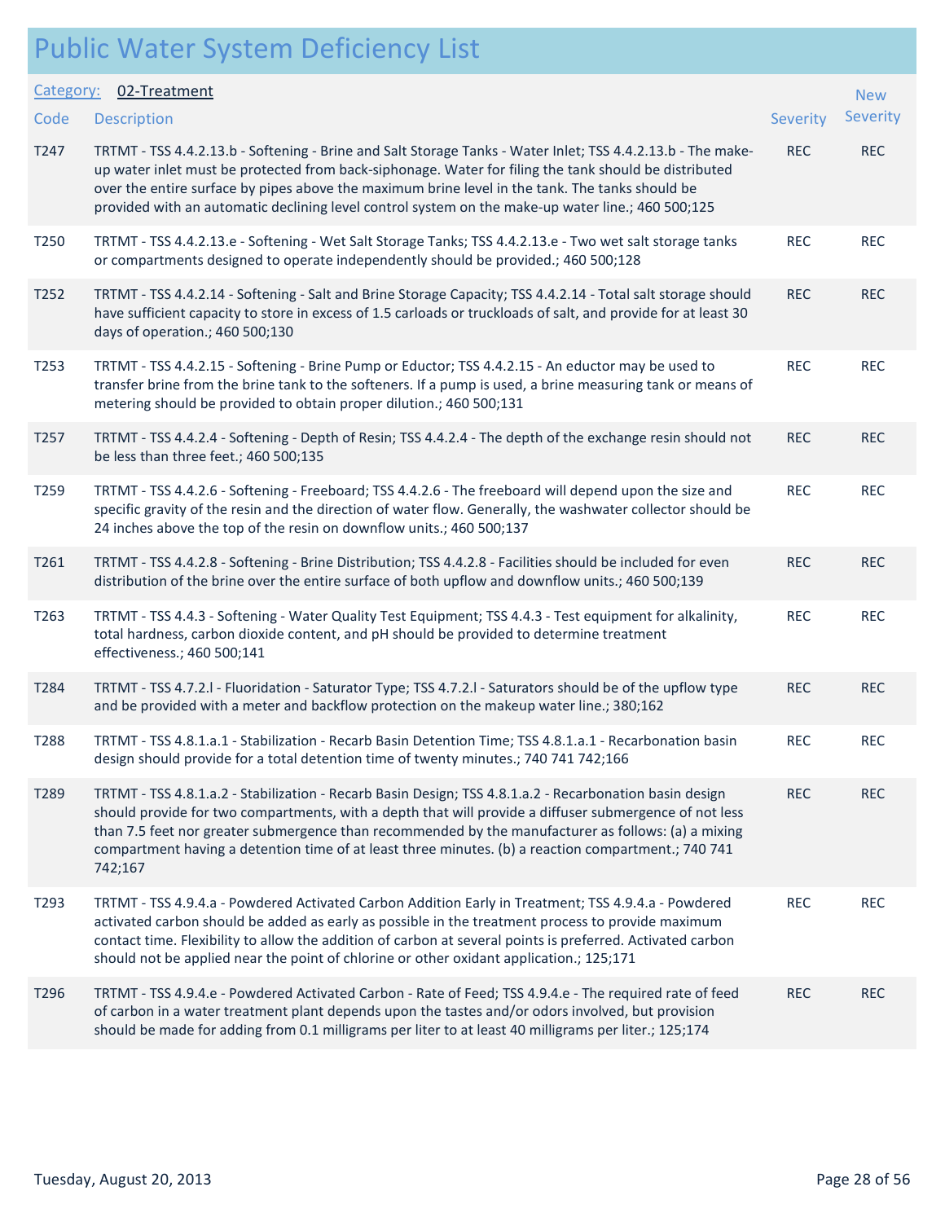# Public Water System Deficiency List

Category: **02-Treatment**

| Code | Description | Severity | New Severity |
|---|---|---|---|
| T247 | TRTMT - TSS 4.4.2.13.b - Softening - Brine and Salt Storage Tanks - Water Inlet; TSS 4.4.2.13.b - The make-up water inlet must be protected from back-siphonage. Water for filing the tank should be distributed over the entire surface by pipes above the maximum brine level in the tank. The tanks should be provided with an automatic declining level control system on the make-up water line.; 460 500;125 | REC | REC |
| T250 | TRTMT - TSS 4.4.2.13.e - Softening - Wet Salt Storage Tanks; TSS 4.4.2.13.e - Two wet salt storage tanks or compartments designed to operate independently should be provided.; 460 500;128 | REC | REC |
| T252 | TRTMT - TSS 4.4.2.14 - Softening - Salt and Brine Storage Capacity; TSS 4.4.2.14 - Total salt storage should have sufficient capacity to store in excess of 1.5 carloads or truckloads of salt, and provide for at least 30 days of operation.; 460 500;130 | REC | REC |
| T253 | TRTMT - TSS 4.4.2.15 - Softening - Brine Pump or Eductor; TSS 4.4.2.15 - An eductor may be used to transfer brine from the brine tank to the softeners. If a pump is used, a brine measuring tank or means of metering should be provided to obtain proper dilution.; 460 500;131 | REC | REC |
| T257 | TRTMT - TSS 4.4.2.4 - Softening - Depth of Resin; TSS 4.4.2.4 - The depth of the exchange resin should not be less than three feet.; 460 500;135 | REC | REC |
| T259 | TRTMT - TSS 4.4.2.6 - Softening - Freeboard; TSS 4.4.2.6 - The freeboard will depend upon the size and specific gravity of the resin and the direction of water flow. Generally, the washwater collector should be 24 inches above the top of the resin on downflow units.; 460 500;137 | REC | REC |
| T261 | TRTMT - TSS 4.4.2.8 - Softening - Brine Distribution; TSS 4.4.2.8 - Facilities should be included for even distribution of the brine over the entire surface of both upflow and downflow units.; 460 500;139 | REC | REC |
| T263 | TRTMT - TSS 4.4.3 - Softening - Water Quality Test Equipment; TSS 4.4.3 - Test equipment for alkalinity, total hardness, carbon dioxide content, and pH should be provided to determine treatment effectiveness.; 460 500;141 | REC | REC |
| T284 | TRTMT - TSS 4.7.2.l - Fluoridation - Saturator Type; TSS 4.7.2.l - Saturators should be of the upflow type and be provided with a meter and backflow protection on the makeup water line.; 380;162 | REC | REC |
| T288 | TRTMT - TSS 4.8.1.a.1 - Stabilization - Recarb Basin Detention Time; TSS 4.8.1.a.1 - Recarbonation basin design should provide for a total detention time of twenty minutes.; 740 741 742;166 | REC | REC |
| T289 | TRTMT - TSS 4.8.1.a.2 - Stabilization - Recarb Basin Design; TSS 4.8.1.a.2 - Recarbonation basin design should provide for two compartments, with a depth that will provide a diffuser submergence of not less than 7.5 feet nor greater submergence than recommended by the manufacturer as follows: (a) a mixing compartment having a detention time of at least three minutes. (b) a reaction compartment.; 740 741 742;167 | REC | REC |
| T293 | TRTMT - TSS 4.9.4.a - Powdered Activated Carbon Addition Early in Treatment; TSS 4.9.4.a - Powdered activated carbon should be added as early as possible in the treatment process to provide maximum contact time. Flexibility to allow the addition of carbon at several points is preferred. Activated carbon should not be applied near the point of chlorine or other oxidant application.; 125;171 | REC | REC |
| T296 | TRTMT - TSS 4.9.4.e - Powdered Activated Carbon - Rate of Feed; TSS 4.9.4.e - The required rate of feed of carbon in a water treatment plant depends upon the tastes and/or odors involved, but provision should be made for adding from 0.1 milligrams per liter to at least 40 milligrams per liter.; 125;174 | REC | REC |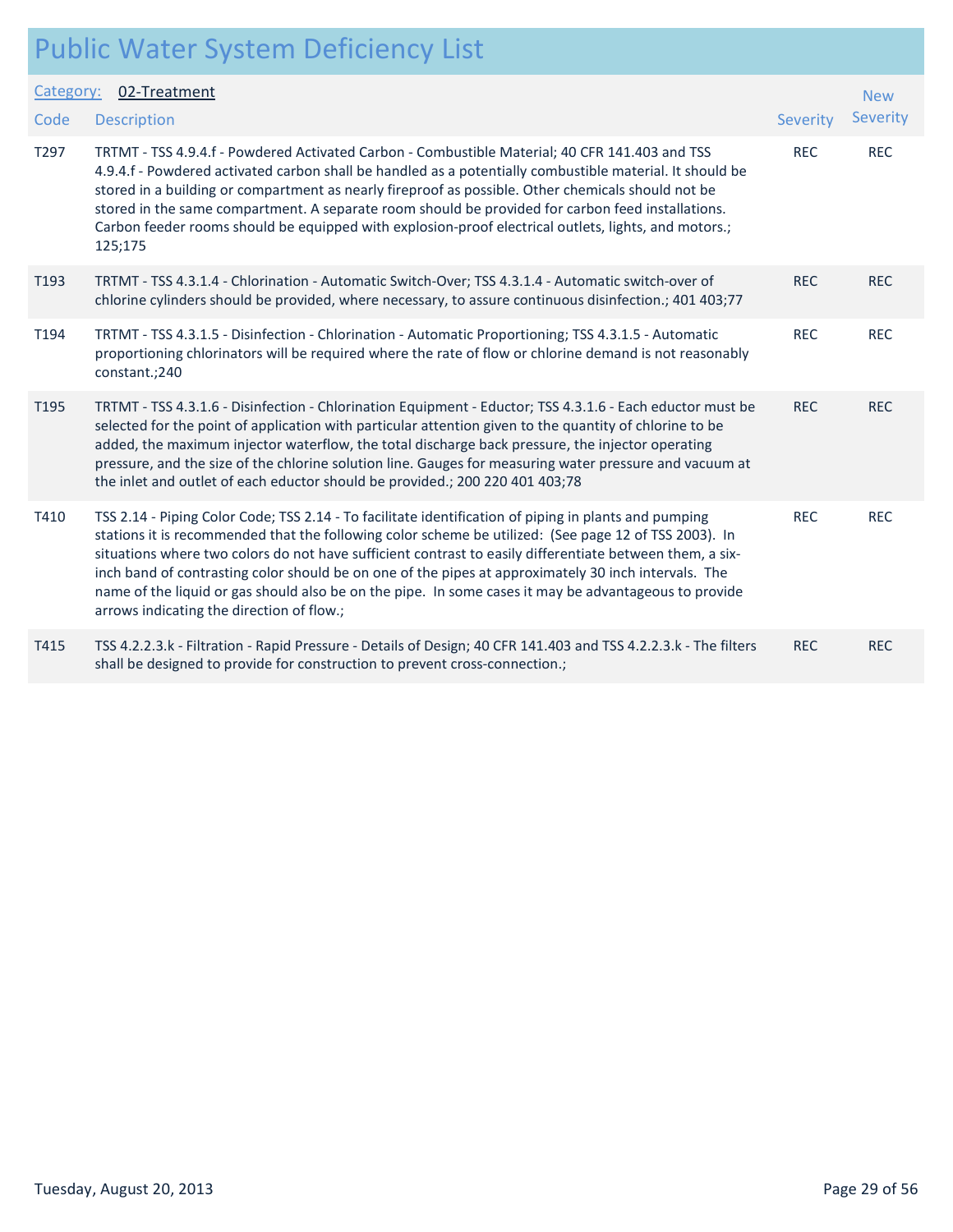# Public Water System Deficiency List

**Category:** 02-Treatment

| Code | Description | Severity | New Severity |
|---|---|---|---|
| T297 | TRTMT - TSS 4.9.4.f - Powdered Activated Carbon - Combustible Material; 40 CFR 141.403 and TSS 4.9.4.f - Powdered activated carbon shall be handled as a potentially combustible material. It should be stored in a building or compartment as nearly fireproof as possible. Other chemicals should not be stored in the same compartment. A separate room should be provided for carbon feed installations. Carbon feeder rooms should be equipped with explosion-proof electrical outlets, lights, and motors.; 125;175 | REC | REC |
| T193 | TRTMT - TSS 4.3.1.4 - Chlorination - Automatic Switch-Over; TSS 4.3.1.4 - Automatic switch-over of chlorine cylinders should be provided, where necessary, to assure continuous disinfection.; 401 403;77 | REC | REC |
| T194 | TRTMT - TSS 4.3.1.5 - Disinfection - Chlorination - Automatic Proportioning; TSS 4.3.1.5 - Automatic proportioning chlorinators will be required where the rate of flow or chlorine demand is not reasonably constant.;240 | REC | REC |
| T195 | TRTMT - TSS 4.3.1.6 - Disinfection - Chlorination Equipment - Eductor; TSS 4.3.1.6 - Each eductor must be selected for the point of application with particular attention given to the quantity of chlorine to be added, the maximum injector waterflow, the total discharge back pressure, the injector operating pressure, and the size of the chlorine solution line. Gauges for measuring water pressure and vacuum at the inlet and outlet of each eductor should be provided.; 200 220 401 403;78 | REC | REC |
| T410 | TSS 2.14 - Piping Color Code; TSS 2.14 - To facilitate identification of piping in plants and pumping stations it is recommended that the following color scheme be utilized: (See page 12 of TSS 2003). In situations where two colors do not have sufficient contrast to easily differentiate between them, a six-inch band of contrasting color should be on one of the pipes at approximately 30 inch intervals. The name of the liquid or gas should also be on the pipe. In some cases it may be advantageous to provide arrows indicating the direction of flow.; | REC | REC |
| T415 | TSS 4.2.2.3.k - Filtration - Rapid Pressure - Details of Design; 40 CFR 141.403 and TSS 4.2.2.3.k - The filters shall be designed to provide for construction to prevent cross-connection.; | REC | REC |

Tuesday, August 20, 2013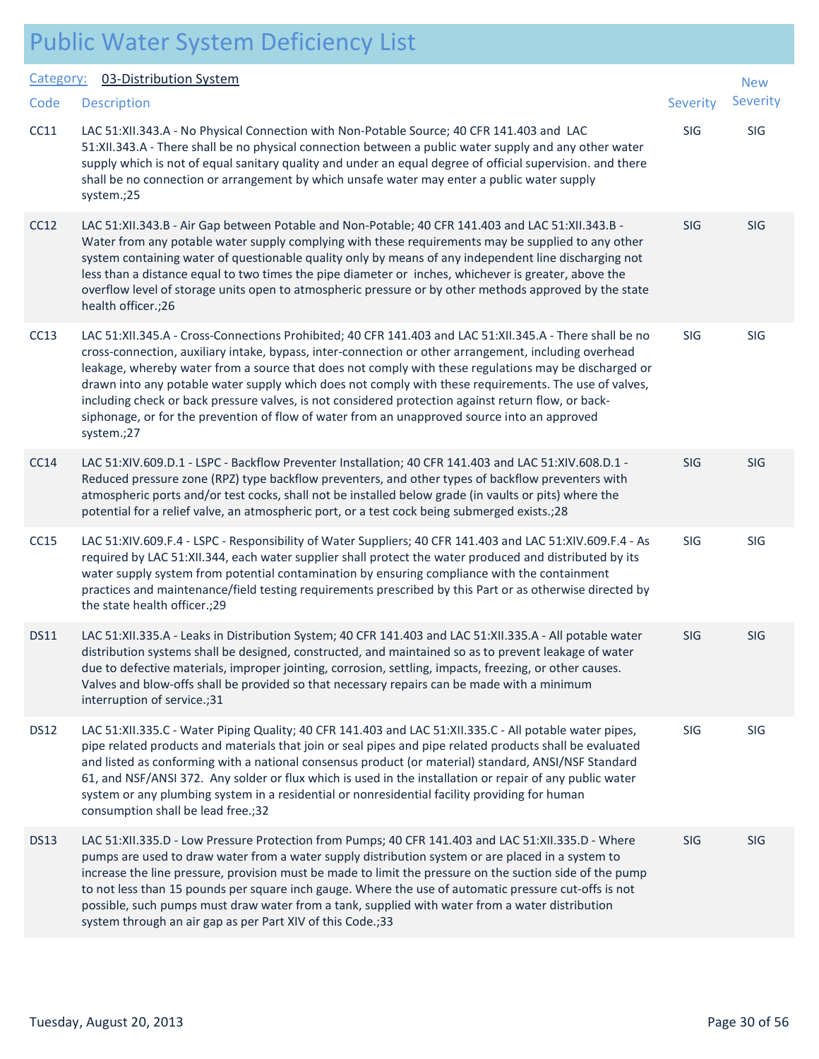# Public Water System Deficiency List

Category: 03-Distribution System

| Code | Description | Severity | New Severity |
| --- | --- | --- | --- |
| CC11 | LAC 51:XII.343.A - No Physical Connection with Non-Potable Source; 40 CFR 141.403 and LAC 51:XII.343.A - There shall be no physical connection between a public water supply and any other water supply which is not of equal sanitary quality and under an equal degree of official supervision. and there shall be no connection or arrangement by which unsafe water may enter a public water supply system.;25 | SIG | SIG |
| CC12 | LAC 51:XII.343.B - Air Gap between Potable and Non-Potable; 40 CFR 141.403 and LAC 51:XII.343.B - Water from any potable water supply complying with these requirements may be supplied to any other system containing water of questionable quality only by means of any independent line discharging not less than a distance equal to two times the pipe diameter or inches, whichever is greater, above the overflow level of storage units open to atmospheric pressure or by other methods approved by the state health officer.;26 | SIG | SIG |
| CC13 | LAC 51:XII.345.A - Cross-Connections Prohibited; 40 CFR 141.403 and LAC 51:XII.345.A - There shall be no cross-connection, auxiliary intake, bypass, inter-connection or other arrangement, including overhead leakage, whereby water from a source that does not comply with these regulations may be discharged or drawn into any potable water supply which does not comply with these requirements. The use of valves, including check or back pressure valves, is not considered protection against return flow, or back-siphonage, or for the prevention of flow of water from an unapproved source into an approved system.;27 | SIG | SIG |
| CC14 | LAC 51:XIV.609.D.1 - LSPC - Backflow Preventer Installation; 40 CFR 141.403 and LAC 51:XIV.608.D.1 - Reduced pressure zone (RPZ) type backflow preventers, and other types of backflow preventers with atmospheric ports and/or test cocks, shall not be installed below grade (in vaults or pits) where the potential for a relief valve, an atmospheric port, or a test cock being submerged exists.;28 | SIG | SIG |
| CC15 | LAC 51:XIV.609.F.4 - LSPC - Responsibility of Water Suppliers; 40 CFR 141.403 and LAC 51:XIV.609.F.4 - As required by LAC 51:XII.344, each water supplier shall protect the water produced and distributed by its water supply system from potential contamination by ensuring compliance with the containment practices and maintenance/field testing requirements prescribed by this Part or as otherwise directed by the state health officer.;29 | SIG | SIG |
| DS11 | LAC 51:XII.335.A - Leaks in Distribution System; 40 CFR 141.403 and LAC 51:XII.335.A - All potable water distribution systems shall be designed, constructed, and maintained so as to prevent leakage of water due to defective materials, improper jointing, corrosion, settling, impacts, freezing, or other causes. Valves and blow-offs shall be provided so that necessary repairs can be made with a minimum interruption of service.;31 | SIG | SIG |
| DS12 | LAC 51:XII.335.C - Water Piping Quality; 40 CFR 141.403 and LAC 51:XII.335.C - All potable water pipes, pipe related products and materials that join or seal pipes and pipe related products shall be evaluated and listed as conforming with a national consensus product (or material) standard, ANSI/NSF Standard 61, and NSF/ANSI 372. Any solder or flux which is used in the installation or repair of any public water system or any plumbing system in a residential or nonresidential facility providing for human consumption shall be lead free.;32 | SIG | SIG |
| DS13 | LAC 51:XII.335.D - Low Pressure Protection from Pumps; 40 CFR 141.403 and LAC 51:XII.335.D - Where pumps are used to draw water from a water supply distribution system or are placed in a system to increase the line pressure, provision must be made to limit the pressure on the suction side of the pump to not less than 15 pounds per square inch gauge. Where the use of automatic pressure cut-offs is not possible, such pumps must draw water from a tank, supplied with water from a water distribution system through an air gap as per Part XIV of this Code.;33 | SIG | SIG |

Tuesday, August 20, 2013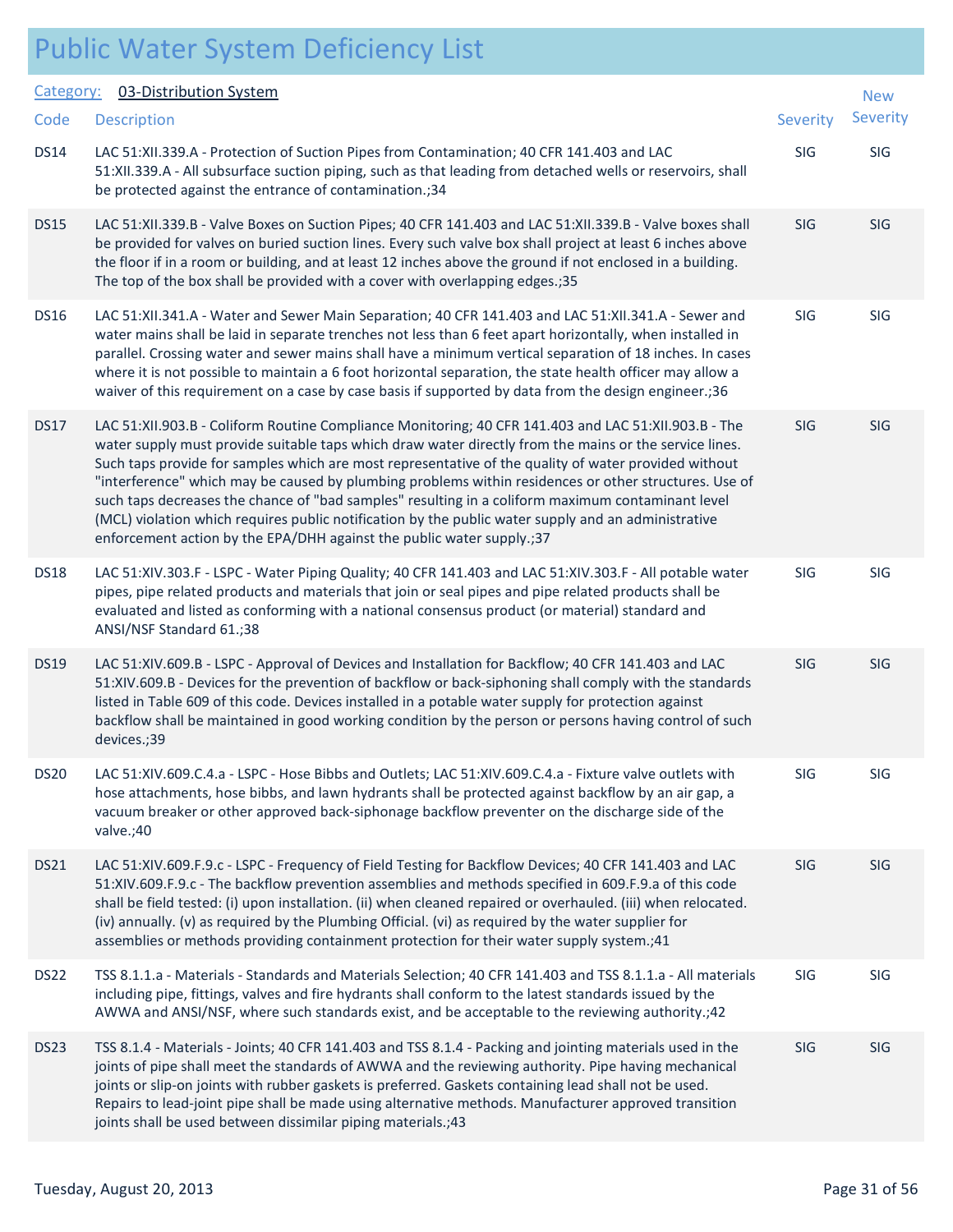# Public Water System Deficiency List

Category: 03-Distribution System

| Code | Description | Severity | New Severity |
|---|---|---|---|
| DS14 | LAC 51:XII.339.A - Protection of Suction Pipes from Contamination; 40 CFR 141.403 and LAC 51:XII.339.A - All subsurface suction piping, such as that leading from detached wells or reservoirs, shall be protected against the entrance of contamination.;34 | SIG | SIG |
| DS15 | LAC 51:XII.339.B - Valve Boxes on Suction Pipes; 40 CFR 141.403 and LAC 51:XII.339.B - Valve boxes shall be provided for valves on buried suction lines. Every such valve box shall project at least 6 inches above the floor if in a room or building, and at least 12 inches above the ground if not enclosed in a building. The top of the box shall be provided with a cover with overlapping edges.;35 | SIG | SIG |
| DS16 | LAC 51:XII.341.A - Water and Sewer Main Separation; 40 CFR 141.403 and LAC 51:XII.341.A - Sewer and water mains shall be laid in separate trenches not less than 6 feet apart horizontally, when installed in parallel. Crossing water and sewer mains shall have a minimum vertical separation of 18 inches. In cases where it is not possible to maintain a 6 foot horizontal separation, the state health officer may allow a waiver of this requirement on a case by case basis if supported by data from the design engineer.;36 | SIG | SIG |
| DS17 | LAC 51:XII.903.B - Coliform Routine Compliance Monitoring; 40 CFR 141.403 and LAC 51:XII.903.B - The water supply must provide suitable taps which draw water directly from the mains or the service lines. Such taps provide for samples which are most representative of the quality of water provided without "interference" which may be caused by plumbing problems within residences or other structures. Use of such taps decreases the chance of "bad samples" resulting in a coliform maximum contaminant level (MCL) violation which requires public notification by the public water supply and an administrative enforcement action by the EPA/DHH against the public water supply.;37 | SIG | SIG |
| DS18 | LAC 51:XIV.303.F - LSPC - Water Piping Quality; 40 CFR 141.403 and LAC 51:XIV.303.F - All potable water pipes, pipe related products and materials that join or seal pipes and pipe related products shall be evaluated and listed as conforming with a national consensus product (or material) standard and ANSI/NSF Standard 61.;38 | SIG | SIG |
| DS19 | LAC 51:XIV.609.B - LSPC - Approval of Devices and Installation for Backflow; 40 CFR 141.403 and LAC 51:XIV.609.B - Devices for the prevention of backflow or back-siphoning shall comply with the standards listed in Table 609 of this code. Devices installed in a potable water supply for protection against backflow shall be maintained in good working condition by the person or persons having control of such devices.;39 | SIG | SIG |
| DS20 | LAC 51:XIV.609.C.4.a - LSPC - Hose Bibbs and Outlets; LAC 51:XIV.609.C.4.a - Fixture valve outlets with hose attachments, hose bibbs, and lawn hydrants shall be protected against backflow by an air gap, a vacuum breaker or other approved back-siphonage backflow preventer on the discharge side of the valve.;40 | SIG | SIG |
| DS21 | LAC 51:XIV.609.F.9.c - LSPC - Frequency of Field Testing for Backflow Devices; 40 CFR 141.403 and LAC 51:XIV.609.F.9.c - The backflow prevention assemblies and methods specified in 609.F.9.a of this code shall be field tested: (i) upon installation. (ii) when cleaned repaired or overhauled. (iii) when relocated. (iv) annually. (v) as required by the Plumbing Official. (vi) as required by the water supplier for assemblies or methods providing containment protection for their water supply system.;41 | SIG | SIG |
| DS22 | TSS 8.1.1.a - Materials - Standards and Materials Selection; 40 CFR 141.403 and TSS 8.1.1.a - All materials including pipe, fittings, valves and fire hydrants shall conform to the latest standards issued by the AWWA and ANSI/NSF, where such standards exist, and be acceptable to the reviewing authority.;42 | SIG | SIG |
| DS23 | TSS 8.1.4 - Materials - Joints; 40 CFR 141.403 and TSS 8.1.4 - Packing and jointing materials used in the joints of pipe shall meet the standards of AWWA and the reviewing authority. Pipe having mechanical joints or slip-on joints with rubber gaskets is preferred. Gaskets containing lead shall not be used. Repairs to lead-joint pipe shall be made using alternative methods. Manufacturer approved transition joints shall be used between dissimilar piping materials.;43 | SIG | SIG |

Tuesday, August 20, 2013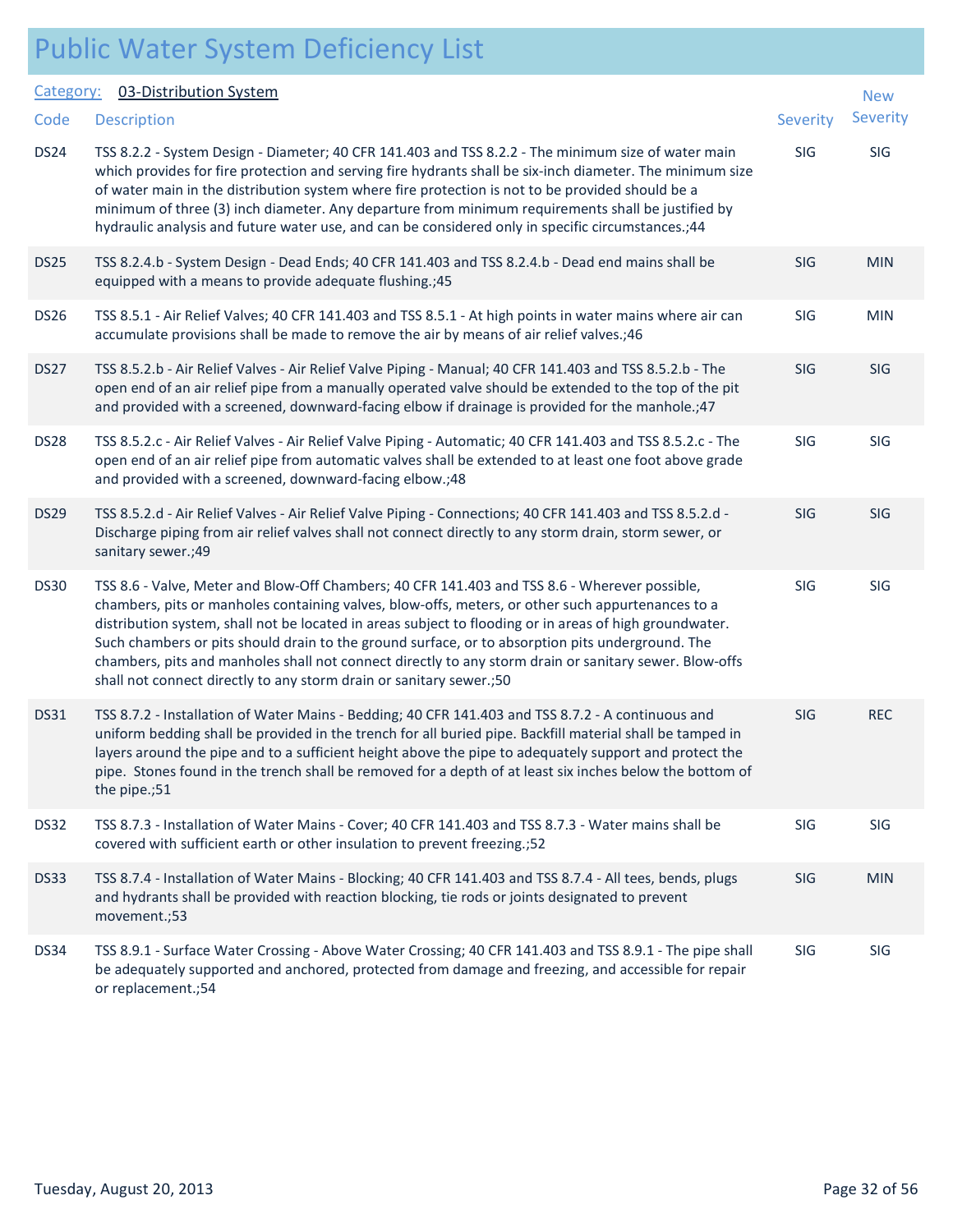# Public Water System Deficiency List

**Category:** 03-Distribution System

| Code | Description | Severity | New Severity |
|---|---|---|---|
| DS24 | TSS 8.2.2 - System Design - Diameter; 40 CFR 141.403 and TSS 8.2.2 - The minimum size of water main which provides for fire protection and serving fire hydrants shall be six-inch diameter. The minimum size of water main in the distribution system where fire protection is not to be provided should be a minimum of three (3) inch diameter. Any departure from minimum requirements shall be justified by hydraulic analysis and future water use, and can be considered only in specific circumstances.;44 | SIG | SIG |
| DS25 | TSS 8.2.4.b - System Design - Dead Ends; 40 CFR 141.403 and TSS 8.2.4.b - Dead end mains shall be equipped with a means to provide adequate flushing.;45 | SIG | MIN |
| DS26 | TSS 8.5.1 - Air Relief Valves; 40 CFR 141.403 and TSS 8.5.1 - At high points in water mains where air can accumulate provisions shall be made to remove the air by means of air relief valves.;46 | SIG | MIN |
| DS27 | TSS 8.5.2.b - Air Relief Valves - Air Relief Valve Piping - Manual; 40 CFR 141.403 and TSS 8.5.2.b - The open end of an air relief pipe from a manually operated valve should be extended to the top of the pit and provided with a screened, downward-facing elbow if drainage is provided for the manhole.;47 | SIG | SIG |
| DS28 | TSS 8.5.2.c - Air Relief Valves - Air Relief Valve Piping - Automatic; 40 CFR 141.403 and TSS 8.5.2.c - The open end of an air relief pipe from automatic valves shall be extended to at least one foot above grade and provided with a screened, downward-facing elbow.;48 | SIG | SIG |
| DS29 | TSS 8.5.2.d - Air Relief Valves - Air Relief Valve Piping - Connections; 40 CFR 141.403 and TSS 8.5.2.d - Discharge piping from air relief valves shall not connect directly to any storm drain, storm sewer, or sanitary sewer.;49 | SIG | SIG |
| DS30 | TSS 8.6 - Valve, Meter and Blow-Off Chambers; 40 CFR 141.403 and TSS 8.6 - Wherever possible, chambers, pits or manholes containing valves, blow-offs, meters, or other such appurtenances to a distribution system, shall not be located in areas subject to flooding or in areas of high groundwater. Such chambers or pits should drain to the ground surface, or to absorption pits underground. The chambers, pits and manholes shall not connect directly to any storm drain or sanitary sewer. Blow-offs shall not connect directly to any storm drain or sanitary sewer.;50 | SIG | SIG |
| DS31 | TSS 8.7.2 - Installation of Water Mains - Bedding; 40 CFR 141.403 and TSS 8.7.2 - A continuous and uniform bedding shall be provided in the trench for all buried pipe. Backfill material shall be tamped in layers around the pipe and to a sufficient height above the pipe to adequately support and protect the pipe. Stones found in the trench shall be removed for a depth of at least six inches below the bottom of the pipe.;51 | SIG | REC |
| DS32 | TSS 8.7.3 - Installation of Water Mains - Cover; 40 CFR 141.403 and TSS 8.7.3 - Water mains shall be covered with sufficient earth or other insulation to prevent freezing.;52 | SIG | SIG |
| DS33 | TSS 8.7.4 - Installation of Water Mains - Blocking; 40 CFR 141.403 and TSS 8.7.4 - All tees, bends, plugs and hydrants shall be provided with reaction blocking, tie rods or joints designated to prevent movement.;53 | SIG | MIN |
| DS34 | TSS 8.9.1 - Surface Water Crossing - Above Water Crossing; 40 CFR 141.403 and TSS 8.9.1 - The pipe shall be adequately supported and anchored, protected from damage and freezing, and accessible for repair or replacement.;54 | SIG | SIG |

Tuesday, August 20, 2013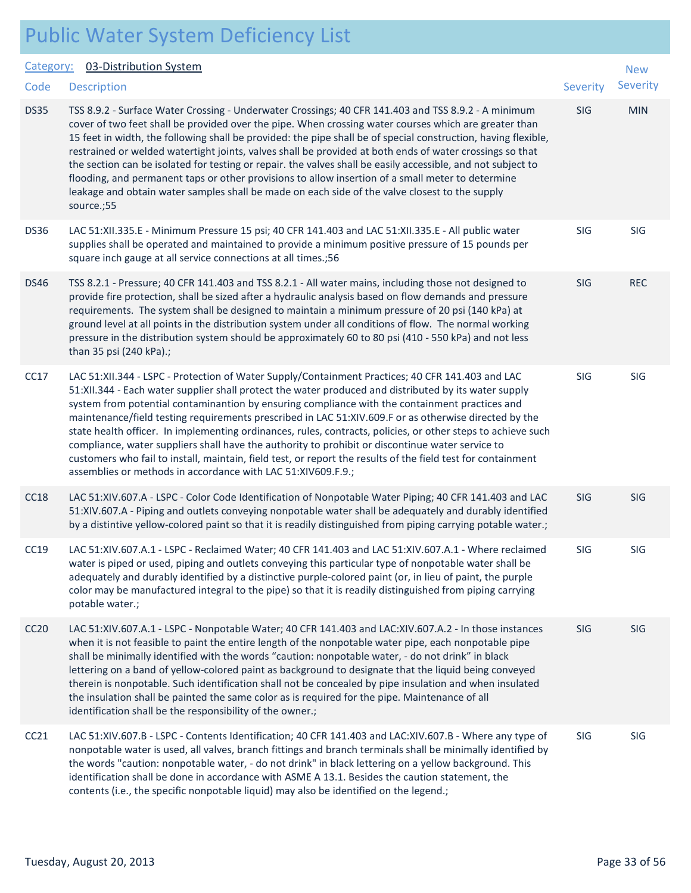# Public Water System Deficiency List

**Category:** 03-Distribution System

| Code | Description | Severity | New Severity |
|---|---|---|---|
| DS35 | TSS 8.9.2 - Surface Water Crossing - Underwater Crossings; 40 CFR 141.403 and TSS 8.9.2 - A minimum cover of two feet shall be provided over the pipe. When crossing water courses which are greater than 15 feet in width, the following shall be provided: the pipe shall be of special construction, having flexible, restrained or welded watertight joints, valves shall be provided at both ends of water crossings so that the section can be isolated for testing or repair. the valves shall be easily accessible, and not subject to flooding, and permanent taps or other provisions to allow insertion of a small meter to determine leakage and obtain water samples shall be made on each side of the valve closest to the supply source.;55 | SIG | MIN |
| DS36 | LAC 51:XII.335.E - Minimum Pressure 15 psi; 40 CFR 141.403 and LAC 51:XII.335.E - All public water supplies shall be operated and maintained to provide a minimum positive pressure of 15 pounds per square inch gauge at all service connections at all times.;56 | SIG | SIG |
| DS46 | TSS 8.2.1 - Pressure; 40 CFR 141.403 and TSS 8.2.1 - All water mains, including those not designed to provide fire protection, shall be sized after a hydraulic analysis based on flow demands and pressure requirements. The system shall be designed to maintain a minimum pressure of 20 psi (140 kPa) at ground level at all points in the distribution system under all conditions of flow. The normal working pressure in the distribution system should be approximately 60 to 80 psi (410 - 550 kPa) and not less than 35 psi (240 kPa).; | SIG | REC |
| CC17 | LAC 51:XII.344 - LSPC - Protection of Water Supply/Containment Practices; 40 CFR 141.403 and LAC 51:XII.344 - Each water supplier shall protect the water produced and distributed by its water supply system from potential contaminantion by ensuring compliance with the containment practices and maintenance/field testing requirements prescribed in LAC 51:XIV.609.F or as otherwise directed by the state health officer. In implementing ordinances, rules, contracts, policies, or other steps to achieve such compliance, water suppliers shall have the authority to prohibit or discontinue water service to customers who fail to install, maintain, field test, or report the results of the field test for containment assemblies or methods in accordance with LAC 51:XIV609.F.9.; | SIG | SIG |
| CC18 | LAC 51:XIV.607.A - LSPC - Color Code Identification of Nonpotable Water Piping; 40 CFR 141.403 and LAC 51:XIV.607.A - Piping and outlets conveying nonpotable water shall be adequately and durably identified by a distintive yellow-colored paint so that it is readily distinguished from piping carrying potable water.; | SIG | SIG |
| CC19 | LAC 51:XIV.607.A.1 - LSPC - Reclaimed Water; 40 CFR 141.403 and LAC 51:XIV.607.A.1 - Where reclaimed water is piped or used, piping and outlets conveying this particular type of nonpotable water shall be adequately and durably identified by a distinctive purple-colored paint (or, in lieu of paint, the purple color may be manufactured integral to the pipe) so that it is readily distinguished from piping carrying potable water.; | SIG | SIG |
| CC20 | LAC 51:XIV.607.A.1 - LSPC - Nonpotable Water; 40 CFR 141.403 and LAC:XIV.607.A.2 - In those instances when it is not feasible to paint the entire length of the nonpotable water pipe, each nonpotable pipe shall be minimally identified with the words "caution: nonpotable water, - do not drink" in black lettering on a band of yellow-colored paint as background to designate that the liquid being conveyed therein is nonpotable. Such identification shall not be concealed by pipe insulation and when insulated the insulation shall be painted the same color as is required for the pipe. Maintenance of all identification shall be the responsibility of the owner.; | SIG | SIG |
| CC21 | LAC 51:XIV.607.B - LSPC - Contents Identification; 40 CFR 141.403 and LAC:XIV.607.B - Where any type of nonpotable water is used, all valves, branch fittings and branch terminals shall be minimally identified by the words "caution: nonpotable water, - do not drink" in black lettering on a yellow background. This identification shall be done in accordance with ASME A 13.1. Besides the caution statement, the contents (i.e., the specific nonpotable liquid) may also be identified on the legend.; | SIG | SIG |

Tuesday, August 20, 2013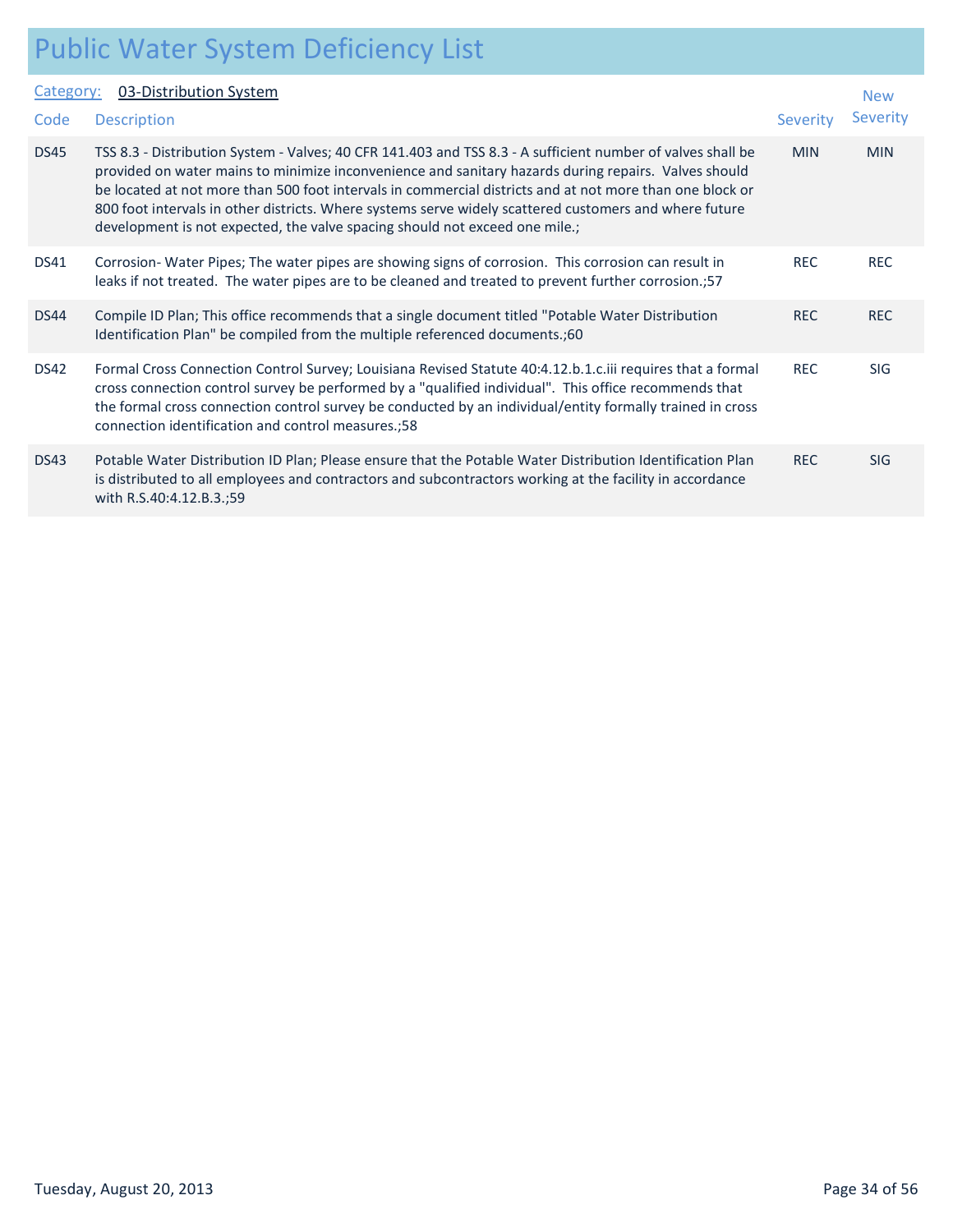# Public Water System Deficiency List

**Category:** 03-Distribution System

| Code | Description | Severity | New Severity |
|---|---|---|---|
| DS45 | TSS 8.3 - Distribution System - Valves; 40 CFR 141.403 and TSS 8.3 - A sufficient number of valves shall be provided on water mains to minimize inconvenience and sanitary hazards during repairs. Valves should be located at not more than 500 foot intervals in commercial districts and at not more than one block or 800 foot intervals in other districts. Where systems serve widely scattered customers and where future development is not expected, the valve spacing should not exceed one mile.; | MIN | MIN |
| DS41 | Corrosion- Water Pipes; The water pipes are showing signs of corrosion. This corrosion can result in leaks if not treated. The water pipes are to be cleaned and treated to prevent further corrosion.;57 | REC | REC |
| DS44 | Compile ID Plan; This office recommends that a single document titled "Potable Water Distribution Identification Plan" be compiled from the multiple referenced documents.;60 | REC | REC |
| DS42 | Formal Cross Connection Control Survey; Louisiana Revised Statute 40:4.12.b.1.c.iii requires that a formal cross connection control survey be performed by a "qualified individual". This office recommends that the formal cross connection control survey be conducted by an individual/entity formally trained in cross connection identification and control measures.;58 | REC | SIG |
| DS43 | Potable Water Distribution ID Plan; Please ensure that the Potable Water Distribution Identification Plan is distributed to all employees and contractors and subcontractors working at the facility in accordance with R.S.40:4.12.B.3.;59 | REC | SIG |

Tuesday, August 20, 2013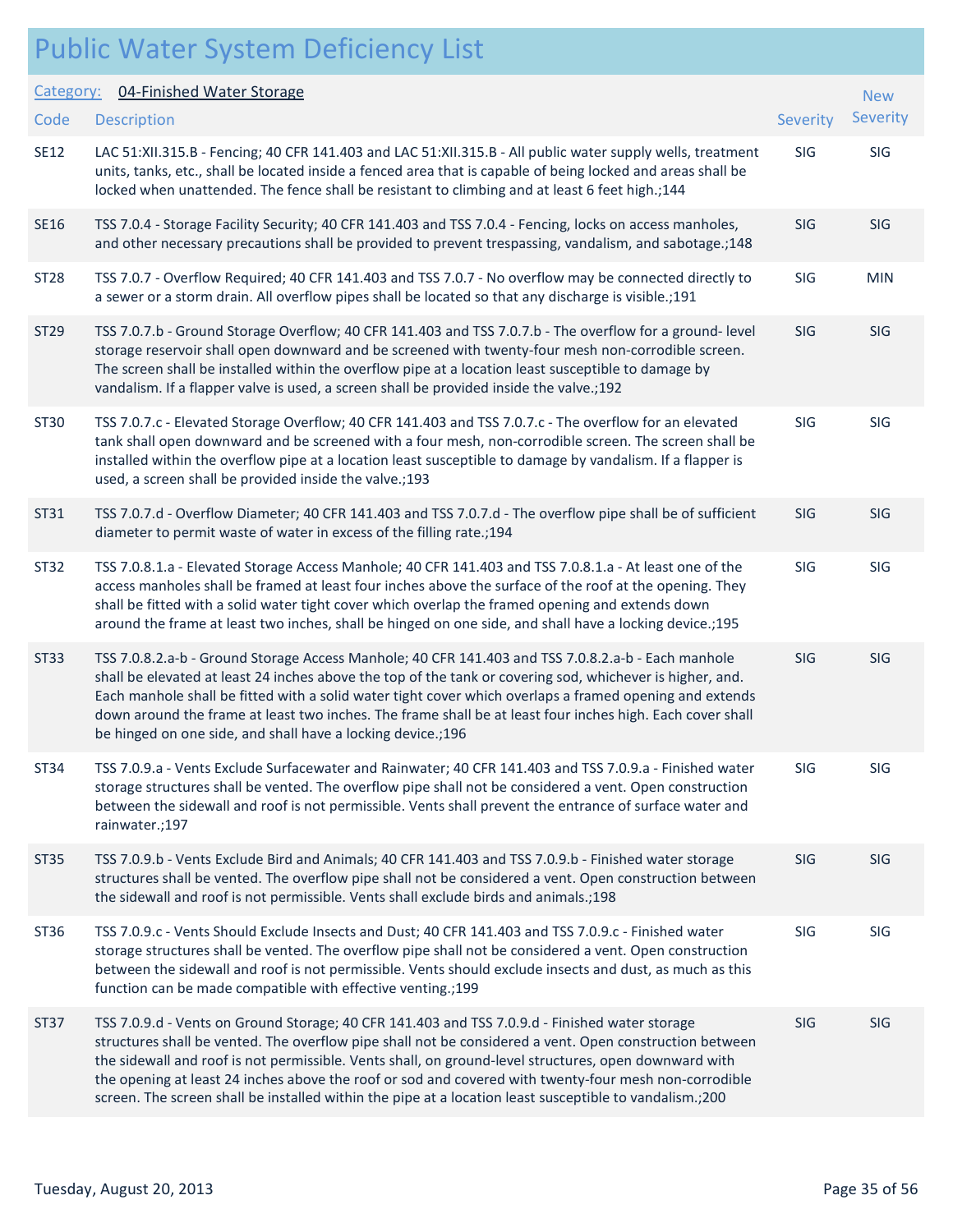# Public Water System Deficiency List

**Category:** 04-Finished Water Storage

| Code | Description | Severity | New Severity |
|---|---|---|---|
| SE12 | LAC 51:XII.315.B - Fencing; 40 CFR 141.403 and LAC 51:XII.315.B - All public water supply wells, treatment units, tanks, etc., shall be located inside a fenced area that is capable of being locked and areas shall be locked when unattended. The fence shall be resistant to climbing and at least 6 feet high.;144 | SIG | SIG |
| SE16 | TSS 7.0.4 - Storage Facility Security; 40 CFR 141.403 and TSS 7.0.4 - Fencing, locks on access manholes, and other necessary precautions shall be provided to prevent trespassing, vandalism, and sabotage.;148 | SIG | SIG |
| ST28 | TSS 7.0.7 - Overflow Required; 40 CFR 141.403 and TSS 7.0.7 - No overflow may be connected directly to a sewer or a storm drain. All overflow pipes shall be located so that any discharge is visible.;191 | SIG | MIN |
| ST29 | TSS 7.0.7.b - Ground Storage Overflow; 40 CFR 141.403 and TSS 7.0.7.b - The overflow for a ground- level storage reservoir shall open downward and be screened with twenty-four mesh non-corrodible screen. The screen shall be installed within the overflow pipe at a location least susceptible to damage by vandalism. If a flapper valve is used, a screen shall be provided inside the valve.;192 | SIG | SIG |
| ST30 | TSS 7.0.7.c - Elevated Storage Overflow; 40 CFR 141.403 and TSS 7.0.7.c - The overflow for an elevated tank shall open downward and be screened with a four mesh, non-corrodible screen. The screen shall be installed within the overflow pipe at a location least susceptible to damage by vandalism. If a flapper is used, a screen shall be provided inside the valve.;193 | SIG | SIG |
| ST31 | TSS 7.0.7.d - Overflow Diameter; 40 CFR 141.403 and TSS 7.0.7.d - The overflow pipe shall be of sufficient diameter to permit waste of water in excess of the filling rate.;194 | SIG | SIG |
| ST32 | TSS 7.0.8.1.a - Elevated Storage Access Manhole; 40 CFR 141.403 and TSS 7.0.8.1.a - At least one of the access manholes shall be framed at least four inches above the surface of the roof at the opening. They shall be fitted with a solid water tight cover which overlap the framed opening and extends down around the frame at least two inches, shall be hinged on one side, and shall have a locking device.;195 | SIG | SIG |
| ST33 | TSS 7.0.8.2.a-b - Ground Storage Access Manhole; 40 CFR 141.403 and TSS 7.0.8.2.a-b - Each manhole shall be elevated at least 24 inches above the top of the tank or covering sod, whichever is higher, and. Each manhole shall be fitted with a solid water tight cover which overlaps a framed opening and extends down around the frame at least two inches. The frame shall be at least four inches high. Each cover shall be hinged on one side, and shall have a locking device.;196 | SIG | SIG |
| ST34 | TSS 7.0.9.a - Vents Exclude Surfacewater and Rainwater; 40 CFR 141.403 and TSS 7.0.9.a - Finished water storage structures shall be vented. The overflow pipe shall not be considered a vent. Open construction between the sidewall and roof is not permissible. Vents shall prevent the entrance of surface water and rainwater.;197 | SIG | SIG |
| ST35 | TSS 7.0.9.b - Vents Exclude Bird and Animals; 40 CFR 141.403 and TSS 7.0.9.b - Finished water storage structures shall be vented. The overflow pipe shall not be considered a vent. Open construction between the sidewall and roof is not permissible. Vents shall exclude birds and animals.;198 | SIG | SIG |
| ST36 | TSS 7.0.9.c - Vents Should Exclude Insects and Dust; 40 CFR 141.403 and TSS 7.0.9.c - Finished water storage structures shall be vented. The overflow pipe shall not be considered a vent. Open construction between the sidewall and roof is not permissible. Vents should exclude insects and dust, as much as this function can be made compatible with effective venting.;199 | SIG | SIG |
| ST37 | TSS 7.0.9.d - Vents on Ground Storage; 40 CFR 141.403 and TSS 7.0.9.d - Finished water storage structures shall be vented. The overflow pipe shall not be considered a vent. Open construction between the sidewall and roof is not permissible. Vents shall, on ground-level structures, open downward with the opening at least 24 inches above the roof or sod and covered with twenty-four mesh non-corrodible screen. The screen shall be installed within the pipe at a location least susceptible to vandalism.;200 | SIG | SIG |

Tuesday, August 20, 2013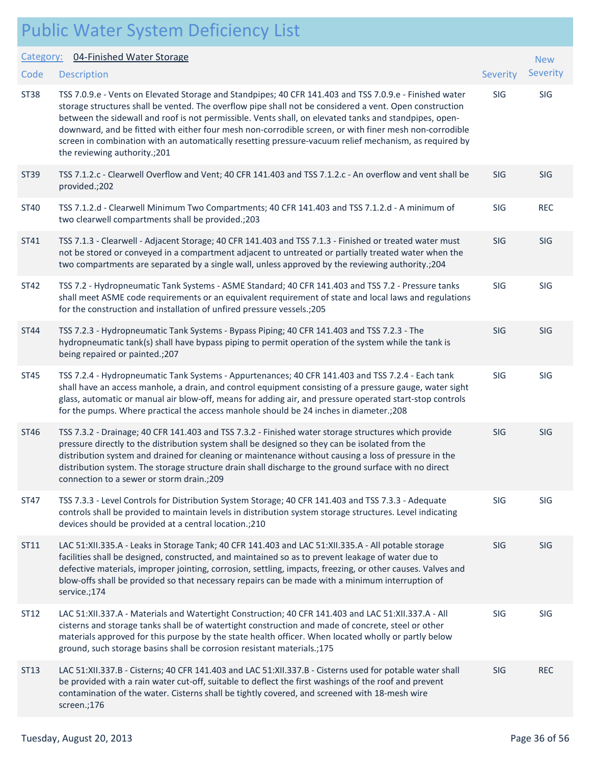# Public Water System Deficiency List

**Category: 04-Finished Water Storage**

| Code | Description | Severity | New Severity |
|---|---|---|---|
| ST38 | TSS 7.0.9.e - Vents on Elevated Storage and Standpipes; 40 CFR 141.403 and TSS 7.0.9.e - Finished water storage structures shall be vented. The overflow pipe shall not be considered a vent. Open construction between the sidewall and roof is not permissible. Vents shall, on elevated tanks and standpipes, open-downward, and be fitted with either four mesh non-corrodible screen, or with finer mesh non-corrodible screen in combination with an automatically resetting pressure-vacuum relief mechanism, as required by the reviewing authority.;201 | SIG | SIG |
| ST39 | TSS 7.1.2.c - Clearwell Overflow and Vent; 40 CFR 141.403 and TSS 7.1.2.c - An overflow and vent shall be provided.;202 | SIG | SIG |
| ST40 | TSS 7.1.2.d - Clearwell Minimum Two Compartments; 40 CFR 141.403 and TSS 7.1.2.d - A minimum of two clearwell compartments shall be provided.;203 | SIG | REC |
| ST41 | TSS 7.1.3 - Clearwell - Adjacent Storage; 40 CFR 141.403 and TSS 7.1.3 - Finished or treated water must not be stored or conveyed in a compartment adjacent to untreated or partially treated water when the two compartments are separated by a single wall, unless approved by the reviewing authority.;204 | SIG | SIG |
| ST42 | TSS 7.2 - Hydropneumatic Tank Systems - ASME Standard; 40 CFR 141.403 and TSS 7.2 - Pressure tanks shall meet ASME code requirements or an equivalent requirement of state and local laws and regulations for the construction and installation of unfired pressure vessels.;205 | SIG | SIG |
| ST44 | TSS 7.2.3 - Hydropneumatic Tank Systems - Bypass Piping; 40 CFR 141.403 and TSS 7.2.3 - The hydropneumatic tank(s) shall have bypass piping to permit operation of the system while the tank is being repaired or painted.;207 | SIG | SIG |
| ST45 | TSS 7.2.4 - Hydropneumatic Tank Systems - Appurtenances; 40 CFR 141.403 and TSS 7.2.4 - Each tank shall have an access manhole, a drain, and control equipment consisting of a pressure gauge, water sight glass, automatic or manual air blow-off, means for adding air, and pressure operated start-stop controls for the pumps. Where practical the access manhole should be 24 inches in diameter.;208 | SIG | SIG |
| ST46 | TSS 7.3.2 - Drainage; 40 CFR 141.403 and TSS 7.3.2 - Finished water storage structures which provide pressure directly to the distribution system shall be designed so they can be isolated from the distribution system and drained for cleaning or maintenance without causing a loss of pressure in the distribution system. The storage structure drain shall discharge to the ground surface with no direct connection to a sewer or storm drain.;209 | SIG | SIG |
| ST47 | TSS 7.3.3 - Level Controls for Distribution System Storage; 40 CFR 141.403 and TSS 7.3.3 - Adequate controls shall be provided to maintain levels in distribution system storage structures. Level indicating devices should be provided at a central location.;210 | SIG | SIG |
| ST11 | LAC 51:XII.335.A - Leaks in Storage Tank; 40 CFR 141.403 and LAC 51:XII.335.A - All potable storage facilities shall be designed, constructed, and maintained so as to prevent leakage of water due to defective materials, improper jointing, corrosion, settling, impacts, freezing, or other causes. Valves and blow-offs shall be provided so that necessary repairs can be made with a minimum interruption of service.;174 | SIG | SIG |
| ST12 | LAC 51:XII.337.A - Materials and Watertight Construction; 40 CFR 141.403 and LAC 51:XII.337.A - All cisterns and storage tanks shall be of watertight construction and made of concrete, steel or other materials approved for this purpose by the state health officer. When located wholly or partly below ground, such storage basins shall be corrosion resistant materials.;175 | SIG | SIG |
| ST13 | LAC 51:XII.337.B - Cisterns; 40 CFR 141.403 and LAC 51:XII.337.B - Cisterns used for potable water shall be provided with a rain water cut-off, suitable to deflect the first washings of the roof and prevent contamination of the water. Cisterns shall be tightly covered, and screened with 18-mesh wire screen.;176 | SIG | REC |

Tuesday, August 20, 2013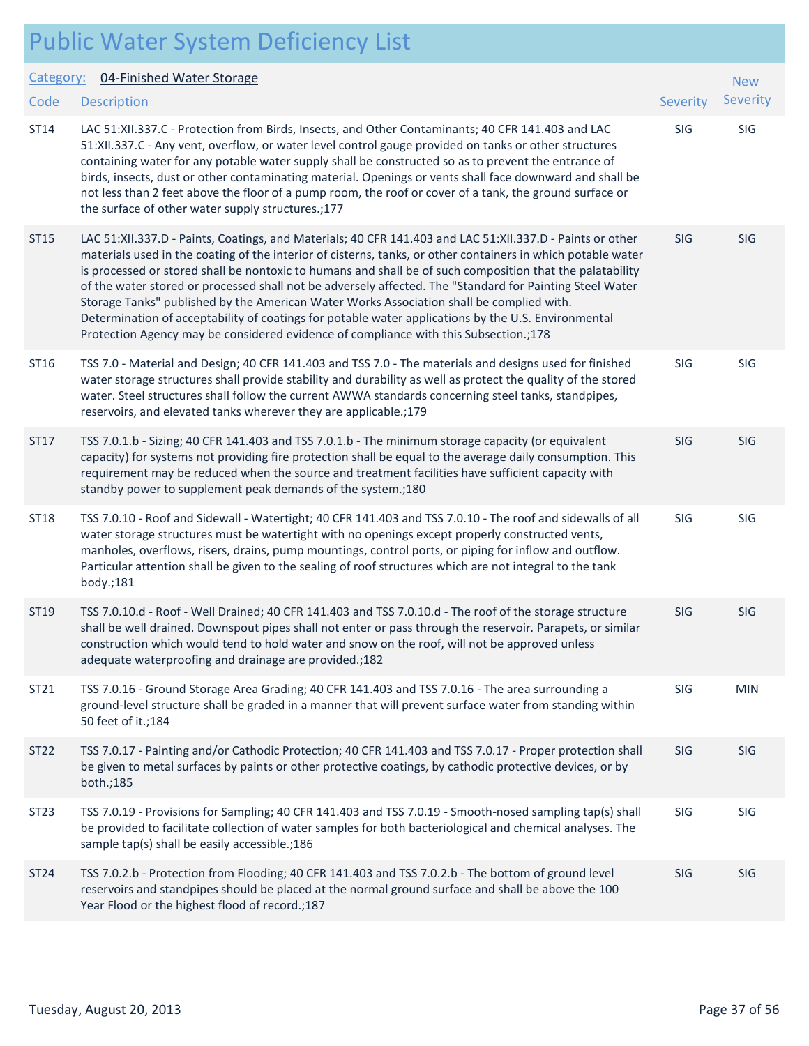# Public Water System Deficiency List

**Category: 04-Finished Water Storage**

| Code | Description | Severity | New Severity |
|---|---|---|---|
| ST14 | LAC 51:XII.337.C - Protection from Birds, Insects, and Other Contaminants; 40 CFR 141.403 and LAC 51:XII.337.C - Any vent, overflow, or water level control gauge provided on tanks or other structures containing water for any potable water supply shall be constructed so as to prevent the entrance of birds, insects, dust or other contaminating material. Openings or vents shall face downward and shall be not less than 2 feet above the floor of a pump room, the roof or cover of a tank, the ground surface or the surface of other water supply structures.;177 | SIG | SIG |
| ST15 | LAC 51:XII.337.D - Paints, Coatings, and Materials; 40 CFR 141.403 and LAC 51:XII.337.D - Paints or other materials used in the coating of the interior of cisterns, tanks, or other containers in which potable water is processed or stored shall be nontoxic to humans and shall be of such composition that the palatability of the water stored or processed shall not be adversely affected. The "Standard for Painting Steel Water Storage Tanks" published by the American Water Works Association shall be complied with. Determination of acceptability of coatings for potable water applications by the U.S. Environmental Protection Agency may be considered evidence of compliance with this Subsection.;178 | SIG | SIG |
| ST16 | TSS 7.0 - Material and Design; 40 CFR 141.403 and TSS 7.0 - The materials and designs used for finished water storage structures shall provide stability and durability as well as protect the quality of the stored water. Steel structures shall follow the current AWWA standards concerning steel tanks, standpipes, reservoirs, and elevated tanks wherever they are applicable.;179 | SIG | SIG |
| ST17 | TSS 7.0.1.b - Sizing; 40 CFR 141.403 and TSS 7.0.1.b - The minimum storage capacity (or equivalent capacity) for systems not providing fire protection shall be equal to the average daily consumption. This requirement may be reduced when the source and treatment facilities have sufficient capacity with standby power to supplement peak demands of the system.;180 | SIG | SIG |
| ST18 | TSS 7.0.10 - Roof and Sidewall - Watertight; 40 CFR 141.403 and TSS 7.0.10 - The roof and sidewalls of all water storage structures must be watertight with no openings except properly constructed vents, manholes, overflows, risers, drains, pump mountings, control ports, or piping for inflow and outflow. Particular attention shall be given to the sealing of roof structures which are not integral to the tank body.;181 | SIG | SIG |
| ST19 | TSS 7.0.10.d - Roof - Well Drained; 40 CFR 141.403 and TSS 7.0.10.d - The roof of the storage structure shall be well drained. Downspout pipes shall not enter or pass through the reservoir. Parapets, or similar construction which would tend to hold water and snow on the roof, will not be approved unless adequate waterproofing and drainage are provided.;182 | SIG | SIG |
| ST21 | TSS 7.0.16 - Ground Storage Area Grading; 40 CFR 141.403 and TSS 7.0.16 - The area surrounding a ground-level structure shall be graded in a manner that will prevent surface water from standing within 50 feet of it.;184 | SIG | MIN |
| ST22 | TSS 7.0.17 - Painting and/or Cathodic Protection; 40 CFR 141.403 and TSS 7.0.17 - Proper protection shall be given to metal surfaces by paints or other protective coatings, by cathodic protective devices, or by both.;185 | SIG | SIG |
| ST23 | TSS 7.0.19 - Provisions for Sampling; 40 CFR 141.403 and TSS 7.0.19 - Smooth-nosed sampling tap(s) shall be provided to facilitate collection of water samples for both bacteriological and chemical analyses. The sample tap(s) shall be easily accessible.;186 | SIG | SIG |
| ST24 | TSS 7.0.2.b - Protection from Flooding; 40 CFR 141.403 and TSS 7.0.2.b - The bottom of ground level reservoirs and standpipes should be placed at the normal ground surface and shall be above the 100 Year Flood or the highest flood of record.;187 | SIG | SIG |

Tuesday, August 20, 2013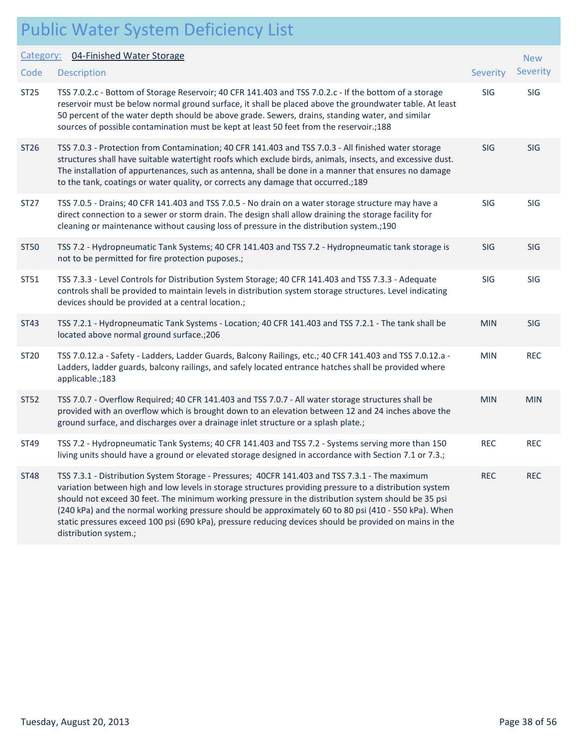# Public Water System Deficiency List

**Category:** 04-Finished Water Storage

| Code | Description | Severity | New Severity |
|---|---|---|---|
| ST25 | TSS 7.0.2.c - Bottom of Storage Reservoir; 40 CFR 141.403 and TSS 7.0.2.c - If the bottom of a storage reservoir must be below normal ground surface, it shall be placed above the groundwater table. At least 50 percent of the water depth should be above grade. Sewers, drains, standing water, and similar sources of possible contamination must be kept at least 50 feet from the reservoir.;188 | SIG | SIG |
| ST26 | TSS 7.0.3 - Protection from Contamination; 40 CFR 141.403 and TSS 7.0.3 - All finished water storage structures shall have suitable watertight roofs which exclude birds, animals, insects, and excessive dust. The installation of appurtenances, such as antenna, shall be done in a manner that ensures no damage to the tank, coatings or water quality, or corrects any damage that occurred.;189 | SIG | SIG |
| ST27 | TSS 7.0.5 - Drains; 40 CFR 141.403 and TSS 7.0.5 - No drain on a water storage structure may have a direct connection to a sewer or storm drain. The design shall allow draining the storage facility for cleaning or maintenance without causing loss of pressure in the distribution system.;190 | SIG | SIG |
| ST50 | TSS 7.2 - Hydropneumatic Tank Systems; 40 CFR 141.403 and TSS 7.2 - Hydropneumatic tank storage is not to be permitted for fire protection puposes.; | SIG | SIG |
| ST51 | TSS 7.3.3 - Level Controls for Distribution System Storage; 40 CFR 141.403 and TSS 7.3.3 - Adequate controls shall be provided to maintain levels in distribution system storage structures. Level indicating devices should be provided at a central location.; | SIG | SIG |
| ST43 | TSS 7.2.1 - Hydropneumatic Tank Systems - Location; 40 CFR 141.403 and TSS 7.2.1 - The tank shall be located above normal ground surface.;206 | MIN | SIG |
| ST20 | TSS 7.0.12.a - Safety - Ladders, Ladder Guards, Balcony Railings, etc.; 40 CFR 141.403 and TSS 7.0.12.a - Ladders, ladder guards, balcony railings, and safely located entrance hatches shall be provided where applicable.;183 | MIN | REC |
| ST52 | TSS 7.0.7 - Overflow Required; 40 CFR 141.403 and TSS 7.0.7 - All water storage structures shall be provided with an overflow which is brought down to an elevation between 12 and 24 inches above the ground surface, and discharges over a drainage inlet structure or a splash plate.; | MIN | MIN |
| ST49 | TSS 7.2 - Hydropneumatic Tank Systems; 40 CFR 141.403 and TSS 7.2 - Systems serving more than 150 living units should have a ground or elevated storage designed in accordance with Section 7.1 or 7.3.; | REC | REC |
| ST48 | TSS 7.3.1 - Distribution System Storage - Pressures; 40CFR 141.403 and TSS 7.3.1 - The maximum variation between high and low levels in storage structures providing pressure to a distribution system should not exceed 30 feet. The minimum working pressure in the distribution system should be 35 psi (240 kPa) and the normal working pressure should be approximately 60 to 80 psi (410 - 550 kPa). When static pressures exceed 100 psi (690 kPa), pressure reducing devices should be provided on mains in the distribution system.; | REC | REC |

Tuesday, August 20, 2013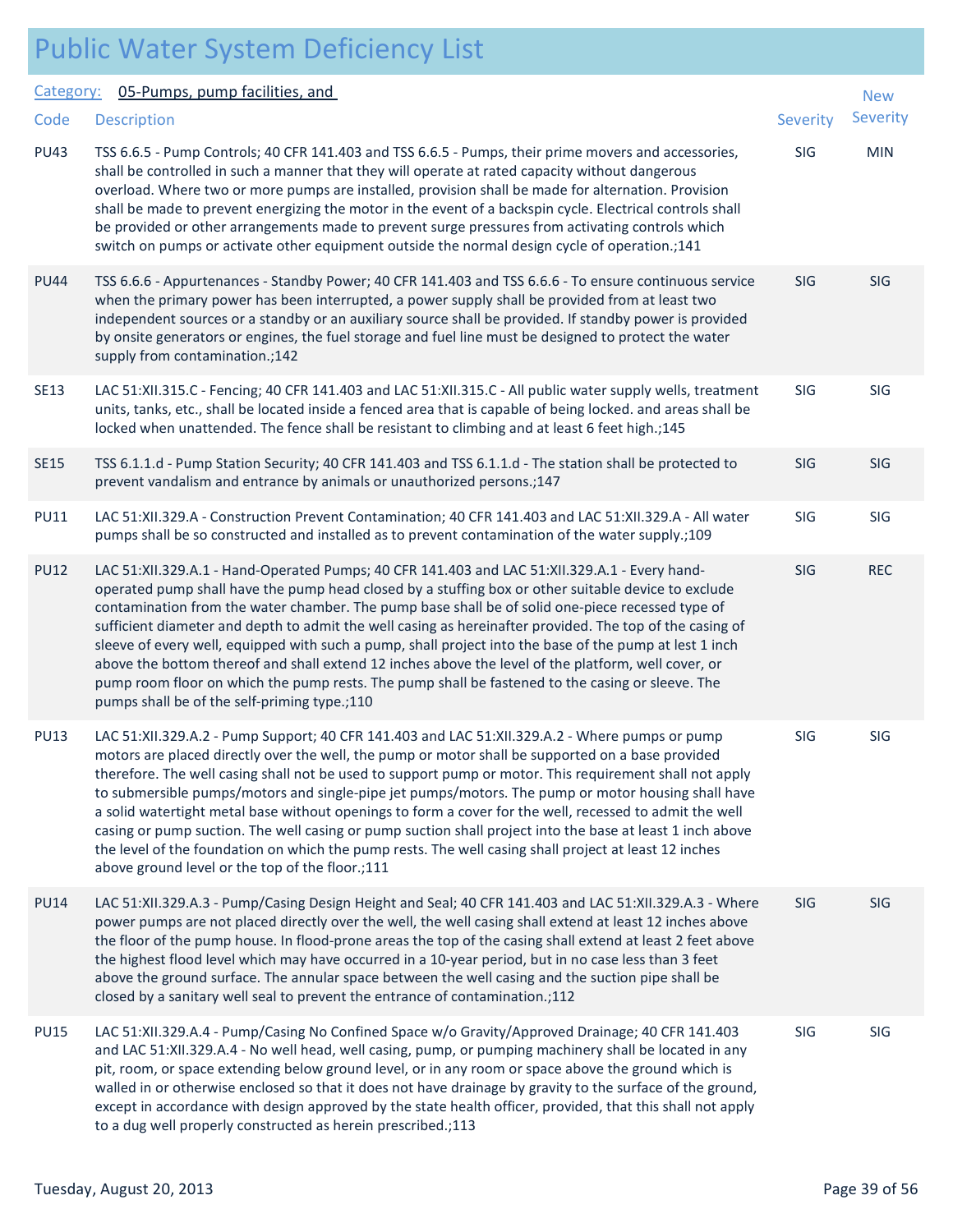# Public Water System Deficiency List

Category: 05-Pumps, pump facilities, and

| Code | Description | Severity | New Severity |
|---|---|---|---|
| PU43 | TSS 6.6.5 - Pump Controls; 40 CFR 141.403 and TSS 6.6.5 - Pumps, their prime movers and accessories, shall be controlled in such a manner that they will operate at rated capacity without dangerous overload. Where two or more pumps are installed, provision shall be made for alternation. Provision shall be made to prevent energizing the motor in the event of a backspin cycle. Electrical controls shall be provided or other arrangements made to prevent surge pressures from activating controls which switch on pumps or activate other equipment outside the normal design cycle of operation.;141 | SIG | MIN |
| PU44 | TSS 6.6.6 - Appurtenances - Standby Power; 40 CFR 141.403 and TSS 6.6.6 - To ensure continuous service when the primary power has been interrupted, a power supply shall be provided from at least two independent sources or a standby or an auxiliary source shall be provided. If standby power is provided by onsite generators or engines, the fuel storage and fuel line must be designed to protect the water supply from contamination.;142 | SIG | SIG |
| SE13 | LAC 51:XII.315.C - Fencing; 40 CFR 141.403 and LAC 51:XII.315.C - All public water supply wells, treatment units, tanks, etc., shall be located inside a fenced area that is capable of being locked. and areas shall be locked when unattended. The fence shall be resistant to climbing and at least 6 feet high.;145 | SIG | SIG |
| SE15 | TSS 6.1.1.d - Pump Station Security; 40 CFR 141.403 and TSS 6.1.1.d - The station shall be protected to prevent vandalism and entrance by animals or unauthorized persons.;147 | SIG | SIG |
| PU11 | LAC 51:XII.329.A - Construction Prevent Contamination; 40 CFR 141.403 and LAC 51:XII.329.A - All water pumps shall be so constructed and installed as to prevent contamination of the water supply.;109 | SIG | SIG |
| PU12 | LAC 51:XII.329.A.1 - Hand-Operated Pumps; 40 CFR 141.403 and LAC 51:XII.329.A.1 - Every hand-operated pump shall have the pump head closed by a stuffing box or other suitable device to exclude contamination from the water chamber. The pump base shall be of solid one-piece recessed type of sufficient diameter and depth to admit the well casing as hereinafter provided. The top of the casing of sleeve of every well, equipped with such a pump, shall project into the base of the pump at lest 1 inch above the bottom thereof and shall extend 12 inches above the level of the platform, well cover, or pump room floor on which the pump rests. The pump shall be fastened to the casing or sleeve. The pumps shall be of the self-priming type.;110 | SIG | REC |
| PU13 | LAC 51:XII.329.A.2 - Pump Support; 40 CFR 141.403 and LAC 51:XII.329.A.2 - Where pumps or pump motors are placed directly over the well, the pump or motor shall be supported on a base provided therefore. The well casing shall not be used to support pump or motor. This requirement shall not apply to submersible pumps/motors and single-pipe jet pumps/motors. The pump or motor housing shall have a solid watertight metal base without openings to form a cover for the well, recessed to admit the well casing or pump suction. The well casing or pump suction shall project into the base at least 1 inch above the level of the foundation on which the pump rests. The well casing shall project at least 12 inches above ground level or the top of the floor.;111 | SIG | SIG |
| PU14 | LAC 51:XII.329.A.3 - Pump/Casing Design Height and Seal; 40 CFR 141.403 and LAC 51:XII.329.A.3 - Where power pumps are not placed directly over the well, the well casing shall extend at least 12 inches above the floor of the pump house. In flood-prone areas the top of the casing shall extend at least 2 feet above the highest flood level which may have occurred in a 10-year period, but in no case less than 3 feet above the ground surface. The annular space between the well casing and the suction pipe shall be closed by a sanitary well seal to prevent the entrance of contamination.;112 | SIG | SIG |
| PU15 | LAC 51:XII.329.A.4 - Pump/Casing No Confined Space w/o Gravity/Approved Drainage; 40 CFR 141.403 and LAC 51:XII.329.A.4 - No well head, well casing, pump, or pumping machinery shall be located in any pit, room, or space extending below ground level, or in any room or space above the ground which is walled in or otherwise enclosed so that it does not have drainage by gravity to the surface of the ground, except in accordance with design approved by the state health officer, provided, that this shall not apply to a dug well properly constructed as herein prescribed.;113 | SIG | SIG |

Tuesday, August 20, 2013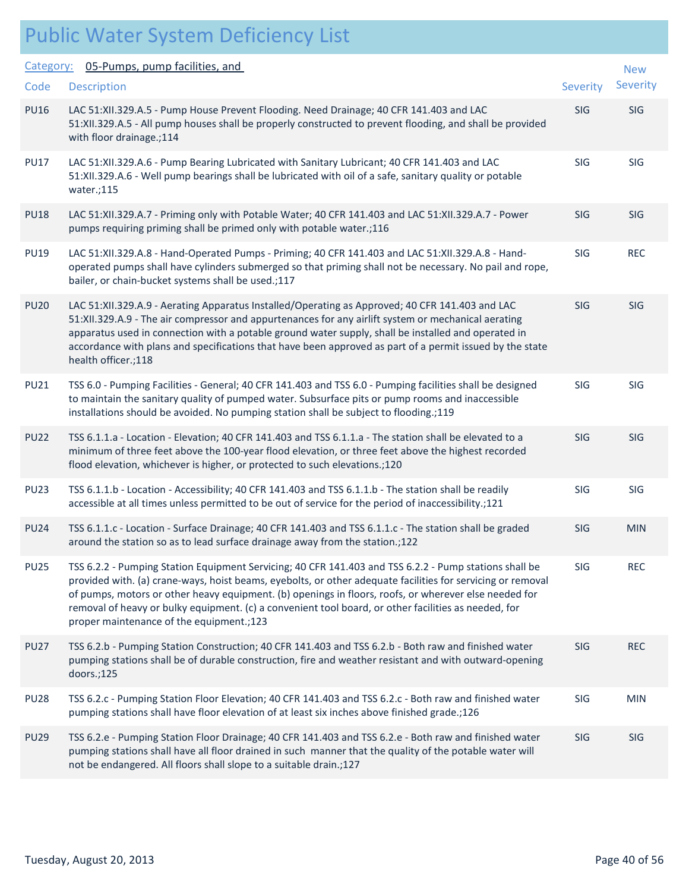# Public Water System Deficiency List

Category: 05-Pumps, pump facilities, and

| Code | Description | Severity | New Severity |
|---|---|---|---|
| PU16 | LAC 51:XII.329.A.5 - Pump House Prevent Flooding. Need Drainage; 40 CFR 141.403 and LAC 51:XII.329.A.5 - All pump houses shall be properly constructed to prevent flooding, and shall be provided with floor drainage.;114 | SIG | SIG |
| PU17 | LAC 51:XII.329.A.6 - Pump Bearing Lubricated with Sanitary Lubricant; 40 CFR 141.403 and LAC 51:XII.329.A.6 - Well pump bearings shall be lubricated with oil of a safe, sanitary quality or potable water.;115 | SIG | SIG |
| PU18 | LAC 51:XII.329.A.7 - Priming only with Potable Water; 40 CFR 141.403 and LAC 51:XII.329.A.7 - Power pumps requiring priming shall be primed only with potable water.;116 | SIG | SIG |
| PU19 | LAC 51:XII.329.A.8 - Hand-Operated Pumps - Priming; 40 CFR 141.403 and LAC 51:XII.329.A.8 - Hand-operated pumps shall have cylinders submerged so that priming shall not be necessary. No pail and rope, bailer, or chain-bucket systems shall be used.;117 | SIG | REC |
| PU20 | LAC 51:XII.329.A.9 - Aerating Apparatus Installed/Operating as Approved; 40 CFR 141.403 and LAC 51:XII.329.A.9 - The air compressor and appurtenances for any airlift system or mechanical aerating apparatus used in connection with a potable ground water supply, shall be installed and operated in accordance with plans and specifications that have been approved as part of a permit issued by the state health officer.;118 | SIG | SIG |
| PU21 | TSS 6.0 - Pumping Facilities - General; 40 CFR 141.403 and TSS 6.0 - Pumping facilities shall be designed to maintain the sanitary quality of pumped water. Subsurface pits or pump rooms and inaccessible installations should be avoided. No pumping station shall be subject to flooding.;119 | SIG | SIG |
| PU22 | TSS 6.1.1.a - Location - Elevation; 40 CFR 141.403 and TSS 6.1.1.a - The station shall be elevated to a minimum of three feet above the 100-year flood elevation, or three feet above the highest recorded flood elevation, whichever is higher, or protected to such elevations.;120 | SIG | SIG |
| PU23 | TSS 6.1.1.b - Location - Accessibility; 40 CFR 141.403 and TSS 6.1.1.b - The station shall be readily accessible at all times unless permitted to be out of service for the period of inaccessibility.;121 | SIG | SIG |
| PU24 | TSS 6.1.1.c - Location - Surface Drainage; 40 CFR 141.403 and TSS 6.1.1.c - The station shall be graded around the station so as to lead surface drainage away from the station.;122 | SIG | MIN |
| PU25 | TSS 6.2.2 - Pumping Station Equipment Servicing; 40 CFR 141.403 and TSS 6.2.2 - Pump stations shall be provided with. (a) crane-ways, hoist beams, eyebolts, or other adequate facilities for servicing or removal of pumps, motors or other heavy equipment. (b) openings in floors, roofs, or wherever else needed for removal of heavy or bulky equipment. (c) a convenient tool board, or other facilities as needed, for proper maintenance of the equipment.;123 | SIG | REC |
| PU27 | TSS 6.2.b - Pumping Station Construction; 40 CFR 141.403 and TSS 6.2.b - Both raw and finished water pumping stations shall be of durable construction, fire and weather resistant and with outward-opening doors.;125 | SIG | REC |
| PU28 | TSS 6.2.c - Pumping Station Floor Elevation; 40 CFR 141.403 and TSS 6.2.c - Both raw and finished water pumping stations shall have floor elevation of at least six inches above finished grade.;126 | SIG | MIN |
| PU29 | TSS 6.2.e - Pumping Station Floor Drainage; 40 CFR 141.403 and TSS 6.2.e - Both raw and finished water pumping stations shall have all floor drained in such manner that the quality of the potable water will not be endangered. All floors shall slope to a suitable drain.;127 | SIG | SIG |

Tuesday, August 20, 2013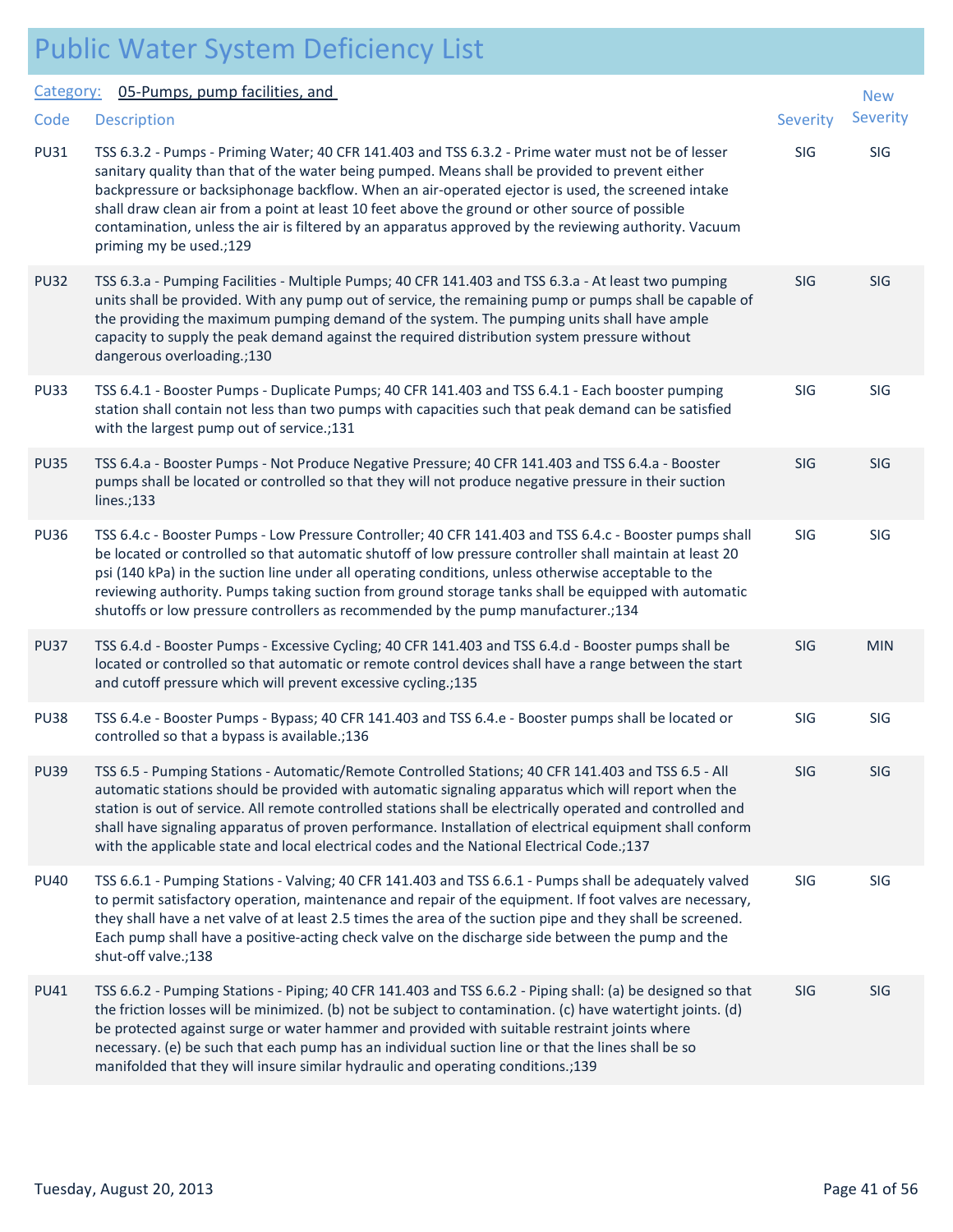# Public Water System Deficiency List

Category: 05-Pumps, pump facilities, and

| Code | Description | Severity | New Severity |
|---|---|---|---|
| PU31 | TSS 6.3.2 - Pumps - Priming Water; 40 CFR 141.403 and TSS 6.3.2 - Prime water must not be of lesser sanitary quality than that of the water being pumped. Means shall be provided to prevent either backpressure or backsiphonage backflow. When an air-operated ejector is used, the screened intake shall draw clean air from a point at least 10 feet above the ground or other source of possible contamination, unless the air is filtered by an apparatus approved by the reviewing authority. Vacuum priming my be used.;129 | SIG | SIG |
| PU32 | TSS 6.3.a - Pumping Facilities - Multiple Pumps; 40 CFR 141.403 and TSS 6.3.a - At least two pumping units shall be provided. With any pump out of service, the remaining pump or pumps shall be capable of the providing the maximum pumping demand of the system. The pumping units shall have ample capacity to supply the peak demand against the required distribution system pressure without dangerous overloading.;130 | SIG | SIG |
| PU33 | TSS 6.4.1 - Booster Pumps - Duplicate Pumps; 40 CFR 141.403 and TSS 6.4.1 - Each booster pumping station shall contain not less than two pumps with capacities such that peak demand can be satisfied with the largest pump out of service.;131 | SIG | SIG |
| PU35 | TSS 6.4.a - Booster Pumps - Not Produce Negative Pressure; 40 CFR 141.403 and TSS 6.4.a - Booster pumps shall be located or controlled so that they will not produce negative pressure in their suction lines.;133 | SIG | SIG |
| PU36 | TSS 6.4.c - Booster Pumps - Low Pressure Controller; 40 CFR 141.403 and TSS 6.4.c - Booster pumps shall be located or controlled so that automatic shutoff of low pressure controller shall maintain at least 20 psi (140 kPa) in the suction line under all operating conditions, unless otherwise acceptable to the reviewing authority. Pumps taking suction from ground storage tanks shall be equipped with automatic shutoffs or low pressure controllers as recommended by the pump manufacturer.;134 | SIG | SIG |
| PU37 | TSS 6.4.d - Booster Pumps - Excessive Cycling; 40 CFR 141.403 and TSS 6.4.d - Booster pumps shall be located or controlled so that automatic or remote control devices shall have a range between the start and cutoff pressure which will prevent excessive cycling.;135 | SIG | MIN |
| PU38 | TSS 6.4.e - Booster Pumps - Bypass; 40 CFR 141.403 and TSS 6.4.e - Booster pumps shall be located or controlled so that a bypass is available.;136 | SIG | SIG |
| PU39 | TSS 6.5 - Pumping Stations - Automatic/Remote Controlled Stations; 40 CFR 141.403 and TSS 6.5 - All automatic stations should be provided with automatic signaling apparatus which will report when the station is out of service. All remote controlled stations shall be electrically operated and controlled and shall have signaling apparatus of proven performance. Installation of electrical equipment shall conform with the applicable state and local electrical codes and the National Electrical Code.;137 | SIG | SIG |
| PU40 | TSS 6.6.1 - Pumping Stations - Valving; 40 CFR 141.403 and TSS 6.6.1 - Pumps shall be adequately valved to permit satisfactory operation, maintenance and repair of the equipment. If foot valves are necessary, they shall have a net valve of at least 2.5 times the area of the suction pipe and they shall be screened. Each pump shall have a positive-acting check valve on the discharge side between the pump and the shut-off valve.;138 | SIG | SIG |
| PU41 | TSS 6.6.2 - Pumping Stations - Piping; 40 CFR 141.403 and TSS 6.6.2 - Piping shall: (a) be designed so that the friction losses will be minimized. (b) not be subject to contamination. (c) have watertight joints. (d) be protected against surge or water hammer and provided with suitable restraint joints where necessary. (e) be such that each pump has an individual suction line or that the lines shall be so manifolded that they will insure similar hydraulic and operating conditions.;139 | SIG | SIG |

Tuesday, August 20, 2013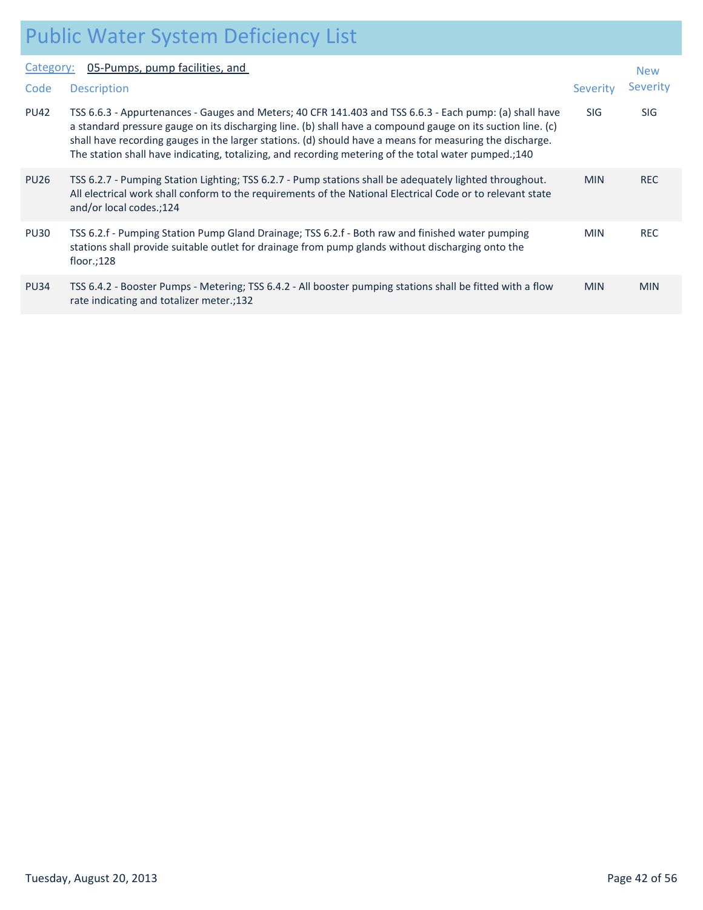# Public Water System Deficiency List

Category: 05-Pumps, pump facilities, and

| Code | Description | Severity | New Severity |
| --- | --- | --- | --- |
| PU42 | TSS 6.6.3 - Appurtenances - Gauges and Meters; 40 CFR 141.403 and TSS 6.6.3 - Each pump: (a) shall have a standard pressure gauge on its discharging line. (b) shall have a compound gauge on its suction line. (c) shall have recording gauges in the larger stations. (d) should have a means for measuring the discharge. The station shall have indicating, totalizing, and recording metering of the total water pumped.;140 | SIG | SIG |
| PU26 | TSS 6.2.7 - Pumping Station Lighting; TSS 6.2.7 - Pump stations shall be adequately lighted throughout. All electrical work shall conform to the requirements of the National Electrical Code or to relevant state and/or local codes.;124 | MIN | REC |
| PU30 | TSS 6.2.f - Pumping Station Pump Gland Drainage; TSS 6.2.f - Both raw and finished water pumping stations shall provide suitable outlet for drainage from pump glands without discharging onto the floor.;128 | MIN | REC |
| PU34 | TSS 6.4.2 - Booster Pumps - Metering; TSS 6.4.2 - All booster pumping stations shall be fitted with a flow rate indicating and totalizer meter.;132 | MIN | MIN |

Tuesday, August 20, 2013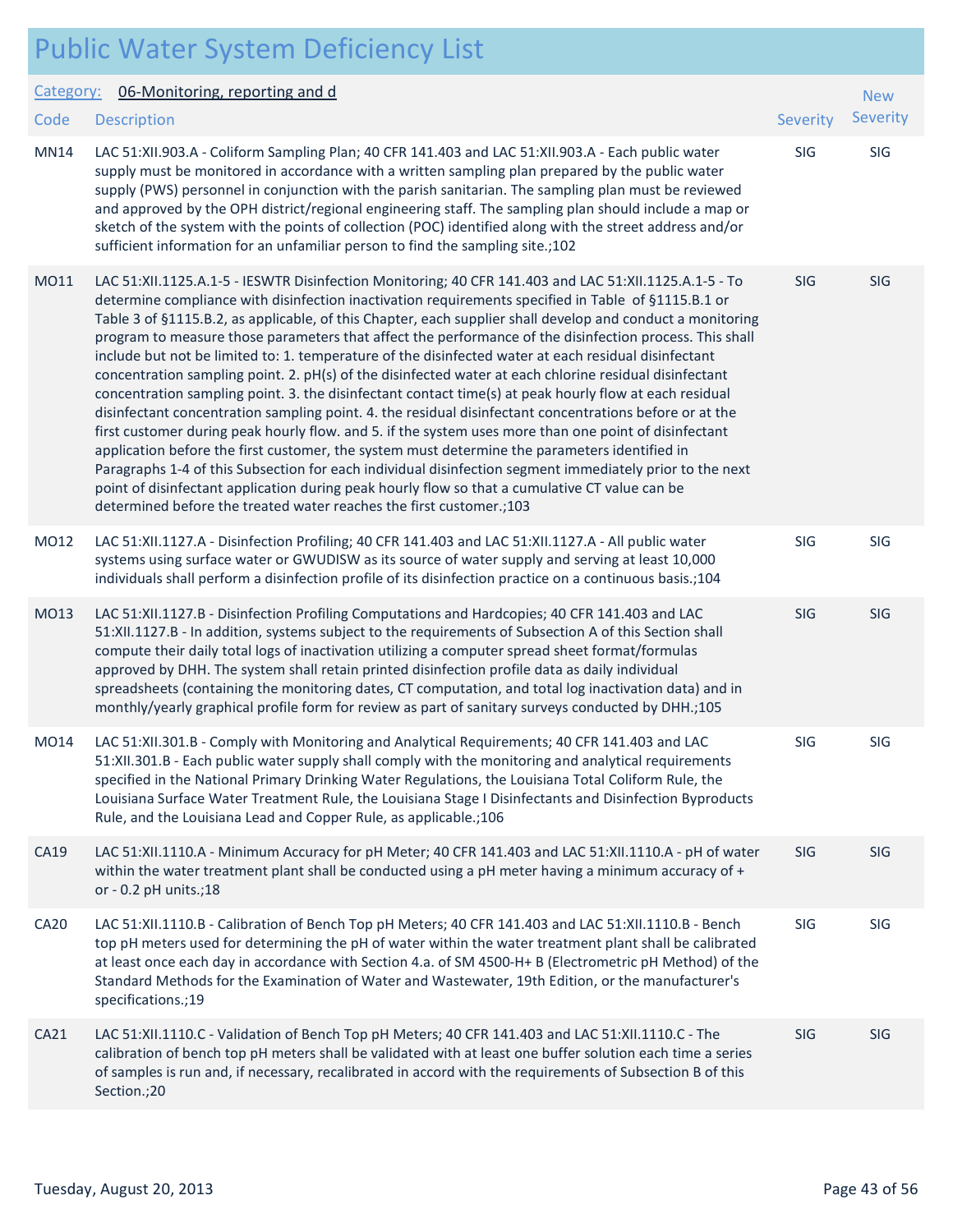# Public Water System Deficiency List

Category: 06-Monitoring, reporting and d

| Code | Description | Severity | New Severity |
|---|---|---|---|
| MN14 | LAC 51:XII.903.A - Coliform Sampling Plan; 40 CFR 141.403 and LAC 51:XII.903.A - Each public water supply must be monitored in accordance with a written sampling plan prepared by the public water supply (PWS) personnel in conjunction with the parish sanitarian. The sampling plan must be reviewed and approved by the OPH district/regional engineering staff. The sampling plan should include a map or sketch of the system with the points of collection (POC) identified along with the street address and/or sufficient information for an unfamiliar person to find the sampling site.;102 | SIG | SIG |
| MO11 | LAC 51:XII.1125.A.1-5 - IESWTR Disinfection Monitoring; 40 CFR 141.403 and LAC 51:XII.1125.A.1-5 - To determine compliance with disinfection inactivation requirements specified in Table  of §1115.B.1 or Table 3 of §1115.B.2, as applicable, of this Chapter, each supplier shall develop and conduct a monitoring program to measure those parameters that affect the performance of the disinfection process. This shall include but not be limited to: 1. temperature of the disinfected water at each residual disinfectant concentration sampling point. 2. pH(s) of the disinfected water at each chlorine residual disinfectant concentration sampling point. 3. the disinfectant contact time(s) at peak hourly flow at each residual disinfectant concentration sampling point. 4. the residual disinfectant concentrations before or at the first customer during peak hourly flow. and 5. if the system uses more than one point of disinfectant application before the first customer, the system must determine the parameters identified in Paragraphs 1-4 of this Subsection for each individual disinfection segment immediately prior to the next point of disinfectant application during peak hourly flow so that a cumulative CT value can be determined before the treated water reaches the first customer.;103 | SIG | SIG |
| MO12 | LAC 51:XII.1127.A - Disinfection Profiling; 40 CFR 141.403 and LAC 51:XII.1127.A - All public water systems using surface water or GWUDISW as its source of water supply and serving at least 10,000 individuals shall perform a disinfection profile of its disinfection practice on a continuous basis.;104 | SIG | SIG |
| MO13 | LAC 51:XII.1127.B - Disinfection Profiling Computations and Hardcopies; 40 CFR 141.403 and LAC 51:XII.1127.B - In addition, systems subject to the requirements of Subsection A of this Section shall compute their daily total logs of inactivation utilizing a computer spread sheet format/formulas approved by DHH. The system shall retain printed disinfection profile data as daily individual spreadsheets (containing the monitoring dates, CT computation, and total log inactivation data) and in monthly/yearly graphical profile form for review as part of sanitary surveys conducted by DHH.;105 | SIG | SIG |
| MO14 | LAC 51:XII.301.B - Comply with Monitoring and Analytical Requirements; 40 CFR 141.403 and LAC 51:XII.301.B - Each public water supply shall comply with the monitoring and analytical requirements specified in the National Primary Drinking Water Regulations, the Louisiana Total Coliform Rule, the Louisiana Surface Water Treatment Rule, the Louisiana Stage I Disinfectants and Disinfection Byproducts Rule, and the Louisiana Lead and Copper Rule, as applicable.;106 | SIG | SIG |
| CA19 | LAC 51:XII.1110.A - Minimum Accuracy for pH Meter; 40 CFR 141.403 and LAC 51:XII.1110.A - pH of water within the water treatment plant shall be conducted using a pH meter having a minimum accuracy of + or - 0.2 pH units.;18 | SIG | SIG |
| CA20 | LAC 51:XII.1110.B - Calibration of Bench Top pH Meters; 40 CFR 141.403 and LAC 51:XII.1110.B - Bench top pH meters used for determining the pH of water within the water treatment plant shall be calibrated at least once each day in accordance with Section 4.a. of SM 4500-H+ B (Electrometric pH Method) of the Standard Methods for the Examination of Water and Wastewater, 19th Edition, or the manufacturer's specifications.;19 | SIG | SIG |
| CA21 | LAC 51:XII.1110.C - Validation of Bench Top pH Meters; 40 CFR 141.403 and LAC 51:XII.1110.C - The calibration of bench top pH meters shall be validated with at least one buffer solution each time a series of samples is run and, if necessary, recalibrated in accord with the requirements of Subsection B of this Section.;20 | SIG | SIG |

Tuesday, August 20, 2013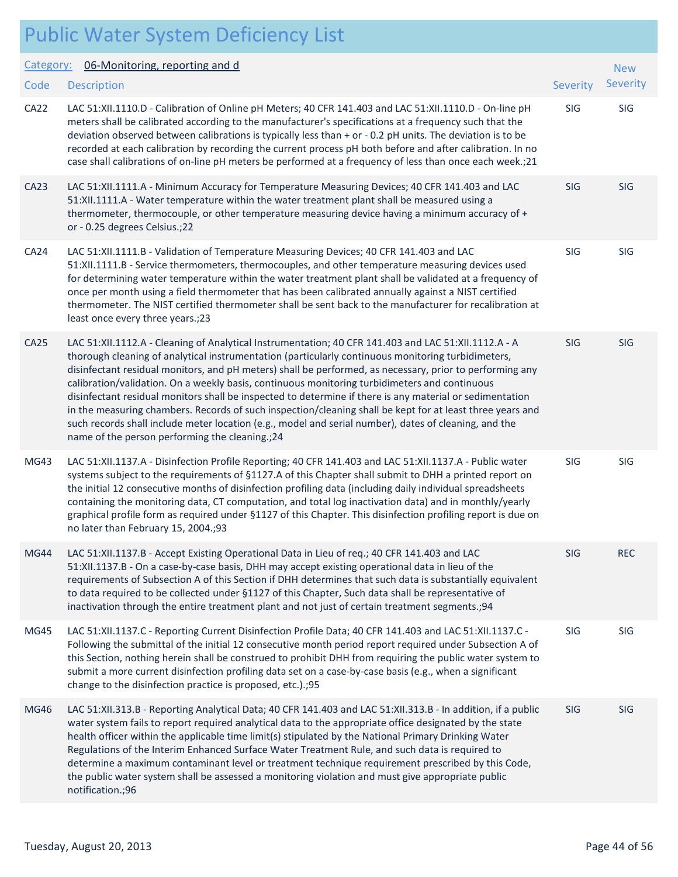# Public Water System Deficiency List

Category: 06-Monitoring, reporting and d

| Code | Description | Severity | New Severity |
|---|---|---|---|
| CA22 | LAC 51:XII.1110.D - Calibration of Online pH Meters; 40 CFR 141.403 and LAC 51:XII.1110.D - On-line pH meters shall be calibrated according to the manufacturer's specifications at a frequency such that the deviation observed between calibrations is typically less than + or - 0.2 pH units. The deviation is to be recorded at each calibration by recording the current process pH both before and after calibration. In no case shall calibrations of on-line pH meters be performed at a frequency of less than once each week.;21 | SIG | SIG |
| CA23 | LAC 51:XII.1111.A - Minimum Accuracy for Temperature Measuring Devices; 40 CFR 141.403 and LAC 51:XII.1111.A - Water temperature within the water treatment plant shall be measured using a thermometer, thermocouple, or other temperature measuring device having a minimum accuracy of + or - 0.25 degrees Celsius.;22 | SIG | SIG |
| CA24 | LAC 51:XII.1111.B - Validation of Temperature Measuring Devices; 40 CFR 141.403 and LAC 51:XII.1111.B - Service thermometers, thermocouples, and other temperature measuring devices used for determining water temperature within the water treatment plant shall be validated at a frequency of once per month using a field thermometer that has been calibrated annually against a NIST certified thermometer. The NIST certified thermometer shall be sent back to the manufacturer for recalibration at least once every three years.;23 | SIG | SIG |
| CA25 | LAC 51:XII.1112.A - Cleaning of Analytical Instrumentation; 40 CFR 141.403 and LAC 51:XII.1112.A - A thorough cleaning of analytical instrumentation (particularly continuous monitoring turbidimeters, disinfectant residual monitors, and pH meters) shall be performed, as necessary, prior to performing any calibration/validation. On a weekly basis, continuous monitoring turbidimeters and continuous disinfectant residual monitors shall be inspected to determine if there is any material or sedimentation in the measuring chambers. Records of such inspection/cleaning shall be kept for at least three years and such records shall include meter location (e.g., model and serial number), dates of cleaning, and the name of the person performing the cleaning.;24 | SIG | SIG |
| MG43 | LAC 51:XII.1137.A - Disinfection Profile Reporting; 40 CFR 141.403 and LAC 51:XII.1137.A - Public water systems subject to the requirements of §1127.A of this Chapter shall submit to DHH a printed report on the initial 12 consecutive months of disinfection profiling data (including daily individual spreadsheets containing the monitoring data, CT computation, and total log inactivation data) and in monthly/yearly graphical profile form as required under §1127 of this Chapter. This disinfection profiling report is due on no later than February 15, 2004.;93 | SIG | SIG |
| MG44 | LAC 51:XII.1137.B - Accept Existing Operational Data in Lieu of req.; 40 CFR 141.403 and LAC 51:XII.1137.B - On a case-by-case basis, DHH may accept existing operational data in lieu of the requirements of Subsection A of this Section if DHH determines that such data is substantially equivalent to data required to be collected under §1127 of this Chapter, Such data shall be representative of inactivation through the entire treatment plant and not just of certain treatment segments.;94 | SIG | REC |
| MG45 | LAC 51:XII.1137.C - Reporting Current Disinfection Profile Data; 40 CFR 141.403 and LAC 51:XII.1137.C - Following the submittal of the initial 12 consecutive month period report required under Subsection A of this Section, nothing herein shall be construed to prohibit DHH from requiring the public water system to submit a more current disinfection profiling data set on a case-by-case basis (e.g., when a significant change to the disinfection practice is proposed, etc.).;95 | SIG | SIG |
| MG46 | LAC 51:XII.313.B - Reporting Analytical Data; 40 CFR 141.403 and LAC 51:XII.313.B - In addition, if a public water system fails to report required analytical data to the appropriate office designated by the state health officer within the applicable time limit(s) stipulated by the National Primary Drinking Water Regulations of the Interim Enhanced Surface Water Treatment Rule, and such data is required to determine a maximum contaminant level or treatment technique requirement prescribed by this Code, the public water system shall be assessed a monitoring violation and must give appropriate public notification.;96 | SIG | SIG |

Tuesday, August 20, 2013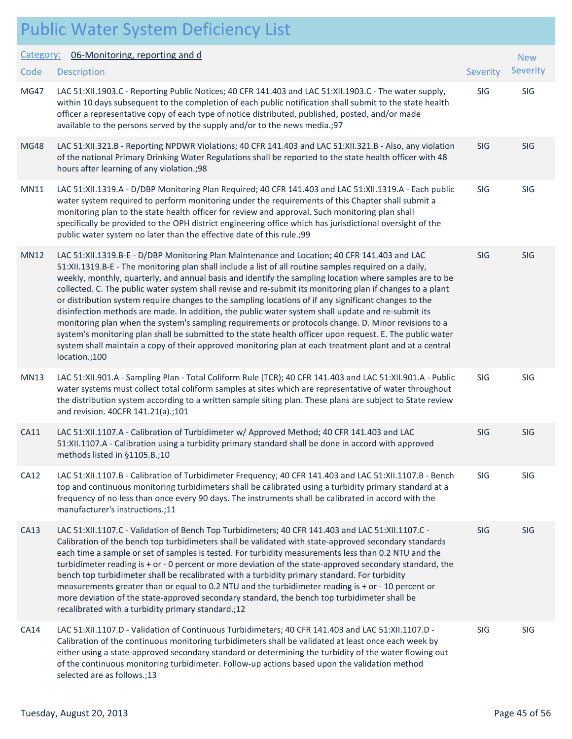# Public Water System Deficiency List

Category: 06-Monitoring, reporting and d

| Code | Description | Severity | New Severity |
|---|---|---|---|
| MG47 | LAC 51:XII.1903.C - Reporting Public Notices; 40 CFR 141.403 and LAC 51:XII.1903.C - The water supply, within 10 days subsequent to the completion of each public notification shall submit to the state health officer a representative copy of each type of notice distributed, published, posted, and/or made available to the persons served by the supply and/or to the news media.;97 | SIG | SIG |
| MG48 | LAC 51:XII.321.B - Reporting NPDWR Violations; 40 CFR 141.403 and LAC 51:XII.321.B - Also, any violation of the national Primary Drinking Water Regulations shall be reported to the state health officer with 48 hours after learning of any violation.;98 | SIG | SIG |
| MN11 | LAC 51:XII.1319.A - D/DBP Monitoring Plan Required; 40 CFR 141.403 and LAC 51:XII.1319.A - Each public water system required to perform monitoring under the requirements of this Chapter shall submit a monitoring plan to the state health officer for review and approval. Such monitoring plan shall specifically be provided to the OPH district engineering office which has jurisdictional oversight of the public water system no later than the effective date of this rule.;99 | SIG | SIG |
| MN12 | LAC 51:XII.1319.B-E - D/DBP Monitoring Plan Maintenance and Location; 40 CFR 141.403 and LAC 51:XII.1319.B-E - The monitoring plan shall include a list of all routine samples required on a daily, weekly, monthly, quarterly, and annual basis and identify the sampling location where samples are to be collected. C. The public water system shall revise and re-submit its monitoring plan if changes to a plant or distribution system require changes to the sampling locations of if any significant changes to the disinfection methods are made. In addition, the public water system shall update and re-submit its monitoring plan when the system's sampling requirements or protocols change. D. Minor revisions to a system's monitoring plan shall be submitted to the state health officer upon request. E. The public water system shall maintain a copy of their approved monitoring plan at each treatment plant and at a central location.;100 | SIG | SIG |
| MN13 | LAC 51:XII.901.A - Sampling Plan - Total Coliform Rule (TCR); 40 CFR 141.403 and LAC 51:XII.901.A - Public water systems must collect total coliform samples at sites which are representative of water throughout the distribution system according to a written sample siting plan. These plans are subject to State review and revision. 40CFR 141.21(a).;101 | SIG | SIG |
| CA11 | LAC 51:XII.1107.A - Calibration of Turbidimeter w/ Approved Method; 40 CFR 141.403 and LAC 51:XII.1107.A - Calibration using a turbidity primary standard shall be done in accord with approved methods listed in §1105.B.;10 | SIG | SIG |
| CA12 | LAC 51:XII.1107.B - Calibration of Turbidimeter Frequency; 40 CFR 141.403 and LAC 51:XII.1107.B - Bench top and continuous monitoring turbidimeters shall be calibrated using a turbidity primary standard at a frequency of no less than once every 90 days. The instruments shall be calibrated in accord with the manufacturer's instructions.;11 | SIG | SIG |
| CA13 | LAC 51:XII.1107.C - Validation of Bench Top Turbidimeters; 40 CFR 141.403 and LAC 51:XII.1107.C - Calibration of the bench top turbidimeters shall be validated with state-approved secondary standards each time a sample or set of samples is tested. For turbidity measurements less than 0.2 NTU and the turbidimeter reading is + or - 0 percent or more deviation of the state-approved secondary standard, the bench top turbidimeter shall be recalibrated with a turbidity primary standard. For turbidity measurements greater than or equal to 0.2 NTU and the turbidimeter reading is + or - 10 percent or more deviation of the state-approved secondary standard, the bench top turbidimeter shall be recalibrated with a turbidity primary standard.;12 | SIG | SIG |
| CA14 | LAC 51:XII.1107.D - Validation of Continuous Turbidimeters; 40 CFR 141.403 and LAC 51:XII.1107.D - Calibration of the continuous monitoring turbidimeters shall be validated at least once each week by either using a state-approved secondary standard or determining the turbidity of the water flowing out of the continuous monitoring turbidimeter. Follow-up actions based upon the validation method selected are as follows.;13 | SIG | SIG |

Tuesday, August 20, 2013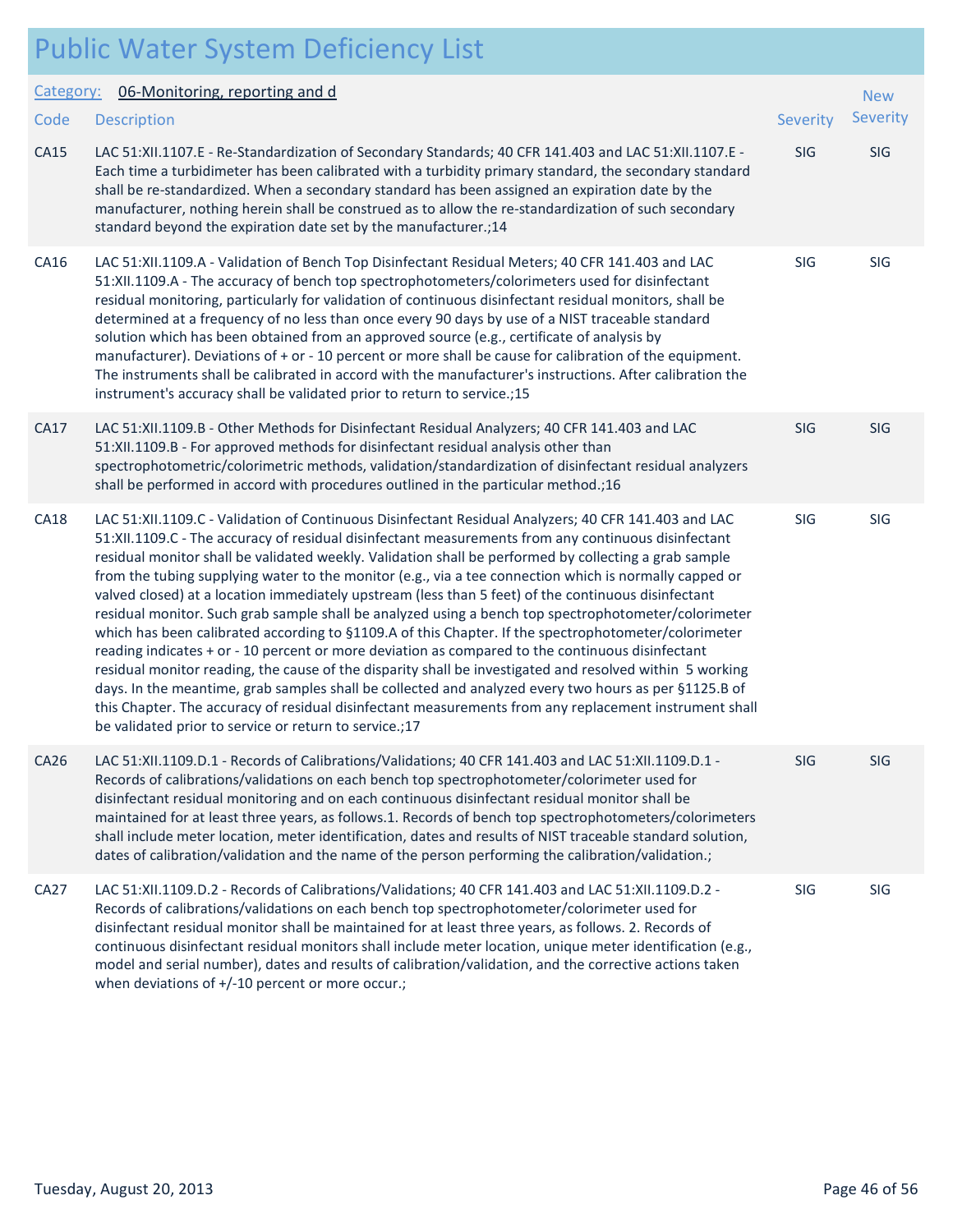# Public Water System Deficiency List

**Category:** 06-Monitoring, reporting and d

| Code | Description | Severity | New Severity |
|---|---|---|---|
| CA15 | LAC 51:XII.1107.E - Re-Standardization of Secondary Standards; 40 CFR 141.403 and LAC 51:XII.1107.E - Each time a turbidimeter has been calibrated with a turbidity primary standard, the secondary standard shall be re-standardized. When a secondary standard has been assigned an expiration date by the manufacturer, nothing herein shall be construed as to allow the re-standardization of such secondary standard beyond the expiration date set by the manufacturer.;14 | SIG | SIG |
| CA16 | LAC 51:XII.1109.A - Validation of Bench Top Disinfectant Residual Meters; 40 CFR 141.403 and LAC 51:XII.1109.A - The accuracy of bench top spectrophotometers/colorimeters used for disinfectant residual monitoring, particularly for validation of continuous disinfectant residual monitors, shall be determined at a frequency of no less than once every 90 days by use of a NIST traceable standard solution which has been obtained from an approved source (e.g., certificate of analysis by manufacturer). Deviations of + or - 10 percent or more shall be cause for calibration of the equipment. The instruments shall be calibrated in accord with the manufacturer's instructions. After calibration the instrument's accuracy shall be validated prior to return to service.;15 | SIG | SIG |
| CA17 | LAC 51:XII.1109.B - Other Methods for Disinfectant Residual Analyzers; 40 CFR 141.403 and LAC 51:XII.1109.B - For approved methods for disinfectant residual analysis other than spectrophotometric/colorimetric methods, validation/standardization of disinfectant residual analyzers shall be performed in accord with procedures outlined in the particular method.;16 | SIG | SIG |
| CA18 | LAC 51:XII.1109.C - Validation of Continuous Disinfectant Residual Analyzers; 40 CFR 141.403 and LAC 51:XII.1109.C - The accuracy of residual disinfectant measurements from any continuous disinfectant residual monitor shall be validated weekly. Validation shall be performed by collecting a grab sample from the tubing supplying water to the monitor (e.g., via a tee connection which is normally capped or valved closed) at a location immediately upstream (less than 5 feet) of the continuous disinfectant residual monitor. Such grab sample shall be analyzed using a bench top spectrophotometer/colorimeter which has been calibrated according to §1109.A of this Chapter. If the spectrophotometer/colorimeter reading indicates + or - 10 percent or more deviation as compared to the continuous disinfectant residual monitor reading, the cause of the disparity shall be investigated and resolved within 5 working days. In the meantime, grab samples shall be collected and analyzed every two hours as per §1125.B of this Chapter. The accuracy of residual disinfectant measurements from any replacement instrument shall be validated prior to service or return to service.;17 | SIG | SIG |
| CA26 | LAC 51:XII.1109.D.1 - Records of Calibrations/Validations; 40 CFR 141.403 and LAC 51:XII.1109.D.1 - Records of calibrations/validations on each bench top spectrophotometer/colorimeter used for disinfectant residual monitoring and on each continuous disinfectant residual monitor shall be maintained for at least three years, as follows.1. Records of bench top spectrophotometers/colorimeters shall include meter location, meter identification, dates and results of NIST traceable standard solution, dates of calibration/validation and the name of the person performing the calibration/validation.; | SIG | SIG |
| CA27 | LAC 51:XII.1109.D.2 - Records of Calibrations/Validations; 40 CFR 141.403 and LAC 51:XII.1109.D.2 - Records of calibrations/validations on each bench top spectrophotometer/colorimeter used for disinfectant residual monitor shall be maintained for at least three years, as follows. 2. Records of continuous disinfectant residual monitors shall include meter location, unique meter identification (e.g., model and serial number), dates and results of calibration/validation, and the corrective actions taken when deviations of +/-10 percent or more occur.; | SIG | SIG |

Tuesday, August 20, 2013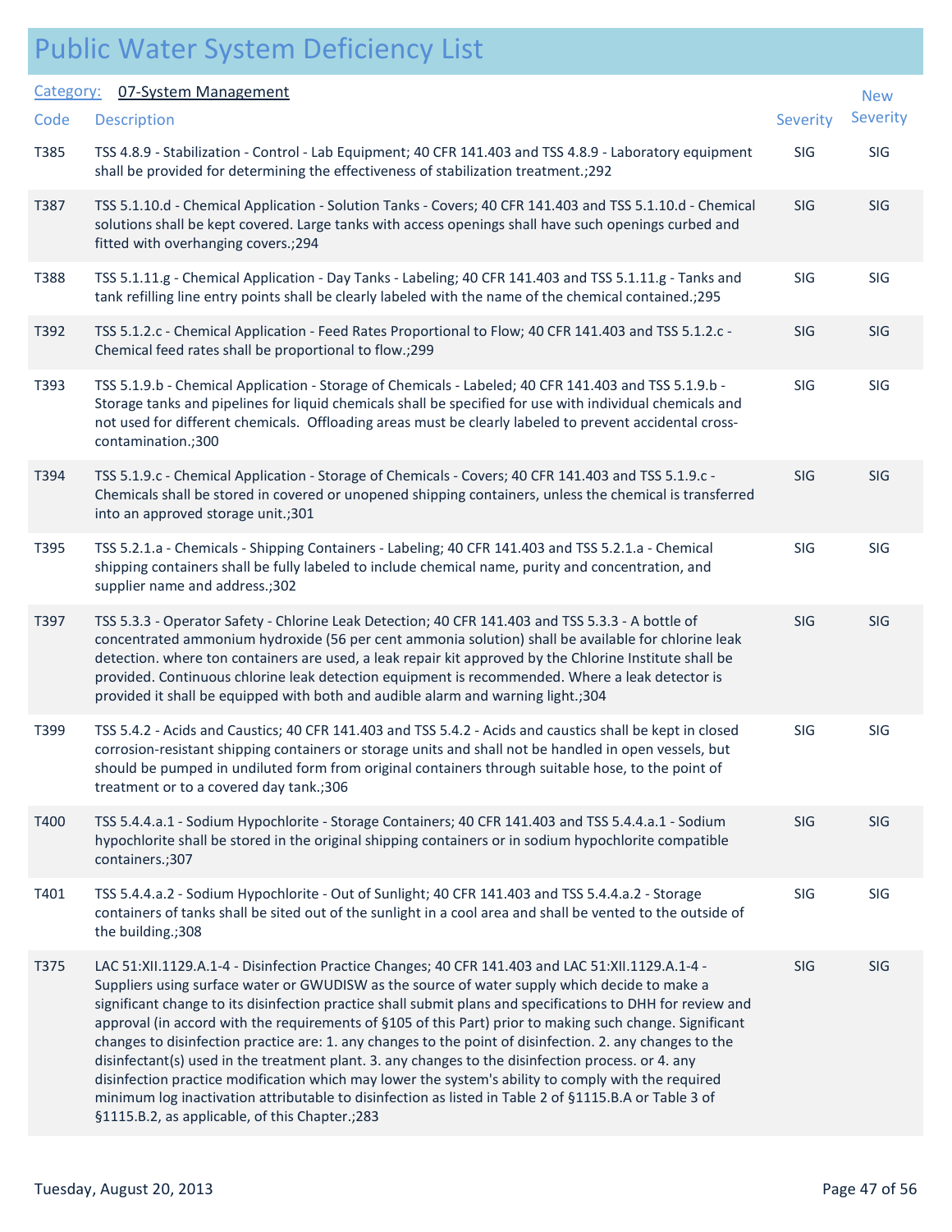# Public Water System Deficiency List

**Category:** 07-System Management

| Code | Description | Severity | New Severity |
|---|---|---|---|
| T385 | TSS 4.8.9 - Stabilization - Control - Lab Equipment; 40 CFR 141.403 and TSS 4.8.9 - Laboratory equipment shall be provided for determining the effectiveness of stabilization treatment.;292 | SIG | SIG |
| T387 | TSS 5.1.10.d - Chemical Application - Solution Tanks - Covers; 40 CFR 141.403 and TSS 5.1.10.d - Chemical solutions shall be kept covered. Large tanks with access openings shall have such openings curbed and fitted with overhanging covers.;294 | SIG | SIG |
| T388 | TSS 5.1.11.g - Chemical Application - Day Tanks - Labeling; 40 CFR 141.403 and TSS 5.1.11.g - Tanks and tank refilling line entry points shall be clearly labeled with the name of the chemical contained.;295 | SIG | SIG |
| T392 | TSS 5.1.2.c - Chemical Application - Feed Rates Proportional to Flow; 40 CFR 141.403 and TSS 5.1.2.c - Chemical feed rates shall be proportional to flow.;299 | SIG | SIG |
| T393 | TSS 5.1.9.b - Chemical Application - Storage of Chemicals - Labeled; 40 CFR 141.403 and TSS 5.1.9.b - Storage tanks and pipelines for liquid chemicals shall be specified for use with individual chemicals and not used for different chemicals. Offloading areas must be clearly labeled to prevent accidental cross-contamination.;300 | SIG | SIG |
| T394 | TSS 5.1.9.c - Chemical Application - Storage of Chemicals - Covers; 40 CFR 141.403 and TSS 5.1.9.c - Chemicals shall be stored in covered or unopened shipping containers, unless the chemical is transferred into an approved storage unit.;301 | SIG | SIG |
| T395 | TSS 5.2.1.a - Chemicals - Shipping Containers - Labeling; 40 CFR 141.403 and TSS 5.2.1.a - Chemical shipping containers shall be fully labeled to include chemical name, purity and concentration, and supplier name and address.;302 | SIG | SIG |
| T397 | TSS 5.3.3 - Operator Safety - Chlorine Leak Detection; 40 CFR 141.403 and TSS 5.3.3 - A bottle of concentrated ammonium hydroxide (56 per cent ammonia solution) shall be available for chlorine leak detection. where ton containers are used, a leak repair kit approved by the Chlorine Institute shall be provided. Continuous chlorine leak detection equipment is recommended. Where a leak detector is provided it shall be equipped with both and audible alarm and warning light.;304 | SIG | SIG |
| T399 | TSS 5.4.2 - Acids and Caustics; 40 CFR 141.403 and TSS 5.4.2 - Acids and caustics shall be kept in closed corrosion-resistant shipping containers or storage units and shall not be handled in open vessels, but should be pumped in undiluted form from original containers through suitable hose, to the point of treatment or to a covered day tank.;306 | SIG | SIG |
| T400 | TSS 5.4.4.a.1 - Sodium Hypochlorite - Storage Containers; 40 CFR 141.403 and TSS 5.4.4.a.1 - Sodium hypochlorite shall be stored in the original shipping containers or in sodium hypochlorite compatible containers.;307 | SIG | SIG |
| T401 | TSS 5.4.4.a.2 - Sodium Hypochlorite - Out of Sunlight; 40 CFR 141.403 and TSS 5.4.4.a.2 - Storage containers of tanks shall be sited out of the sunlight in a cool area and shall be vented to the outside of the building.;308 | SIG | SIG |
| T375 | LAC 51:XII.1129.A.1-4 - Disinfection Practice Changes; 40 CFR 141.403 and LAC 51:XII.1129.A.1-4 - Suppliers using surface water or GWUDISW as the source of water supply which decide to make a significant change to its disinfection practice shall submit plans and specifications to DHH for review and approval (in accord with the requirements of §105 of this Part) prior to making such change. Significant changes to disinfection practice are: 1. any changes to the point of disinfection. 2. any changes to the disinfectant(s) used in the treatment plant. 3. any changes to the disinfection process. or 4. any disinfection practice modification which may lower the system's ability to comply with the required minimum log inactivation attributable to disinfection as listed in Table 2 of §1115.B.A or Table 3 of §1115.B.2, as applicable, of this Chapter.;283 | SIG | SIG |

Tuesday, August 20, 2013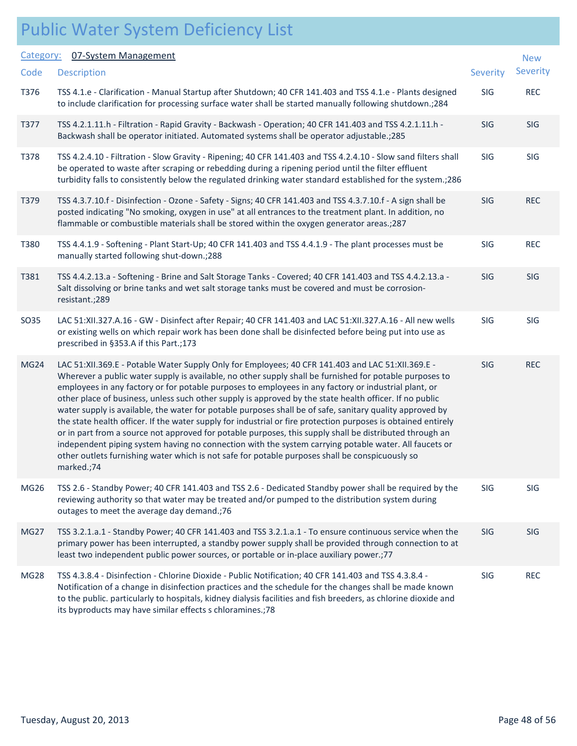# Public Water System Deficiency List

**Category:** 07-System Management

| Code | Description | Severity | New Severity |
|---|---|---|---|
| T376 | TSS 4.1.e - Clarification - Manual Startup after Shutdown; 40 CFR 141.403 and TSS 4.1.e - Plants designed to include clarification for processing surface water shall be started manually following shutdown.;284 | SIG | REC |
| T377 | TSS 4.2.1.11.h - Filtration - Rapid Gravity - Backwash - Operation; 40 CFR 141.403 and TSS 4.2.1.11.h - Backwash shall be operator initiated. Automated systems shall be operator adjustable.;285 | SIG | SIG |
| T378 | TSS 4.2.4.10 - Filtration - Slow Gravity - Ripening; 40 CFR 141.403 and TSS 4.2.4.10 - Slow sand filters shall be operated to waste after scraping or rebedding during a ripening period until the filter effluent turbidity falls to consistently below the regulated drinking water standard established for the system.;286 | SIG | SIG |
| T379 | TSS 4.3.7.10.f - Disinfection - Ozone - Safety - Signs; 40 CFR 141.403 and TSS 4.3.7.10.f - A sign shall be posted indicating "No smoking, oxygen in use" at all entrances to the treatment plant. In addition, no flammable or combustible materials shall be stored within the oxygen generator areas.;287 | SIG | REC |
| T380 | TSS 4.4.1.9 - Softening - Plant Start-Up; 40 CFR 141.403 and TSS 4.4.1.9 - The plant processes must be manually started following shut-down.;288 | SIG | REC |
| T381 | TSS 4.4.2.13.a - Softening - Brine and Salt Storage Tanks - Covered; 40 CFR 141.403 and TSS 4.4.2.13.a - Salt dissolving or brine tanks and wet salt storage tanks must be covered and must be corrosion-resistant.;289 | SIG | SIG |
| SO35 | LAC 51:XII.327.A.16 - GW - Disinfect after Repair; 40 CFR 141.403 and LAC 51:XII.327.A.16 - All new wells or existing wells on which repair work has been done shall be disinfected before being put into use as prescribed in §353.A if this Part.;173 | SIG | SIG |
| MG24 | LAC 51:XII.369.E - Potable Water Supply Only for Employees; 40 CFR 141.403 and LAC 51:XII.369.E - Wherever a public water supply is available, no other supply shall be furnished for potable purposes to employees in any factory or for potable purposes to employees in any factory or industrial plant, or other place of business, unless such other supply is approved by the state health officer. If no public water supply is available, the water for potable purposes shall be of safe, sanitary quality approved by the state health officer. If the water supply for industrial or fire protection purposes is obtained entirely or in part from a source not approved for potable purposes, this supply shall be distributed through an independent piping system having no connection with the system carrying potable water. All faucets or other outlets furnishing water which is not safe for potable purposes shall be conspicuously so marked.;74 | SIG | REC |
| MG26 | TSS 2.6 - Standby Power; 40 CFR 141.403 and TSS 2.6 - Dedicated Standby power shall be required by the reviewing authority so that water may be treated and/or pumped to the distribution system during outages to meet the average day demand.;76 | SIG | SIG |
| MG27 | TSS 3.2.1.a.1 - Standby Power; 40 CFR 141.403 and TSS 3.2.1.a.1 - To ensure continuous service when the primary power has been interrupted, a standby power supply shall be provided through connection to at least two independent public power sources, or portable or in-place auxiliary power.;77 | SIG | SIG |
| MG28 | TSS 4.3.8.4 - Disinfection - Chlorine Dioxide - Public Notification; 40 CFR 141.403 and TSS 4.3.8.4 - Notification of a change in disinfection practices and the schedule for the changes shall be made known to the public. particularly to hospitals, kidney dialysis facilities and fish breeders, as chlorine dioxide and its byproducts may have similar effects s chloramines.;78 | SIG | REC |

Tuesday, August 20, 2013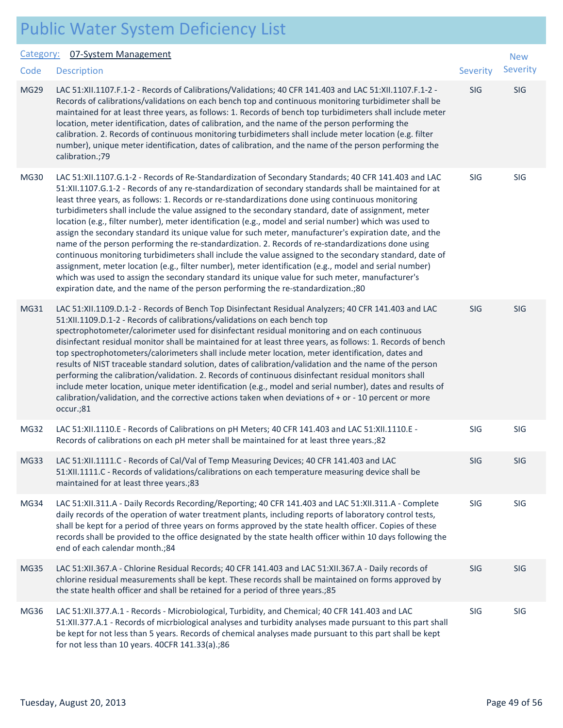# Public Water System Deficiency List

**Category:** 07-System Management

| Code | Description | Severity | New Severity |
| --- | --- | --- | --- |
| MG29 | LAC 51:XII.1107.F.1-2 - Records of Calibrations/Validations; 40 CFR 141.403 and LAC 51:XII.1107.F.1-2 - Records of calibrations/validations on each bench top and continuous monitoring turbidimeter shall be maintained for at least three years, as follows: 1. Records of bench top turbidimeters shall include meter location, meter identification, dates of calibration, and the name of the person performing the calibration. 2. Records of continuous monitoring turbidimeters shall include meter location (e.g. filter number), unique meter identification, dates of calibration, and the name of the person performing the calibration.;79 | SIG | SIG |
| MG30 | LAC 51:XII.1107.G.1-2 - Records of Re-Standardization of Secondary Standards; 40 CFR 141.403 and LAC 51:XII.1107.G.1-2 - Records of any re-standardization of secondary standards shall be maintained for at least three years, as follows: 1. Records or re-standardizations done using continuous monitoring turbidimeters shall include the value assigned to the secondary standard, date of assignment, meter location (e.g., filter number), meter identification (e.g., model and serial number) which was used to assign the secondary standard its unique value for such meter, manufacturer's expiration date, and the name of the person performing the re-standardization. 2. Records of re-standardizations done using continuous monitoring turbidimeters shall include the value assigned to the secondary standard, date of assignment, meter location (e.g., filter number), meter identification (e.g., model and serial number) which was used to assign the secondary standard its unique value for such meter, manufacturer's expiration date, and the name of the person performing the re-standardization.;80 | SIG | SIG |
| MG31 | LAC 51:XII.1109.D.1-2 - Records of Bench Top Disinfectant Residual Analyzers; 40 CFR 141.403 and LAC 51:XII.1109.D.1-2 - Records of calibrations/validations on each bench top spectrophotometer/calorimeter used for disinfectant residual monitoring and on each continuous disinfectant residual monitor shall be maintained for at least three years, as follows: 1. Records of bench top spectrophotometers/calorimeters shall include meter location, meter identification, dates and results of NIST traceable standard solution, dates of calibration/validation and the name of the person performing the calibration/validation. 2. Records of continuous disinfectant residual monitors shall include meter location, unique meter identification (e.g., model and serial number), dates and results of calibration/validation, and the corrective actions taken when deviations of + or - 10 percent or more occur.;81 | SIG | SIG |
| MG32 | LAC 51:XII.1110.E - Records of Calibrations on pH Meters; 40 CFR 141.403 and LAC 51:XII.1110.E - Records of calibrations on each pH meter shall be maintained for at least three years.;82 | SIG | SIG |
| MG33 | LAC 51:XII.1111.C - Records of Cal/Val of Temp Measuring Devices; 40 CFR 141.403 and LAC 51:XII.1111.C - Records of validations/calibrations on each temperature measuring device shall be maintained for at least three years.;83 | SIG | SIG |
| MG34 | LAC 51:XII.311.A - Daily Records Recording/Reporting; 40 CFR 141.403 and LAC 51:XII.311.A - Complete daily records of the operation of water treatment plants, including reports of laboratory control tests, shall be kept for a period of three years on forms approved by the state health officer. Copies of these records shall be provided to the office designated by the state health officer within 10 days following the end of each calendar month.;84 | SIG | SIG |
| MG35 | LAC 51:XII.367.A - Chlorine Residual Records; 40 CFR 141.403 and LAC 51:XII.367.A - Daily records of chlorine residual measurements shall be kept. These records shall be maintained on forms approved by the state health officer and shall be retained for a period of three years.;85 | SIG | SIG |
| MG36 | LAC 51:XII.377.A.1 - Records - Microbiological, Turbidity, and Chemical; 40 CFR 141.403 and LAC 51:XII.377.A.1 - Records of micrbiological analyses and turbidity analyses made pursuant to this part shall be kept for not less than 5 years. Records of chemical analyses made pursuant to this part shall be kept for not less than 10 years. 40CFR 141.33(a).;86 | SIG | SIG |

Tuesday, August 20, 2013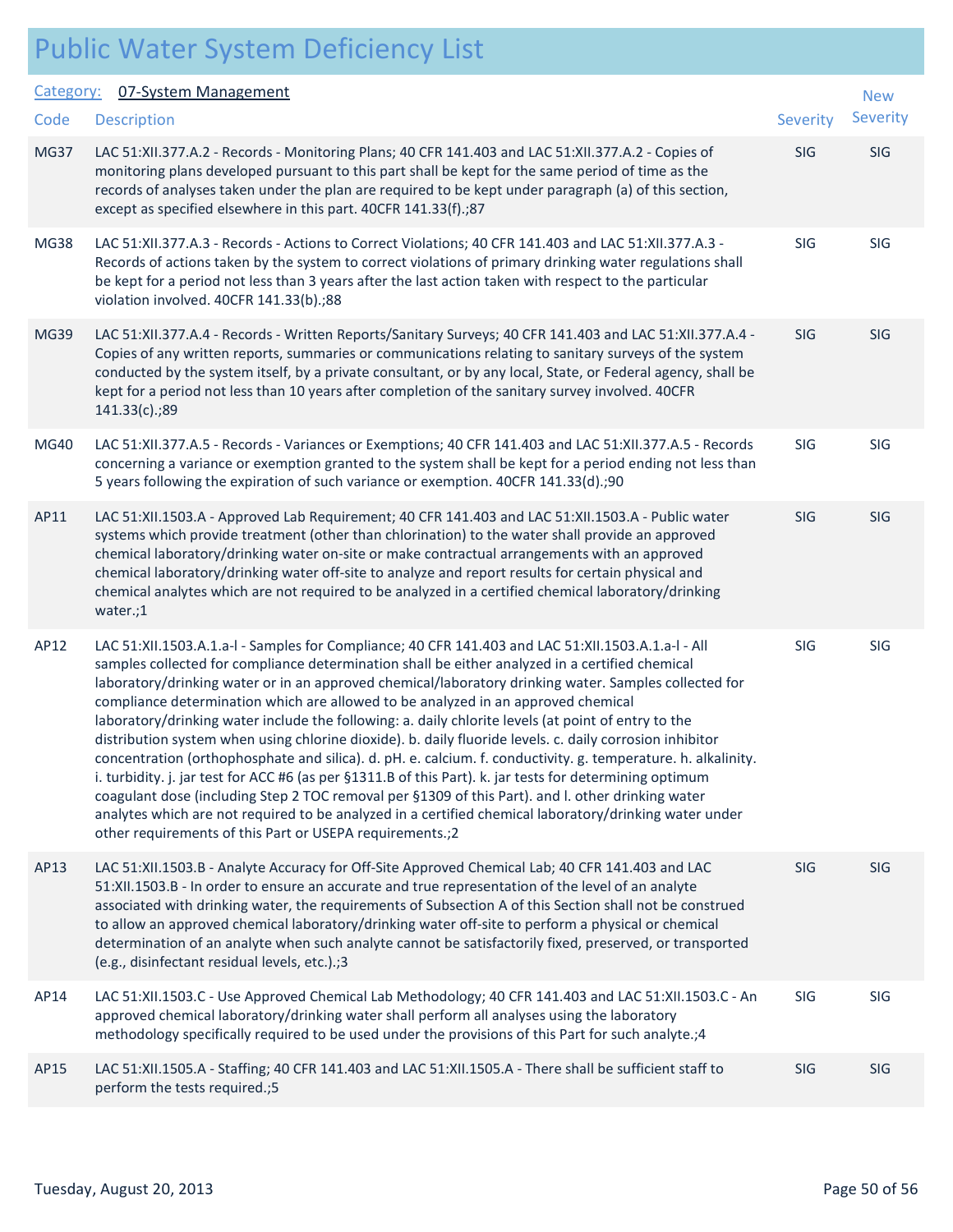# Public Water System Deficiency List

Category: 07-System Management

| Code | Description | Severity | New Severity |
|---|---|---|---|
| MG37 | LAC 51:XII.377.A.2 - Records - Monitoring Plans; 40 CFR 141.403 and LAC 51:XII.377.A.2 - Copies of monitoring plans developed pursuant to this part shall be kept for the same period of time as the records of analyses taken under the plan are required to be kept under paragraph (a) of this section, except as specified elsewhere in this part. 40CFR 141.33(f).;87 | SIG | SIG |
| MG38 | LAC 51:XII.377.A.3 - Records - Actions to Correct Violations; 40 CFR 141.403 and LAC 51:XII.377.A.3 - Records of actions taken by the system to correct violations of primary drinking water regulations shall be kept for a period not less than 3 years after the last action taken with respect to the particular violation involved. 40CFR 141.33(b).;88 | SIG | SIG |
| MG39 | LAC 51:XII.377.A.4 - Records - Written Reports/Sanitary Surveys; 40 CFR 141.403 and LAC 51:XII.377.A.4 - Copies of any written reports, summaries or communications relating to sanitary surveys of the system conducted by the system itself, by a private consultant, or by any local, State, or Federal agency, shall be kept for a period not less than 10 years after completion of the sanitary survey involved. 40CFR 141.33(c).;89 | SIG | SIG |
| MG40 | LAC 51:XII.377.A.5 - Records - Variances or Exemptions; 40 CFR 141.403 and LAC 51:XII.377.A.5 - Records concerning a variance or exemption granted to the system shall be kept for a period ending not less than 5 years following the expiration of such variance or exemption. 40CFR 141.33(d).;90 | SIG | SIG |
| AP11 | LAC 51:XII.1503.A - Approved Lab Requirement; 40 CFR 141.403 and LAC 51:XII.1503.A - Public water systems which provide treatment (other than chlorination) to the water shall provide an approved chemical laboratory/drinking water on-site or make contractual arrangements with an approved chemical laboratory/drinking water off-site to analyze and report results for certain physical and chemical analytes which are not required to be analyzed in a certified chemical laboratory/drinking water.;1 | SIG | SIG |
| AP12 | LAC 51:XII.1503.A.1.a-l - Samples for Compliance; 40 CFR 141.403 and LAC 51:XII.1503.A.1.a-l - All samples collected for compliance determination shall be either analyzed in a certified chemical laboratory/drinking water or in an approved chemical/laboratory drinking water. Samples collected for compliance determination which are allowed to be analyzed in an approved chemical laboratory/drinking water include the following: a. daily chlorite levels (at point of entry to the distribution system when using chlorine dioxide). b. daily fluoride levels. c. daily corrosion inhibitor concentration (orthophosphate and silica). d. pH. e. calcium. f. conductivity. g. temperature. h. alkalinity. i. turbidity. j. jar test for ACC #6 (as per §1311.B of this Part). k. jar tests for determining optimum coagulant dose (including Step 2 TOC removal per §1309 of this Part). and l. other drinking water analytes which are not required to be analyzed in a certified chemical laboratory/drinking water under other requirements of this Part or USEPA requirements.;2 | SIG | SIG |
| AP13 | LAC 51:XII.1503.B - Analyte Accuracy for Off-Site Approved Chemical Lab; 40 CFR 141.403 and LAC 51:XII.1503.B - In order to ensure an accurate and true representation of the level of an analyte associated with drinking water, the requirements of Subsection A of this Section shall not be construed to allow an approved chemical laboratory/drinking water off-site to perform a physical or chemical determination of an analyte when such analyte cannot be satisfactorily fixed, preserved, or transported (e.g., disinfectant residual levels, etc.).;3 | SIG | SIG |
| AP14 | LAC 51:XII.1503.C - Use Approved Chemical Lab Methodology; 40 CFR 141.403 and LAC 51:XII.1503.C - An approved chemical laboratory/drinking water shall perform all analyses using the laboratory methodology specifically required to be used under the provisions of this Part for such analyte.;4 | SIG | SIG |
| AP15 | LAC 51:XII.1505.A - Staffing; 40 CFR 141.403 and LAC 51:XII.1505.A - There shall be sufficient staff to perform the tests required.;5 | SIG | SIG |

Tuesday, August 20, 2013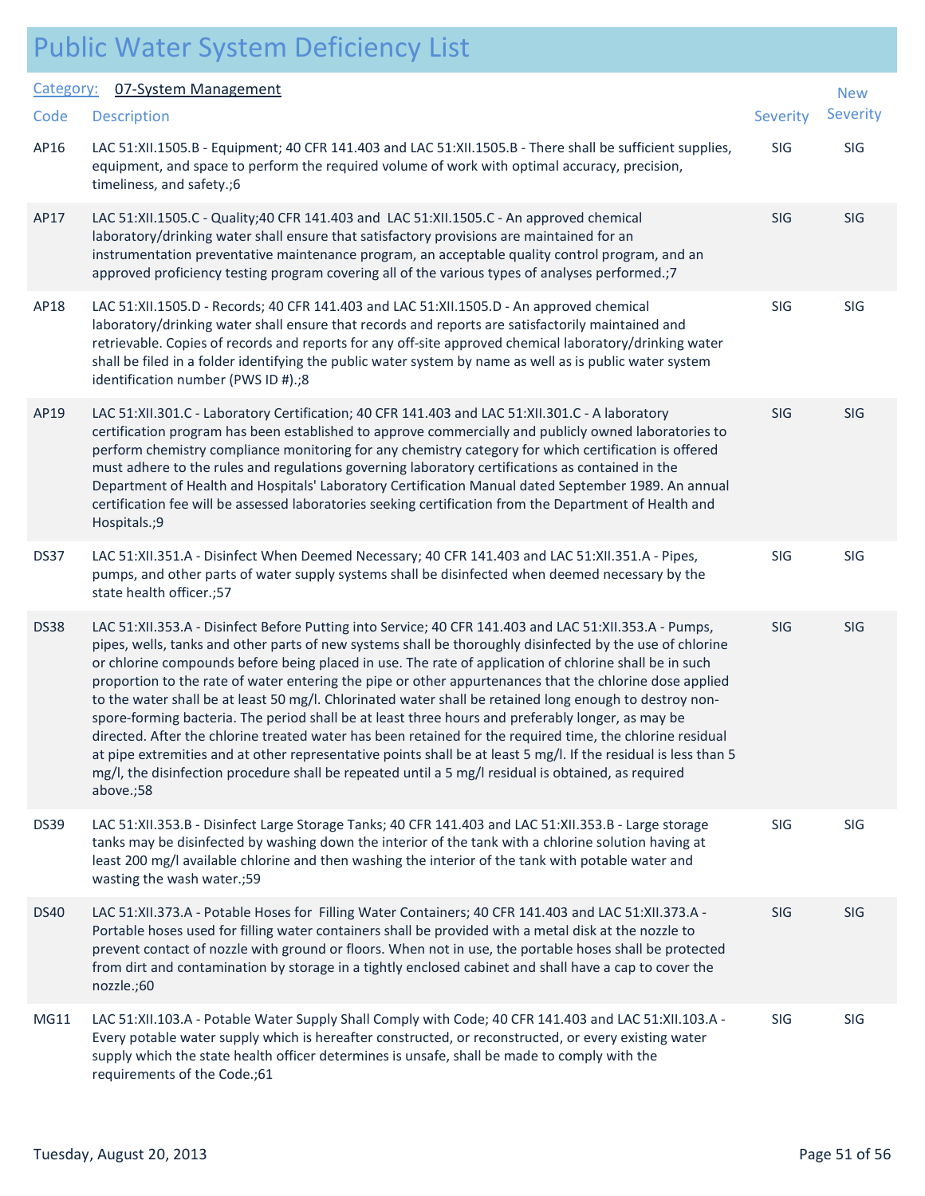# Public Water System Deficiency List

**Category:** 07-System Management

| Code | Description | Severity | New Severity |
|---|---|---|---|
| AP16 | LAC 51:XII.1505.B - Equipment; 40 CFR 141.403 and LAC 51:XII.1505.B - There shall be sufficient supplies, equipment, and space to perform the required volume of work with optimal accuracy, precision, timeliness, and safety.;6 | SIG | SIG |
| AP17 | LAC 51:XII.1505.C - Quality;40 CFR 141.403 and LAC 51:XII.1505.C - An approved chemical laboratory/drinking water shall ensure that satisfactory provisions are maintained for an instrumentation preventative maintenance program, an acceptable quality control program, and an approved proficiency testing program covering all of the various types of analyses performed.;7 | SIG | SIG |
| AP18 | LAC 51:XII.1505.D - Records; 40 CFR 141.403 and LAC 51:XII.1505.D - An approved chemical laboratory/drinking water shall ensure that records and reports are satisfactorily maintained and retrievable. Copies of records and reports for any off-site approved chemical laboratory/drinking water shall be filed in a folder identifying the public water system by name as well as is public water system identification number (PWS ID #).;8 | SIG | SIG |
| AP19 | LAC 51:XII.301.C - Laboratory Certification; 40 CFR 141.403 and LAC 51:XII.301.C - A laboratory certification program has been established to approve commercially and publicly owned laboratories to perform chemistry compliance monitoring for any chemistry category for which certification is offered must adhere to the rules and regulations governing laboratory certifications as contained in the Department of Health and Hospitals' Laboratory Certification Manual dated September 1989. An annual certification fee will be assessed laboratories seeking certification from the Department of Health and Hospitals.;9 | SIG | SIG |
| DS37 | LAC 51:XII.351.A - Disinfect When Deemed Necessary; 40 CFR 141.403 and LAC 51:XII.351.A - Pipes, pumps, and other parts of water supply systems shall be disinfected when deemed necessary by the state health officer.;57 | SIG | SIG |
| DS38 | LAC 51:XII.353.A - Disinfect Before Putting into Service; 40 CFR 141.403 and LAC 51:XII.353.A - Pumps, pipes, wells, tanks and other parts of new systems shall be thoroughly disinfected by the use of chlorine or chlorine compounds before being placed in use. The rate of application of chlorine shall be in such proportion to the rate of water entering the pipe or other appurtenances that the chlorine dose applied to the water shall be at least 50 mg/l. Chlorinated water shall be retained long enough to destroy non-spore-forming bacteria. The period shall be at least three hours and preferably longer, as may be directed. After the chlorine treated water has been retained for the required time, the chlorine residual at pipe extremities and at other representative points shall be at least 5 mg/l. If the residual is less than 5 mg/l, the disinfection procedure shall be repeated until a 5 mg/l residual is obtained, as required above.;58 | SIG | SIG |
| DS39 | LAC 51:XII.353.B - Disinfect Large Storage Tanks; 40 CFR 141.403 and LAC 51:XII.353.B - Large storage tanks may be disinfected by washing down the interior of the tank with a chlorine solution having at least 200 mg/l available chlorine and then washing the interior of the tank with potable water and wasting the wash water.;59 | SIG | SIG |
| DS40 | LAC 51:XII.373.A - Potable Hoses for Filling Water Containers; 40 CFR 141.403 and LAC 51:XII.373.A - Portable hoses used for filling water containers shall be provided with a metal disk at the nozzle to prevent contact of nozzle with ground or floors. When not in use, the portable hoses shall be protected from dirt and contamination by storage in a tightly enclosed cabinet and shall have a cap to cover the nozzle.;60 | SIG | SIG |
| MG11 | LAC 51:XII.103.A - Potable Water Supply Shall Comply with Code; 40 CFR 141.403 and LAC 51:XII.103.A - Every potable water supply which is hereafter constructed, or reconstructed, or every existing water supply which the state health officer determines is unsafe, shall be made to comply with the requirements of the Code.;61 | SIG | SIG |

Tuesday, August 20, 2013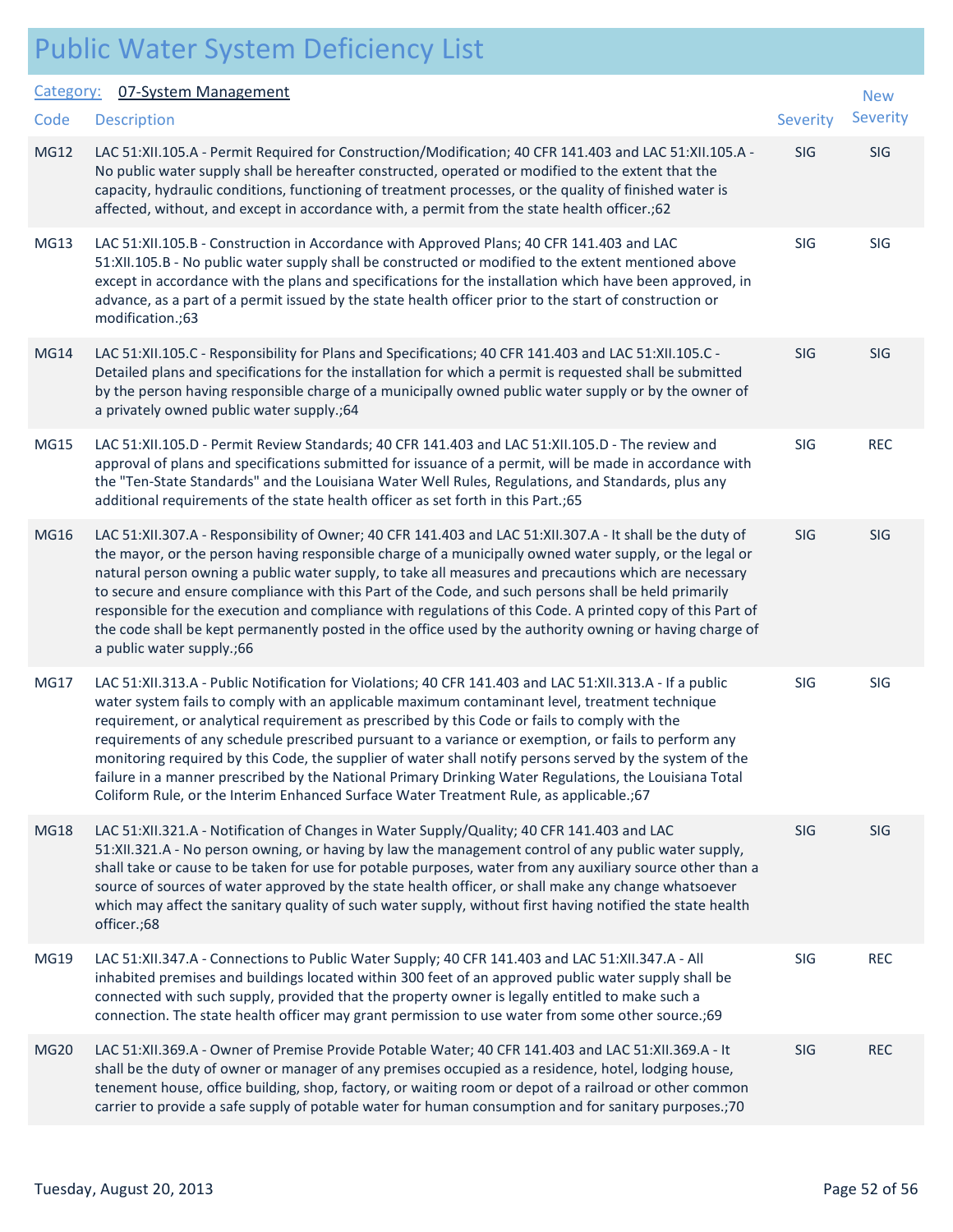# Public Water System Deficiency List

Category: 07-System Management

| Code | Description | Severity | New Severity |
|---|---|---|---|
| MG12 | LAC 51:XII.105.A - Permit Required for Construction/Modification; 40 CFR 141.403 and LAC 51:XII.105.A - No public water supply shall be hereafter constructed, operated or modified to the extent that the capacity, hydraulic conditions, functioning of treatment processes, or the quality of finished water is affected, without, and except in accordance with, a permit from the state health officer.;62 | SIG | SIG |
| MG13 | LAC 51:XII.105.B - Construction in Accordance with Approved Plans; 40 CFR 141.403 and LAC 51:XII.105.B - No public water supply shall be constructed or modified to the extent mentioned above except in accordance with the plans and specifications for the installation which have been approved, in advance, as a part of a permit issued by the state health officer prior to the start of construction or modification.;63 | SIG | SIG |
| MG14 | LAC 51:XII.105.C - Responsibility for Plans and Specifications; 40 CFR 141.403 and LAC 51:XII.105.C - Detailed plans and specifications for the installation for which a permit is requested shall be submitted by the person having responsible charge of a municipally owned public water supply or by the owner of a privately owned public water supply.;64 | SIG | SIG |
| MG15 | LAC 51:XII.105.D - Permit Review Standards; 40 CFR 141.403 and LAC 51:XII.105.D - The review and approval of plans and specifications submitted for issuance of a permit, will be made in accordance with the "Ten-State Standards" and the Louisiana Water Well Rules, Regulations, and Standards, plus any additional requirements of the state health officer as set forth in this Part.;65 | SIG | REC |
| MG16 | LAC 51:XII.307.A - Responsibility of Owner; 40 CFR 141.403 and LAC 51:XII.307.A - It shall be the duty of the mayor, or the person having responsible charge of a municipally owned water supply, or the legal or natural person owning a public water supply, to take all measures and precautions which are necessary to secure and ensure compliance with this Part of the Code, and such persons shall be held primarily responsible for the execution and compliance with regulations of this Code. A printed copy of this Part of the code shall be kept permanently posted in the office used by the authority owning or having charge of a public water supply.;66 | SIG | SIG |
| MG17 | LAC 51:XII.313.A - Public Notification for Violations; 40 CFR 141.403 and LAC 51:XII.313.A - If a public water system fails to comply with an applicable maximum contaminant level, treatment technique requirement, or analytical requirement as prescribed by this Code or fails to comply with the requirements of any schedule prescribed pursuant to a variance or exemption, or fails to perform any monitoring required by this Code, the supplier of water shall notify persons served by the system of the failure in a manner prescribed by the National Primary Drinking Water Regulations, the Louisiana Total Coliform Rule, or the Interim Enhanced Surface Water Treatment Rule, as applicable.;67 | SIG | SIG |
| MG18 | LAC 51:XII.321.A - Notification of Changes in Water Supply/Quality; 40 CFR 141.403 and LAC 51:XII.321.A - No person owning, or having by law the management control of any public water supply, shall take or cause to be taken for use for potable purposes, water from any auxiliary source other than a source of sources of water approved by the state health officer, or shall make any change whatsoever which may affect the sanitary quality of such water supply, without first having notified the state health officer.;68 | SIG | SIG |
| MG19 | LAC 51:XII.347.A - Connections to Public Water Supply; 40 CFR 141.403 and LAC 51:XII.347.A - All inhabited premises and buildings located within 300 feet of an approved public water supply shall be connected with such supply, provided that the property owner is legally entitled to make such a connection. The state health officer may grant permission to use water from some other source.;69 | SIG | REC |
| MG20 | LAC 51:XII.369.A - Owner of Premise Provide Potable Water; 40 CFR 141.403 and LAC 51:XII.369.A - It shall be the duty of owner or manager of any premises occupied as a residence, hotel, lodging house, tenement house, office building, shop, factory, or waiting room or depot of a railroad or other common carrier to provide a safe supply of potable water for human consumption and for sanitary purposes.;70 | SIG | REC |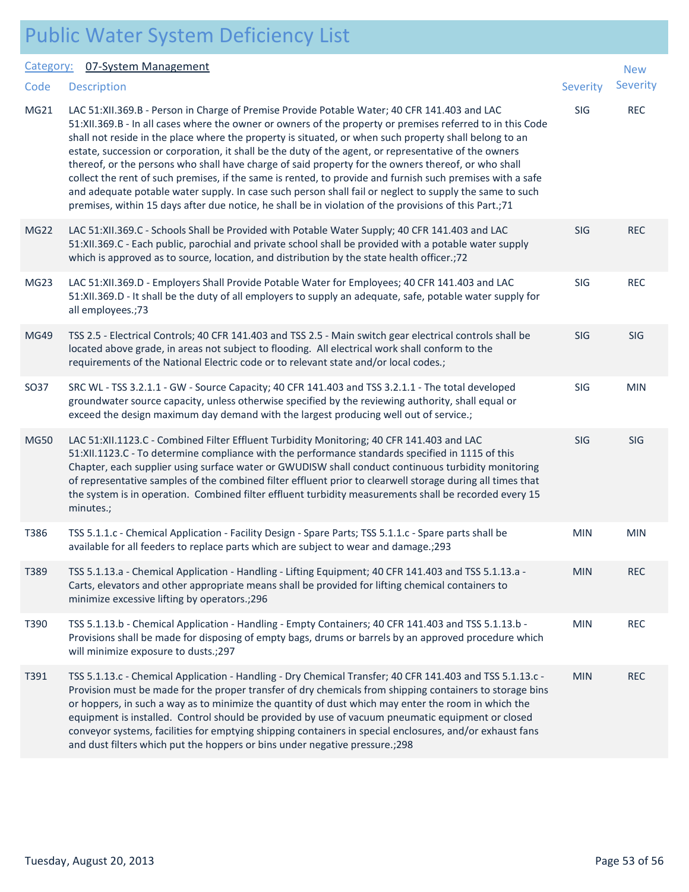# Public Water System Deficiency List

Category: 07-System Management

| Code | Description | Severity | New Severity |
|---|---|---|---|
| MG21 | LAC 51:XII.369.B - Person in Charge of Premise Provide Potable Water; 40 CFR 141.403 and LAC 51:XII.369.B - In all cases where the owner or owners of the property or premises referred to in this Code shall not reside in the place where the property is situated, or when such property shall belong to an estate, succession or corporation, it shall be the duty of the agent, or representative of the owners thereof, or the persons who shall have charge of said property for the owners thereof, or who shall collect the rent of such premises, if the same is rented, to provide and furnish such premises with a safe and adequate potable water supply. In case such person shall fail or neglect to supply the same to such premises, within 15 days after due notice, he shall be in violation of the provisions of this Part.;71 | SIG | REC |
| MG22 | LAC 51:XII.369.C - Schools Shall be Provided with Potable Water Supply; 40 CFR 141.403 and LAC 51:XII.369.C - Each public, parochial and private school shall be provided with a potable water supply which is approved as to source, location, and distribution by the state health officer.;72 | SIG | REC |
| MG23 | LAC 51:XII.369.D - Employers Shall Provide Potable Water for Employees; 40 CFR 141.403 and LAC 51:XII.369.D - It shall be the duty of all employers to supply an adequate, safe, potable water supply for all employees.;73 | SIG | REC |
| MG49 | TSS 2.5 - Electrical Controls; 40 CFR 141.403 and TSS 2.5 - Main switch gear electrical controls shall be located above grade, in areas not subject to flooding. All electrical work shall conform to the requirements of the National Electric code or to relevant state and/or local codes.; | SIG | SIG |
| SO37 | SRC WL - TSS 3.2.1.1 - GW - Source Capacity; 40 CFR 141.403 and TSS 3.2.1.1 - The total developed groundwater source capacity, unless otherwise specified by the reviewing authority, shall equal or exceed the design maximum day demand with the largest producing well out of service.; | SIG | MIN |
| MG50 | LAC 51:XII.1123.C - Combined Filter Effluent Turbidity Monitoring; 40 CFR 141.403 and LAC 51:XII.1123.C - To determine compliance with the performance standards specified in 1115 of this Chapter, each supplier using surface water or GWUDISW shall conduct continuous turbidity monitoring of representative samples of the combined filter effluent prior to clearwell storage during all times that the system is in operation. Combined filter effluent turbidity measurements shall be recorded every 15 minutes.; | SIG | SIG |
| T386 | TSS 5.1.1.c - Chemical Application - Facility Design - Spare Parts; TSS 5.1.1.c - Spare parts shall be available for all feeders to replace parts which are subject to wear and damage.;293 | MIN | MIN |
| T389 | TSS 5.1.13.a - Chemical Application - Handling - Lifting Equipment; 40 CFR 141.403 and TSS 5.1.13.a - Carts, elevators and other appropriate means shall be provided for lifting chemical containers to minimize excessive lifting by operators.;296 | MIN | REC |
| T390 | TSS 5.1.13.b - Chemical Application - Handling - Empty Containers; 40 CFR 141.403 and TSS 5.1.13.b - Provisions shall be made for disposing of empty bags, drums or barrels by an approved procedure which will minimize exposure to dusts.;297 | MIN | REC |
| T391 | TSS 5.1.13.c - Chemical Application - Handling - Dry Chemical Transfer; 40 CFR 141.403 and TSS 5.1.13.c - Provision must be made for the proper transfer of dry chemicals from shipping containers to storage bins or hoppers, in such a way as to minimize the quantity of dust which may enter the room in which the equipment is installed. Control should be provided by use of vacuum pneumatic equipment or closed conveyor systems, facilities for emptying shipping containers in special enclosures, and/or exhaust fans and dust filters which put the hoppers or bins under negative pressure.;298 | MIN | REC |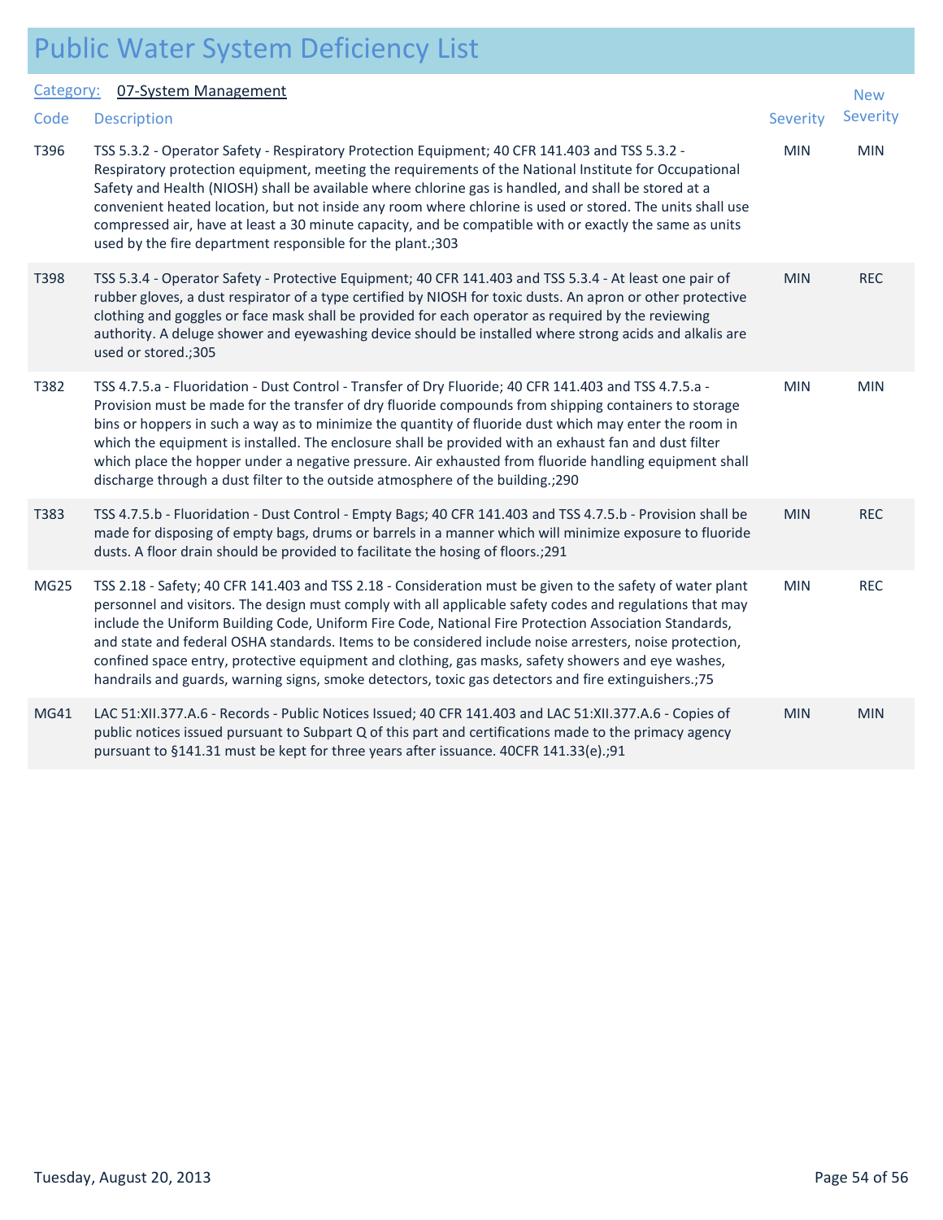# Public Water System Deficiency List

**Category:** 07-System Management

| Code | Description | Severity | New Severity |
|---|---|---|---|
| T396 | TSS 5.3.2 - Operator Safety - Respiratory Protection Equipment; 40 CFR 141.403 and TSS 5.3.2 - Respiratory protection equipment, meeting the requirements of the National Institute for Occupational Safety and Health (NIOSH) shall be available where chlorine gas is handled, and shall be stored at a convenient heated location, but not inside any room where chlorine is used or stored. The units shall use compressed air, have at least a 30 minute capacity, and be compatible with or exactly the same as units used by the fire department responsible for the plant.;303 | MIN | MIN |
| T398 | TSS 5.3.4 - Operator Safety - Protective Equipment; 40 CFR 141.403 and TSS 5.3.4 - At least one pair of rubber gloves, a dust respirator of a type certified by NIOSH for toxic dusts. An apron or other protective clothing and goggles or face mask shall be provided for each operator as required by the reviewing authority. A deluge shower and eyewashing device should be installed where strong acids and alkalis are used or stored.;305 | MIN | REC |
| T382 | TSS 4.7.5.a - Fluoridation - Dust Control - Transfer of Dry Fluoride; 40 CFR 141.403 and TSS 4.7.5.a - Provision must be made for the transfer of dry fluoride compounds from shipping containers to storage bins or hoppers in such a way as to minimize the quantity of fluoride dust which may enter the room in which the equipment is installed. The enclosure shall be provided with an exhaust fan and dust filter which place the hopper under a negative pressure. Air exhausted from fluoride handling equipment shall discharge through a dust filter to the outside atmosphere of the building.;290 | MIN | MIN |
| T383 | TSS 4.7.5.b - Fluoridation - Dust Control - Empty Bags; 40 CFR 141.403 and TSS 4.7.5.b - Provision shall be made for disposing of empty bags, drums or barrels in a manner which will minimize exposure to fluoride dusts. A floor drain should be provided to facilitate the hosing of floors.;291 | MIN | REC |
| MG25 | TSS 2.18 - Safety; 40 CFR 141.403 and TSS 2.18 - Consideration must be given to the safety of water plant personnel and visitors. The design must comply with all applicable safety codes and regulations that may include the Uniform Building Code, Uniform Fire Code, National Fire Protection Association Standards, and state and federal OSHA standards. Items to be considered include noise arresters, noise protection, confined space entry, protective equipment and clothing, gas masks, safety showers and eye washes, handrails and guards, warning signs, smoke detectors, toxic gas detectors and fire extinguishers.;75 | MIN | REC |
| MG41 | LAC 51:XII.377.A.6 - Records - Public Notices Issued; 40 CFR 141.403 and LAC 51:XII.377.A.6 - Copies of public notices issued pursuant to Subpart Q of this part and certifications made to the primacy agency pursuant to §141.31 must be kept for three years after issuance. 40CFR 141.33(e).;91 | MIN | MIN |

Tuesday, August 20, 2013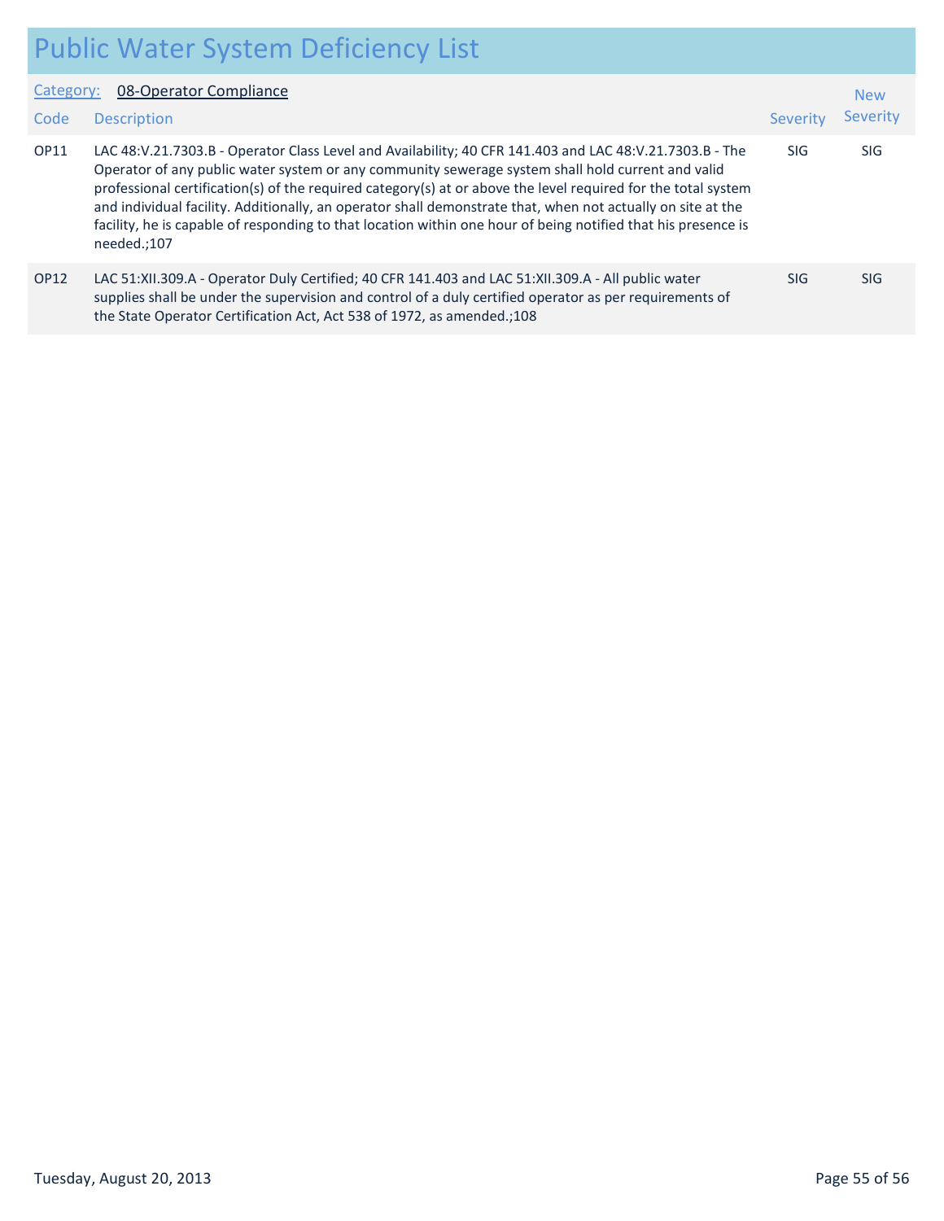# Public Water System Deficiency List

Category: 08-Operator Compliance

| Code | Description | Severity | New Severity |
|---|---|---|---|
| OP11 | LAC 48:V.21.7303.B - Operator Class Level and Availability; 40 CFR 141.403 and LAC 48:V.21.7303.B - The Operator of any public water system or any community sewerage system shall hold current and valid professional certification(s) of the required category(s) at or above the level required for the total system and individual facility. Additionally, an operator shall demonstrate that, when not actually on site at the facility, he is capable of responding to that location within one hour of being notified that his presence is needed.;107 | SIG | SIG |
| OP12 | LAC 51:XII.309.A - Operator Duly Certified; 40 CFR 141.403 and LAC 51:XII.309.A - All public water supplies shall be under the supervision and control of a duly certified operator as per requirements of the State Operator Certification Act, Act 538 of 1972, as amended.;108 | SIG | SIG |

Tuesday, August 20, 2013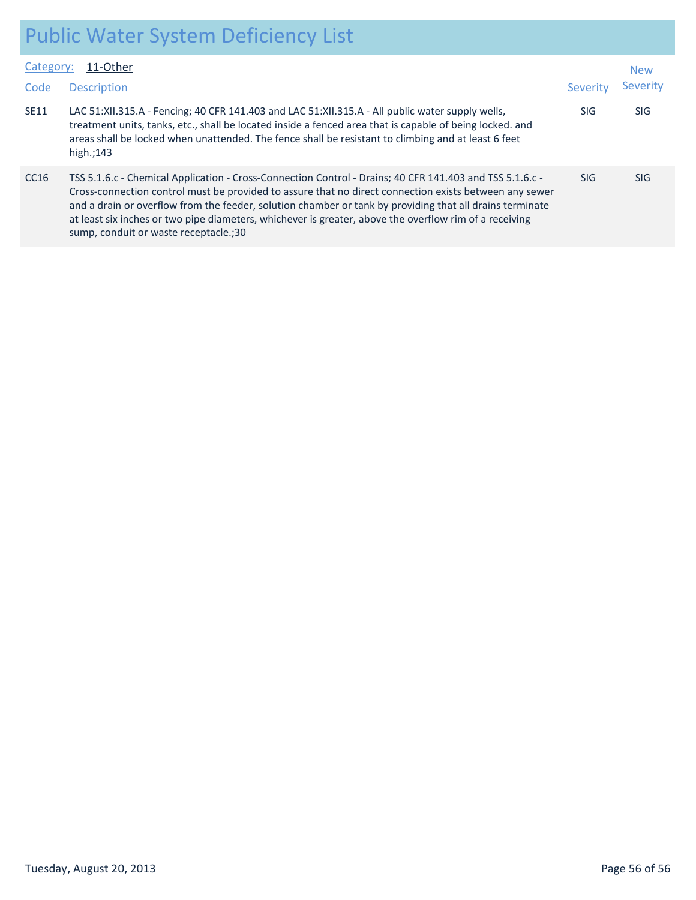# Public Water System Deficiency List

**Category:** 11-Other

| Code | Description | Severity | New Severity |
|---|---|---|---|
| SE11 | LAC 51:XII.315.A - Fencing; 40 CFR 141.403 and LAC 51:XII.315.A - All public water supply wells, treatment units, tanks, etc., shall be located inside a fenced area that is capable of being locked. and areas shall be locked when unattended. The fence shall be resistant to climbing and at least 6 feet high.;143 | SIG | SIG |
| CC16 | TSS 5.1.6.c - Chemical Application - Cross-Connection Control - Drains; 40 CFR 141.403 and TSS 5.1.6.c - Cross-connection control must be provided to assure that no direct connection exists between any sewer and a drain or overflow from the feeder, solution chamber or tank by providing that all drains terminate at least six inches or two pipe diameters, whichever is greater, above the overflow rim of a receiving sump, conduit or waste receptacle.;30 | SIG | SIG |

Tuesday, August 20, 2013